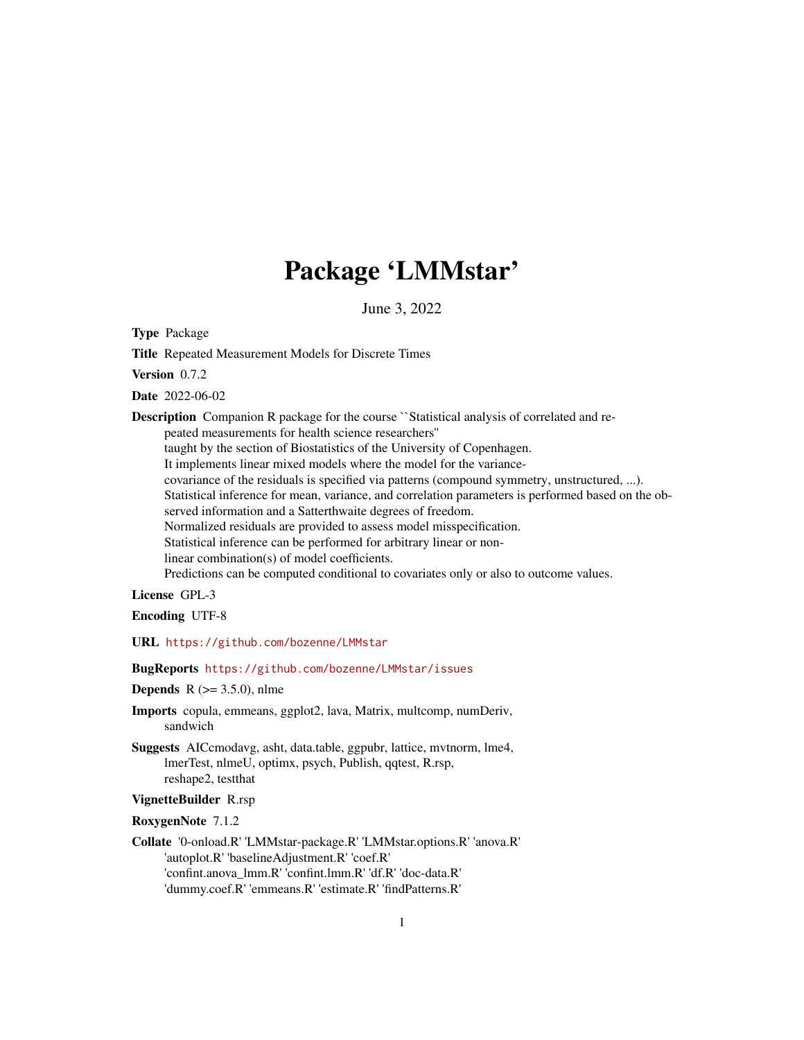# Package 'LMMstar'

June 3, 2022

**Type** Package

**Title** Repeated Measurement Models for Discrete Times

**Version** 0.7.2

**Date** 2022-06-02

**Description** Companion R package for the course ``Statistical analysis of correlated and repeated measurements for health science researchers''
taught by the section of Biostatistics of the University of Copenhagen.
It implements linear mixed models where the model for the variance-covariance of the residuals is specified via patterns (compound symmetry, unstructured, ...).
Statistical inference for mean, variance, and correlation parameters is performed based on the observed information and a Satterthwaite degrees of freedom.
Normalized residuals are provided to assess model misspecification.
Statistical inference can be performed for arbitrary linear or non-linear combination(s) of model coefficients.
Predictions can be computed conditional to covariates only or also to outcome values.

**License** GPL-3

**Encoding** UTF-8

**URL** https://github.com/bozenne/LMMstar

**BugReports** https://github.com/bozenne/LMMstar/issues

**Depends** R (>= 3.5.0), nlme

**Imports** copula, emmeans, ggplot2, lava, Matrix, multcomp, numDeriv, sandwich

**Suggests** AICcmodavg, asht, data.table, ggpubr, lattice, mvtnorm, lme4, lmerTest, nlmeU, optimx, psych, Publish, qqtest, R.rsp, reshape2, testthat

**VignetteBuilder** R.rsp

**RoxygenNote** 7.1.2

**Collate** '0-onload.R' 'LMMstar-package.R' 'LMMstar.options.R' 'anova.R' 'autoplot.R' 'baselineAdjustment.R' 'coef.R' 'confint.anova_lmm.R' 'confint.lmm.R' 'df.R' 'doc-data.R' 'dummy.coef.R' 'emmeans.R' 'estimate.R' 'findPatterns.R'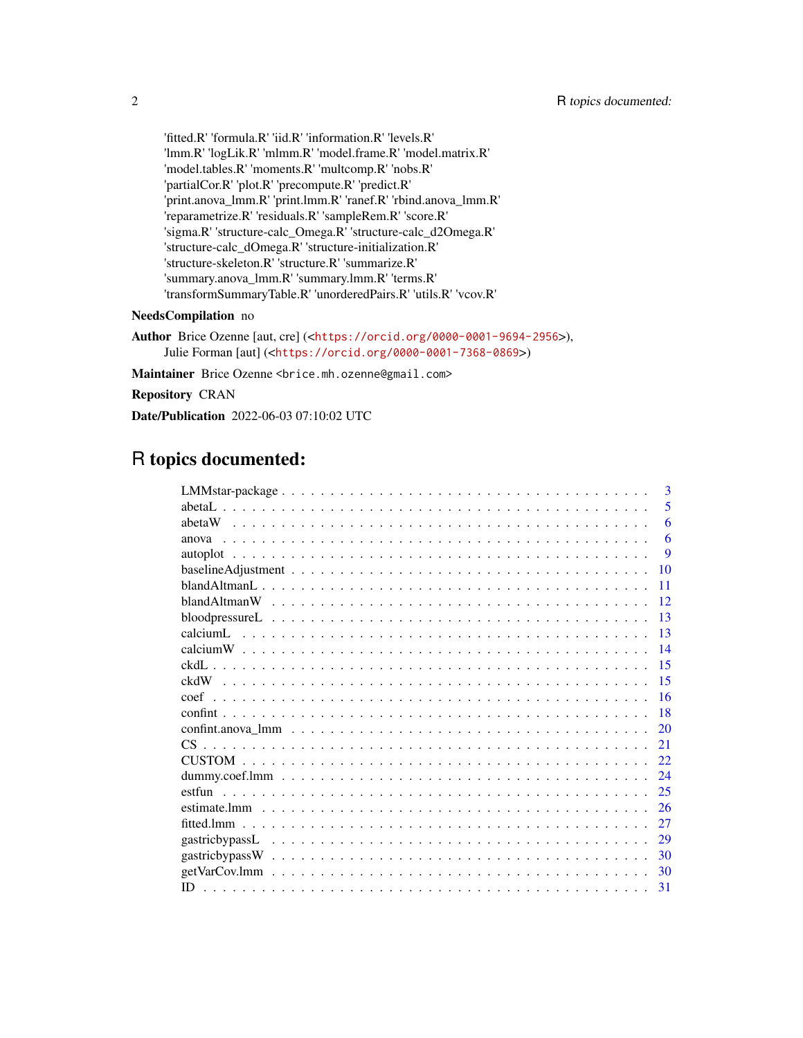'fitted.R' 'formula.R' 'iid.R' 'information.R' 'levels.R'
'lmm.R' 'logLik.R' 'mlmm.R' 'model.frame.R' 'model.matrix.R'
'model.tables.R' 'moments.R' 'multcomp.R' 'nobs.R'
'partialCor.R' 'plot.R' 'precompute.R' 'predict.R'
'print.anova_lmm.R' 'print.lmm.R' 'ranef.R' 'rbind.anova_lmm.R'
'reparametrize.R' 'residuals.R' 'sampleRem.R' 'score.R'
'sigma.R' 'structure-calc_Omega.R' 'structure-calc_d2Omega.R'
'structure-calc_dOmega.R' 'structure-initialization.R'
'structure-skeleton.R' 'structure.R' 'summarize.R'
'summary.anova_lmm.R' 'summary.lmm.R' 'terms.R'
'transformSummaryTable.R' 'unorderedPairs.R' 'utils.R' 'vcov.R'

**NeedsCompilation** no

**Author** Brice Ozenne [aut, cre] (<https://orcid.org/0000-0001-9694-2956>),
Julie Forman [aut] (<https://orcid.org/0000-0001-7368-0869>)

**Maintainer** Brice Ozenne <brice.mh.ozenne@gmail.com>

**Repository** CRAN

**Date/Publication** 2022-06-03 07:10:02 UTC

# R topics documented:

| | |
|---|---|
| LMMstar-package | 3 |
| abetaL | 5 |
| abetaW | 6 |
| anova | 6 |
| autoplot | 9 |
| baselineAdjustment | 10 |
| blandAltmanL | 11 |
| blandAltmanW | 12 |
| bloodpressureL | 13 |
| calciumL | 13 |
| calciumW | 14 |
| ckdL | 15 |
| ckdW | 15 |
| coef | 16 |
| confint | 18 |
| confint.anova_lmm | 20 |
| CS | 21 |
| CUSTOM | 22 |
| dummy.coef.lmm | 24 |
| estfun | 25 |
| estimate.lmm | 26 |
| fitted.lmm | 27 |
| gastricbypassL | 29 |
| gastricbypassW | 30 |
| getVarCov.lmm | 30 |
| ID | 31 |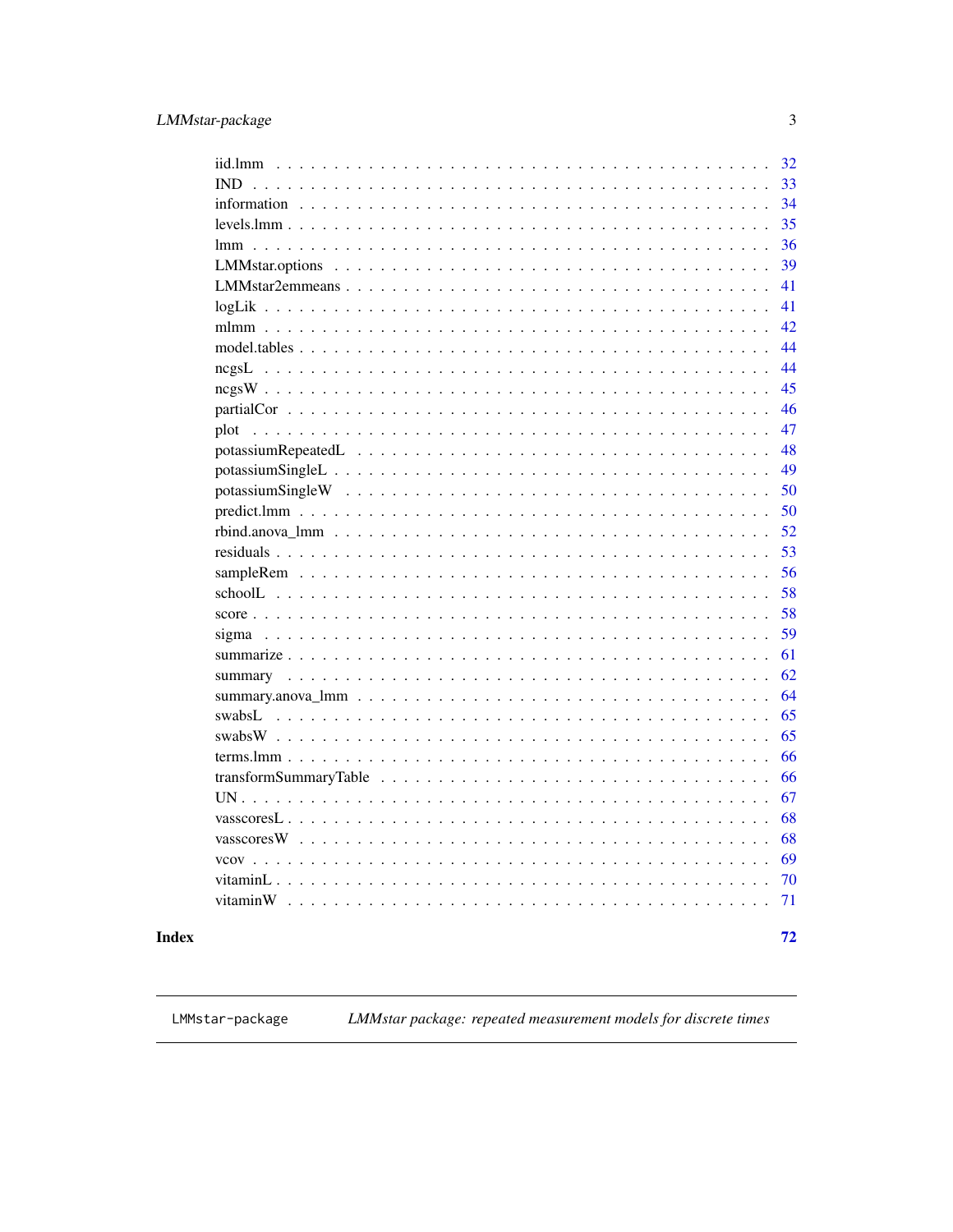| | |
|---|---|
| iid.lmm | 32 |
| IND | 33 |
| information | 34 |
| levels.lmm | 35 |
| lmm | 36 |
| LMMstar.options | 39 |
| LMMstar2emmeans | 41 |
| logLik | 41 |
| mlmm | 42 |
| model.tables | 44 |
| ncgsL | 44 |
| ncgsW | 45 |
| partialCor | 46 |
| plot | 47 |
| potassiumRepeatedL | 48 |
| potassiumSingleL | 49 |
| potassiumSingleW | 50 |
| predict.lmm | 50 |
| rbind.anova_lmm | 52 |
| residuals | 53 |
| sampleRem | 56 |
| schoolL | 58 |
| score | 58 |
| sigma | 59 |
| summarize | 61 |
| summary | 62 |
| summary.anova_lmm | 64 |
| swabsL | 65 |
| swabsW | 65 |
| terms.lmm | 66 |
| transformSummaryTable | 66 |
| UN | 67 |
| vasscoresL | 68 |
| vasscoresW | 68 |
| vcov | 69 |
| vitaminL | 70 |
| vitaminW | 71 |

**Index** **72**

---

`LMMstar-package` *LMMstar package: repeated measurement models for discrete times*

---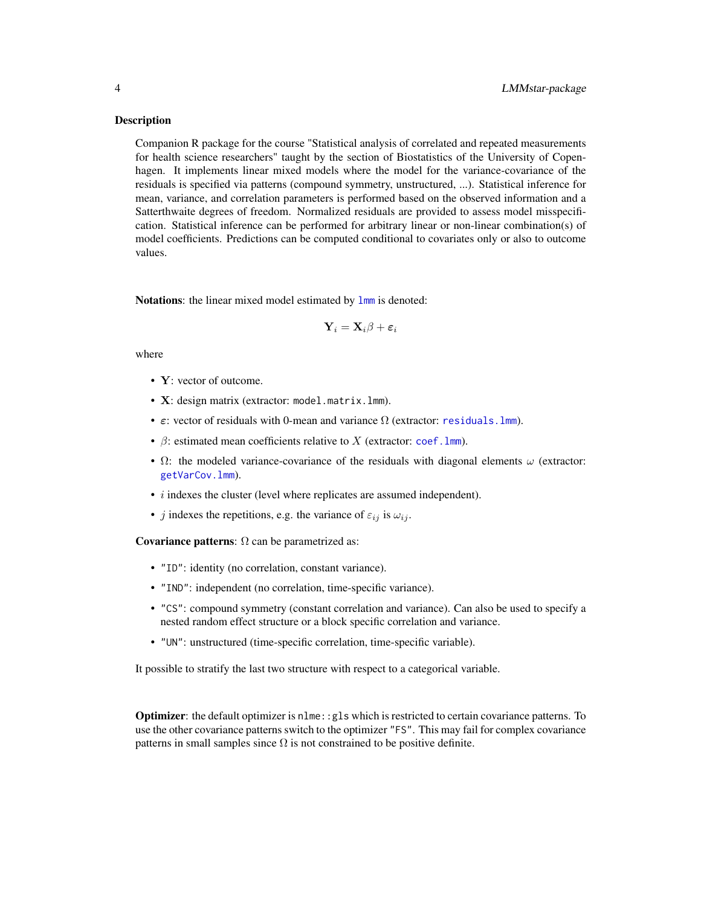### Description

Companion R package for the course "Statistical analysis of correlated and repeated measurements for health science researchers" taught by the section of Biostatistics of the University of Copenhagen. It implements linear mixed models where the model for the variance-covariance of the residuals is specified via patterns (compound symmetry, unstructured, ...). Statistical inference for mean, variance, and correlation parameters is performed based on the observed information and a Satterthwaite degrees of freedom. Normalized residuals are provided to assess model misspecification. Statistical inference can be performed for arbitrary linear or non-linear combination(s) of model coefficients. Predictions can be computed conditional to covariates only or also to outcome values.

**Notations**: the linear mixed model estimated by `lmm` is denoted:

$$\mathbf{Y}_i = \mathbf{X}_i\beta + \varepsilon_i$$

where

- $\mathbf{Y}$: vector of outcome.
- $\mathbf{X}$: design matrix (extractor: `model.matrix.lmm`).
- $\varepsilon$: vector of residuals with 0-mean and variance $\Omega$ (extractor: `residuals.lmm`).
- $\beta$: estimated mean coefficients relative to $X$ (extractor: `coef.lmm`).
- $\Omega$: the modeled variance-covariance of the residuals with diagonal elements $\omega$ (extractor: `getVarCov.lmm`).
- $i$ indexes the cluster (level where replicates are assumed independent).
- $j$ indexes the repetitions, e.g. the variance of $\varepsilon_{ij}$ is $\omega_{ij}$.

**Covariance patterns**: $\Omega$ can be parametrized as:

- `"ID"`: identity (no correlation, constant variance).
- `"IND"`: independent (no correlation, time-specific variance).
- `"CS"`: compound symmetry (constant correlation and variance). Can also be used to specify a nested random effect structure or a block specific correlation and variance.
- `"UN"`: unstructured (time-specific correlation, time-specific variable).

It possible to stratify the last two structure with respect to a categorical variable.

**Optimizer**: the default optimizer is `nlme::gls` which is restricted to certain covariance patterns. To use the other covariance patterns switch to the optimizer `"FS"`. This may fail for complex covariance patterns in small samples since $\Omega$ is not constrained to be positive definite.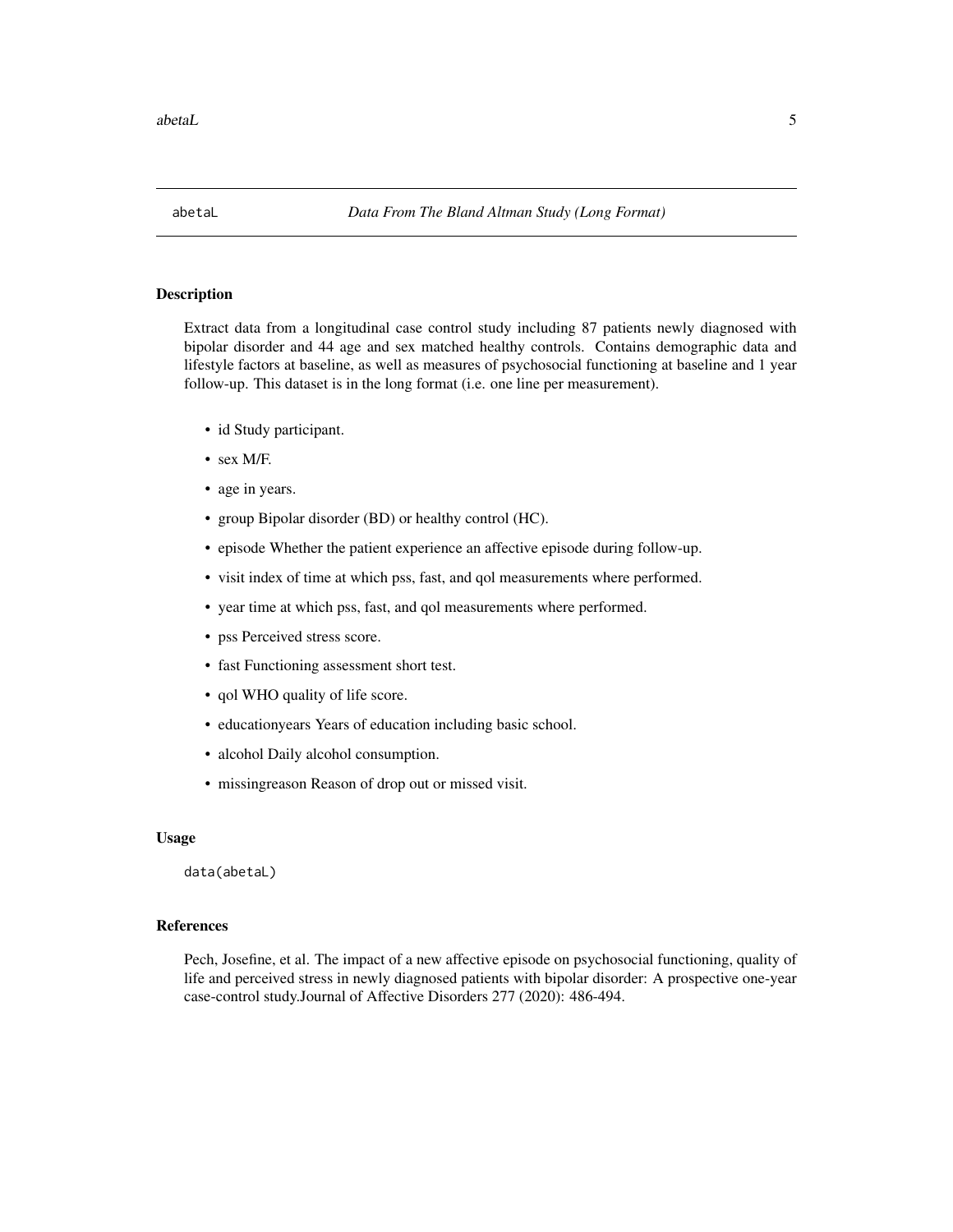## abetaL — *Data From The Bland Altman Study (Long Format)*

### Description

Extract data from a longitudinal case control study including 87 patients newly diagnosed with bipolar disorder and 44 age and sex matched healthy controls. Contains demographic data and lifestyle factors at baseline, as well as measures of psychosocial functioning at baseline and 1 year follow-up. This dataset is in the long format (i.e. one line per measurement).

- id Study participant.
- sex M/F.
- age in years.
- group Bipolar disorder (BD) or healthy control (HC).
- episode Whether the patient experience an affective episode during follow-up.
- visit index of time at which pss, fast, and qol measurements where performed.
- year time at which pss, fast, and qol measurements where performed.
- pss Perceived stress score.
- fast Functioning assessment short test.
- qol WHO quality of life score.
- educationyears Years of education including basic school.
- alcohol Daily alcohol consumption.
- missingreason Reason of drop out or missed visit.

### Usage

```
data(abetaL)
```

### References

Pech, Josefine, et al. The impact of a new affective episode on psychosocial functioning, quality of life and perceived stress in newly diagnosed patients with bipolar disorder: A prospective one-year case-control study.Journal of Affective Disorders 277 (2020): 486-494.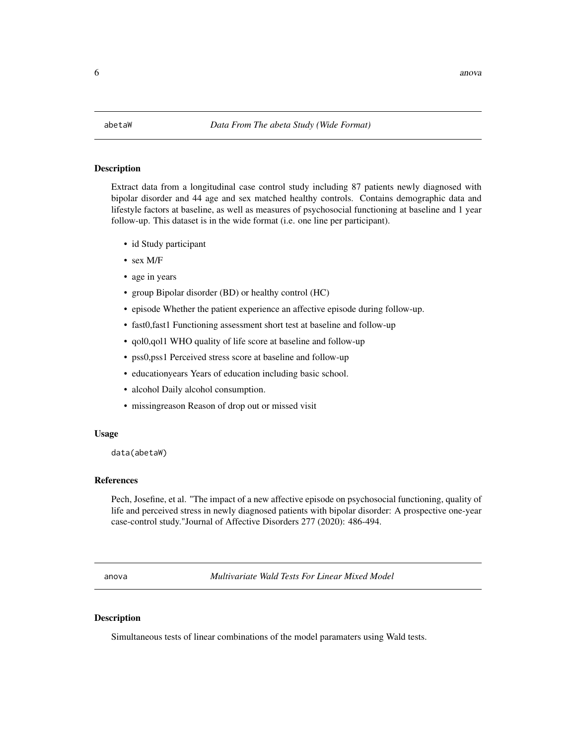## abetaW — *Data From The abeta Study (Wide Format)*

### Description

Extract data from a longitudinal case control study including 87 patients newly diagnosed with bipolar disorder and 44 age and sex matched healthy controls. Contains demographic data and lifestyle factors at baseline, as well as measures of psychosocial functioning at baseline and 1 year follow-up. This dataset is in the wide format (i.e. one line per participant).

- id Study participant
- sex M/F
- age in years
- group Bipolar disorder (BD) or healthy control (HC)
- episode Whether the patient experience an affective episode during follow-up.
- fast0,fast1 Functioning assessment short test at baseline and follow-up
- qol0,qol1 WHO quality of life score at baseline and follow-up
- pss0,pss1 Perceived stress score at baseline and follow-up
- educationyears Years of education including basic school.
- alcohol Daily alcohol consumption.
- missingreason Reason of drop out or missed visit

### Usage

```
data(abetaW)
```

### References

Pech, Josefine, et al. "The impact of a new affective episode on psychosocial functioning, quality of life and perceived stress in newly diagnosed patients with bipolar disorder: A prospective one-year case-control study."Journal of Affective Disorders 277 (2020): 486-494.

## anova — *Multivariate Wald Tests For Linear Mixed Model*

### Description

Simultaneous tests of linear combinations of the model paramaters using Wald tests.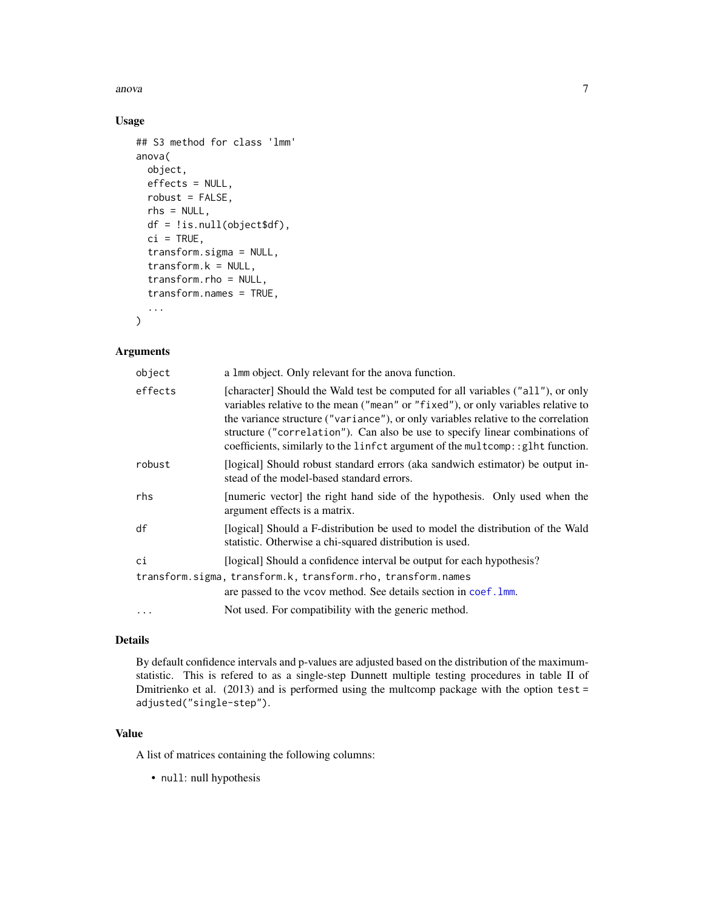## Usage

```
## S3 method for class 'lmm'
anova(
  object,
  effects = NULL,
  robust = FALSE,
  rhs = NULL,
  df = !is.null(object$df),
  ci = TRUE,
  transform.sigma = NULL,
  transform.k = NULL,
  transform.rho = NULL,
  transform.names = TRUE,
  ...
)
```

## Arguments

| | |
|---|---|
| `object` | a `lmm` object. Only relevant for the anova function. |
| `effects` | [character] Should the Wald test be computed for all variables (`"all"`), or only variables relative to the mean (`"mean"` or `"fixed"`), or only variables relative to the variance structure (`"variance"`), or only variables relative to the correlation structure (`"correlation"`). Can also be use to specify linear combinations of coefficients, similarly to the `linfct` argument of the `multcomp::glht` function. |
| `robust` | [logical] Should robust standard errors (aka sandwich estimator) be output instead of the model-based standard errors. |
| `rhs` | [numeric vector] the right hand side of the hypothesis. Only used when the argument effects is a matrix. |
| `df` | [logical] Should a F-distribution be used to model the distribution of the Wald statistic. Otherwise a chi-squared distribution is used. |
| `ci` | [logical] Should a confidence interval be output for each hypothesis? |
| `transform.sigma, transform.k, transform.rho, transform.names` | are passed to the `vcov` method. See details section in `coef.lmm`. |
| `...` | Not used. For compatibility with the generic method. |

## Details

By default confidence intervals and p-values are adjusted based on the distribution of the maximum-statistic. This is refered to as a single-step Dunnett multiple testing procedures in table II of Dmitrienko et al. (2013) and is performed using the multcomp package with the option `test = adjusted("single-step")`.

## Value

A list of matrices containing the following columns:

- `null`: null hypothesis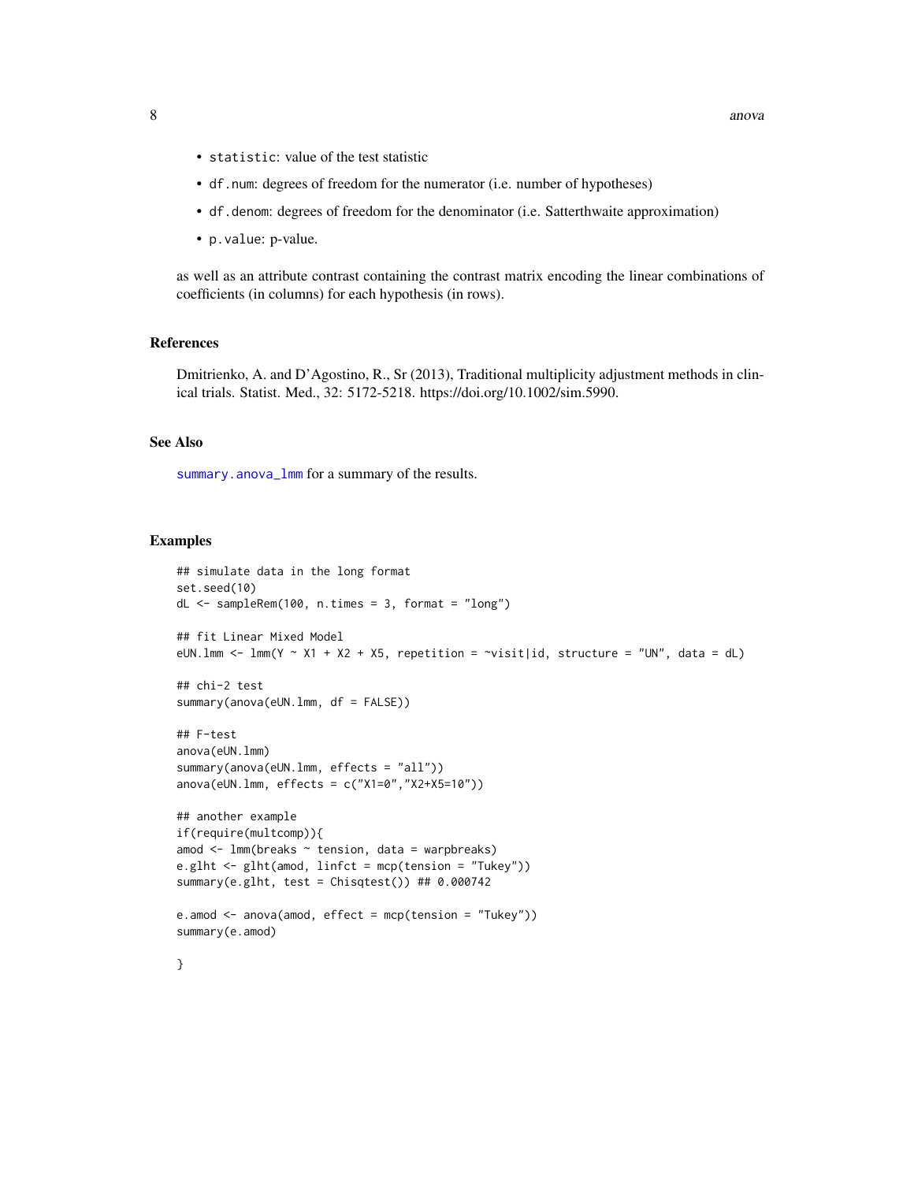- `statistic`: value of the test statistic
- `df.num`: degrees of freedom for the numerator (i.e. number of hypotheses)
- `df.denom`: degrees of freedom for the denominator (i.e. Satterthwaite approximation)
- `p.value`: p-value.

as well as an attribute contrast containing the contrast matrix encoding the linear combinations of coefficients (in columns) for each hypothesis (in rows).

### References

Dmitrienko, A. and D'Agostino, R., Sr (2013), Traditional multiplicity adjustment methods in clinical trials. Statist. Med., 32: 5172-5218. https://doi.org/10.1002/sim.5990.

### See Also

`summary.anova_lmm` for a summary of the results.

### Examples

```
## simulate data in the long format
set.seed(10)
dL <- sampleRem(100, n.times = 3, format = "long")

## fit Linear Mixed Model
eUN.lmm <- lmm(Y ~ X1 + X2 + X5, repetition = ~visit|id, structure = "UN", data = dL)

## chi-2 test
summary(anova(eUN.lmm, df = FALSE))

## F-test
anova(eUN.lmm)
summary(anova(eUN.lmm, effects = "all"))
anova(eUN.lmm, effects = c("X1=0","X2+X5=10"))

## another example
if(require(multcomp)){
amod <- lmm(breaks ~ tension, data = warpbreaks)
e.glht <- glht(amod, linfct = mcp(tension = "Tukey"))
summary(e.glht, test = Chisqtest()) ## 0.000742

e.amod <- anova(amod, effect = mcp(tension = "Tukey"))
summary(e.amod)

}
```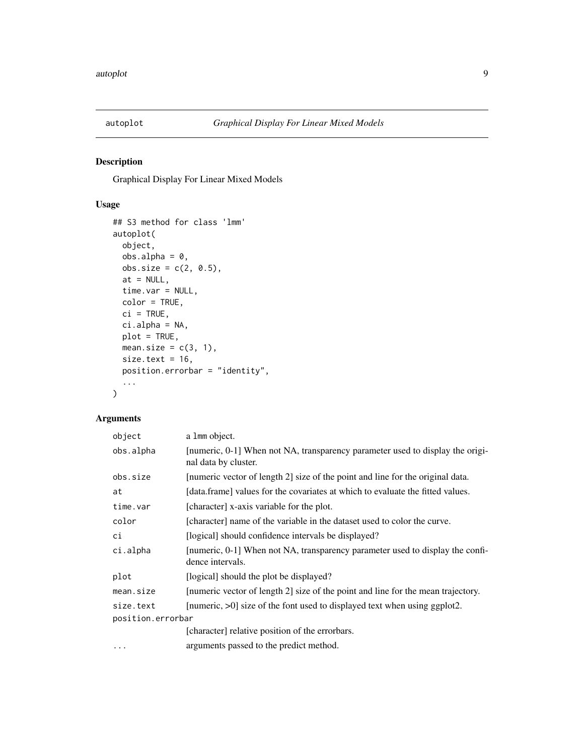# autoplot — *Graphical Display For Linear Mixed Models*

## Description

Graphical Display For Linear Mixed Models

## Usage

```
## S3 method for class 'lmm'
autoplot(
  object,
  obs.alpha = 0,
  obs.size = c(2, 0.5),
  at = NULL,
  time.var = NULL,
  color = TRUE,
  ci = TRUE,
  ci.alpha = NA,
  plot = TRUE,
  mean.size = c(3, 1),
  size.text = 16,
  position.errorbar = "identity",
  ...
)
```

## Arguments

| Argument | Description |
|---|---|
| `object` | a lmm object. |
| `obs.alpha` | [numeric, 0-1] When not NA, transparency parameter used to display the original data by cluster. |
| `obs.size` | [numeric vector of length 2] size of the point and line for the original data. |
| `at` | [data.frame] values for the covariates at which to evaluate the fitted values. |
| `time.var` | [character] x-axis variable for the plot. |
| `color` | [character] name of the variable in the dataset used to color the curve. |
| `ci` | [logical] should confidence intervals be displayed? |
| `ci.alpha` | [numeric, 0-1] When not NA, transparency parameter used to display the confidence intervals. |
| `plot` | [logical] should the plot be displayed? |
| `mean.size` | [numeric vector of length 2] size of the point and line for the mean trajectory. |
| `size.text` | [numeric, >0] size of the font used to displayed text when using ggplot2. |
| `position.errorbar` | [character] relative position of the errorbars. |
| `...` | arguments passed to the predict method. |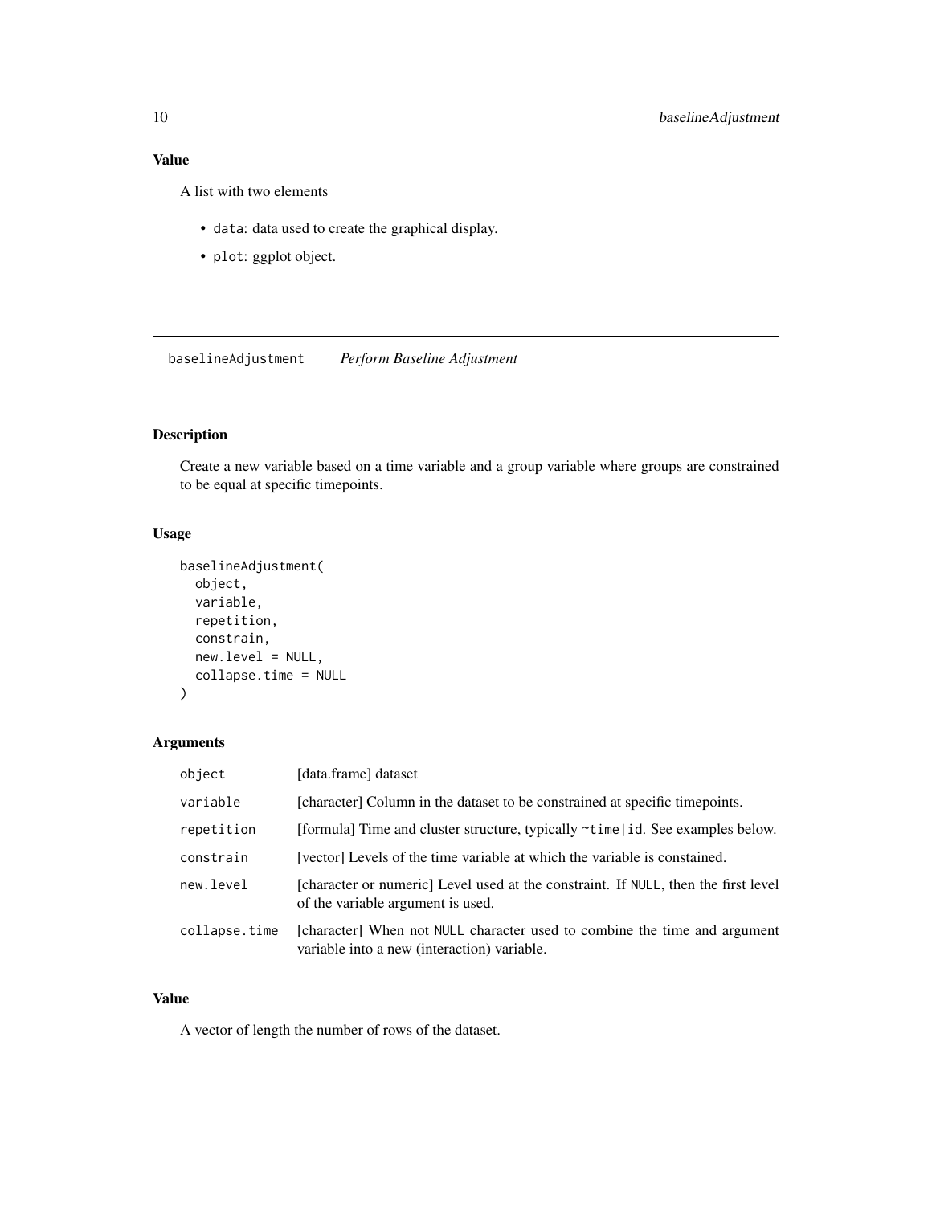### Value

A list with two elements

- data: data used to create the graphical display.
- plot: ggplot object.

---

## baselineAdjustment *Perform Baseline Adjustment*

---

### Description

Create a new variable based on a time variable and a group variable where groups are constrained to be equal at specific timepoints.

### Usage

```
baselineAdjustment(
  object,
  variable,
  repetition,
  constrain,
  new.level = NULL,
  collapse.time = NULL
)
```

### Arguments

| | |
|---|---|
| object | [data.frame] dataset |
| variable | [character] Column in the dataset to be constrained at specific timepoints. |
| repetition | [formula] Time and cluster structure, typically ~time\|id. See examples below. |
| constrain | [vector] Levels of the time variable at which the variable is constained. |
| new.level | [character or numeric] Level used at the constraint. If NULL, then the first level of the variable argument is used. |
| collapse.time | [character] When not NULL character used to combine the time and argument variable into a new (interaction) variable. |

### Value

A vector of length the number of rows of the dataset.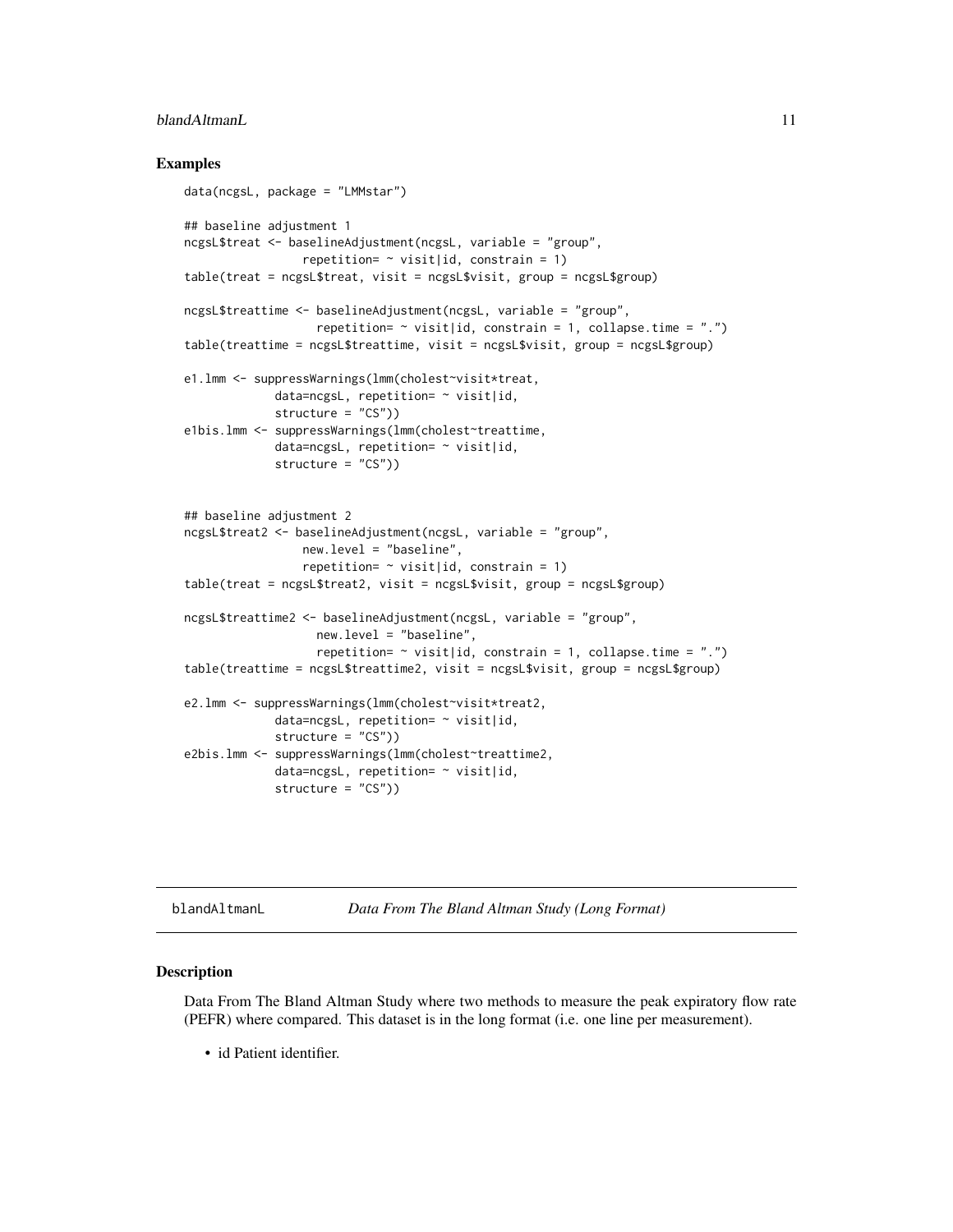### Examples

```
data(ncgsL, package = "LMMstar")

## baseline adjustment 1
ncgsL$treat <- baselineAdjustment(ncgsL, variable = "group",
                 repetition= ~ visit|id, constrain = 1)
table(treat = ncgsL$treat, visit = ncgsL$visit, group = ncgsL$group)

ncgsL$treattime <- baselineAdjustment(ncgsL, variable = "group",
                   repetition= ~ visit|id, constrain = 1, collapse.time = ".")
table(treattime = ncgsL$treattime, visit = ncgsL$visit, group = ncgsL$group)

e1.lmm <- suppressWarnings(lmm(cholest~visit*treat,
             data=ncgsL, repetition= ~ visit|id,
             structure = "CS"))
e1bis.lmm <- suppressWarnings(lmm(cholest~treattime,
             data=ncgsL, repetition= ~ visit|id,
             structure = "CS"))


## baseline adjustment 2
ncgsL$treat2 <- baselineAdjustment(ncgsL, variable = "group",
                 new.level = "baseline",
                 repetition= ~ visit|id, constrain = 1)
table(treat = ncgsL$treat2, visit = ncgsL$visit, group = ncgsL$group)

ncgsL$treattime2 <- baselineAdjustment(ncgsL, variable = "group",
                   new.level = "baseline",
                   repetition= ~ visit|id, constrain = 1, collapse.time = ".")
table(treattime = ncgsL$treattime2, visit = ncgsL$visit, group = ncgsL$group)

e2.lmm <- suppressWarnings(lmm(cholest~visit*treat2,
             data=ncgsL, repetition= ~ visit|id,
             structure = "CS"))
e2bis.lmm <- suppressWarnings(lmm(cholest~treattime2,
             data=ncgsL, repetition= ~ visit|id,
             structure = "CS"))
```

---

## blandAltmanL — *Data From The Bland Altman Study (Long Format)*

### Description

Data From The Bland Altman Study where two methods to measure the peak expiratory flow rate (PEFR) where compared. This dataset is in the long format (i.e. one line per measurement).

- id Patient identifier.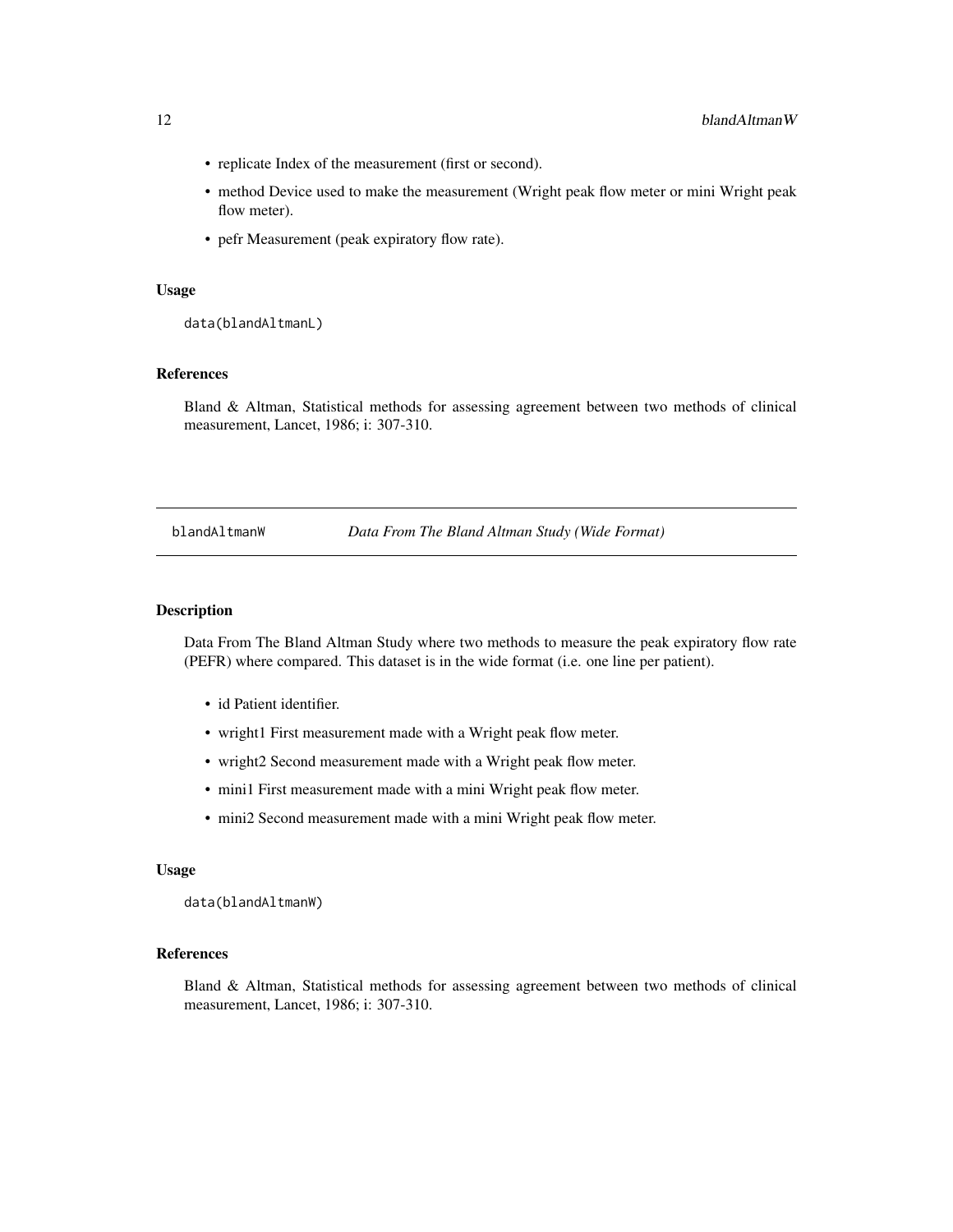- replicate Index of the measurement (first or second).
- method Device used to make the measurement (Wright peak flow meter or mini Wright peak flow meter).
- pefr Measurement (peak expiratory flow rate).

### Usage

```
data(blandAltmanL)
```

### References

Bland & Altman, Statistical methods for assessing agreement between two methods of clinical measurement, Lancet, 1986; i: 307-310.

---

## blandAltmanW — *Data From The Bland Altman Study (Wide Format)*

### Description

Data From The Bland Altman Study where two methods to measure the peak expiratory flow rate (PEFR) where compared. This dataset is in the wide format (i.e. one line per patient).

- id Patient identifier.
- wright1 First measurement made with a Wright peak flow meter.
- wright2 Second measurement made with a Wright peak flow meter.
- mini1 First measurement made with a mini Wright peak flow meter.
- mini2 Second measurement made with a mini Wright peak flow meter.

### Usage

```
data(blandAltmanW)
```

### References

Bland & Altman, Statistical methods for assessing agreement between two methods of clinical measurement, Lancet, 1986; i: 307-310.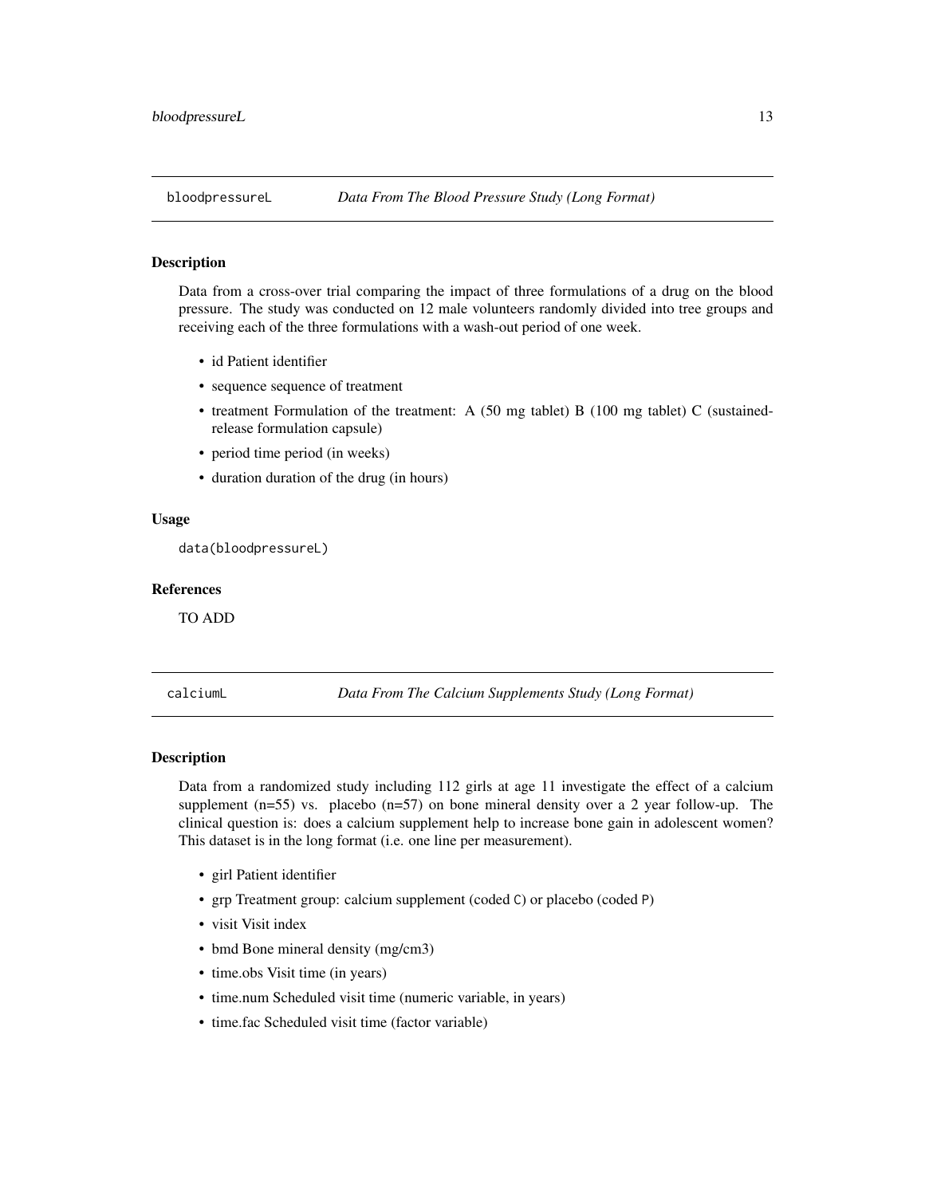## bloodpressureL — *Data From The Blood Pressure Study (Long Format)*

### Description

Data from a cross-over trial comparing the impact of three formulations of a drug on the blood pressure. The study was conducted on 12 male volunteers randomly divided into tree groups and receiving each of the three formulations with a wash-out period of one week.

- id Patient identifier
- sequence sequence of treatment
- treatment Formulation of the treatment: A (50 mg tablet) B (100 mg tablet) C (sustained-release formulation capsule)
- period time period (in weeks)
- duration duration of the drug (in hours)

### Usage

```
data(bloodpressureL)
```

### References

TO ADD

## calciumL — *Data From The Calcium Supplements Study (Long Format)*

### Description

Data from a randomized study including 112 girls at age 11 investigate the effect of a calcium supplement (n=55) vs. placebo (n=57) on bone mineral density over a 2 year follow-up. The clinical question is: does a calcium supplement help to increase bone gain in adolescent women? This dataset is in the long format (i.e. one line per measurement).

- girl Patient identifier
- grp Treatment group: calcium supplement (coded `C`) or placebo (coded `P`)
- visit Visit index
- bmd Bone mineral density (mg/cm3)
- time.obs Visit time (in years)
- time.num Scheduled visit time (numeric variable, in years)
- time.fac Scheduled visit time (factor variable)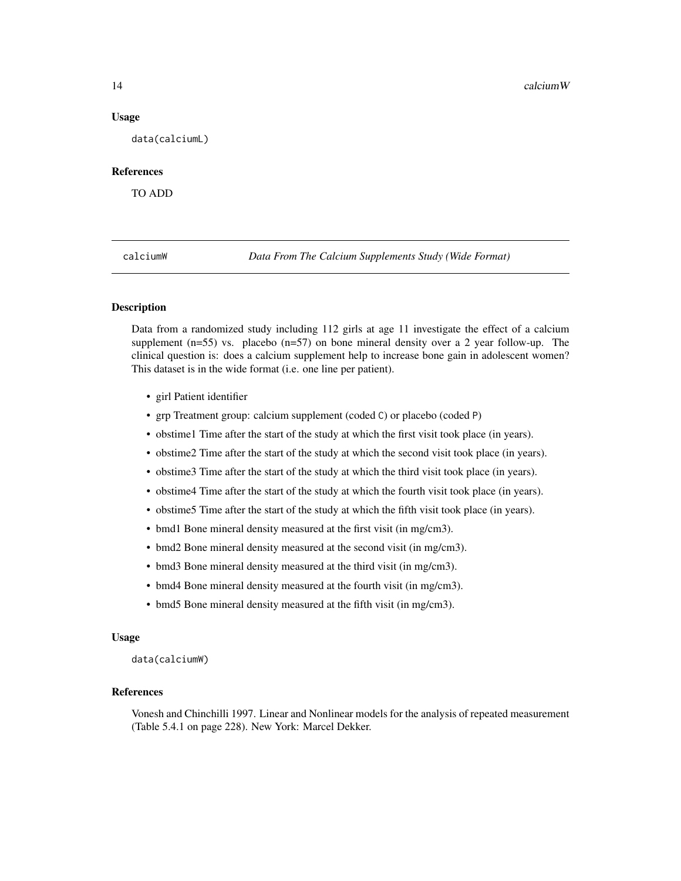## Usage

```
data(calciumL)
```

## References

TO ADD

---

# calciumW — *Data From The Calcium Supplements Study (Wide Format)*

## Description

Data from a randomized study including 112 girls at age 11 investigate the effect of a calcium supplement (n=55) vs. placebo (n=57) on bone mineral density over a 2 year follow-up. The clinical question is: does a calcium supplement help to increase bone gain in adolescent women? This dataset is in the wide format (i.e. one line per patient).

- girl Patient identifier
- grp Treatment group: calcium supplement (coded `C`) or placebo (coded `P`)
- obstime1 Time after the start of the study at which the first visit took place (in years).
- obstime2 Time after the start of the study at which the second visit took place (in years).
- obstime3 Time after the start of the study at which the third visit took place (in years).
- obstime4 Time after the start of the study at which the fourth visit took place (in years).
- obstime5 Time after the start of the study at which the fifth visit took place (in years).
- bmd1 Bone mineral density measured at the first visit (in mg/cm3).
- bmd2 Bone mineral density measured at the second visit (in mg/cm3).
- bmd3 Bone mineral density measured at the third visit (in mg/cm3).
- bmd4 Bone mineral density measured at the fourth visit (in mg/cm3).
- bmd5 Bone mineral density measured at the fifth visit (in mg/cm3).

## Usage

```
data(calciumW)
```

## References

Vonesh and Chinchilli 1997. Linear and Nonlinear models for the analysis of repeated measurement (Table 5.4.1 on page 228). New York: Marcel Dekker.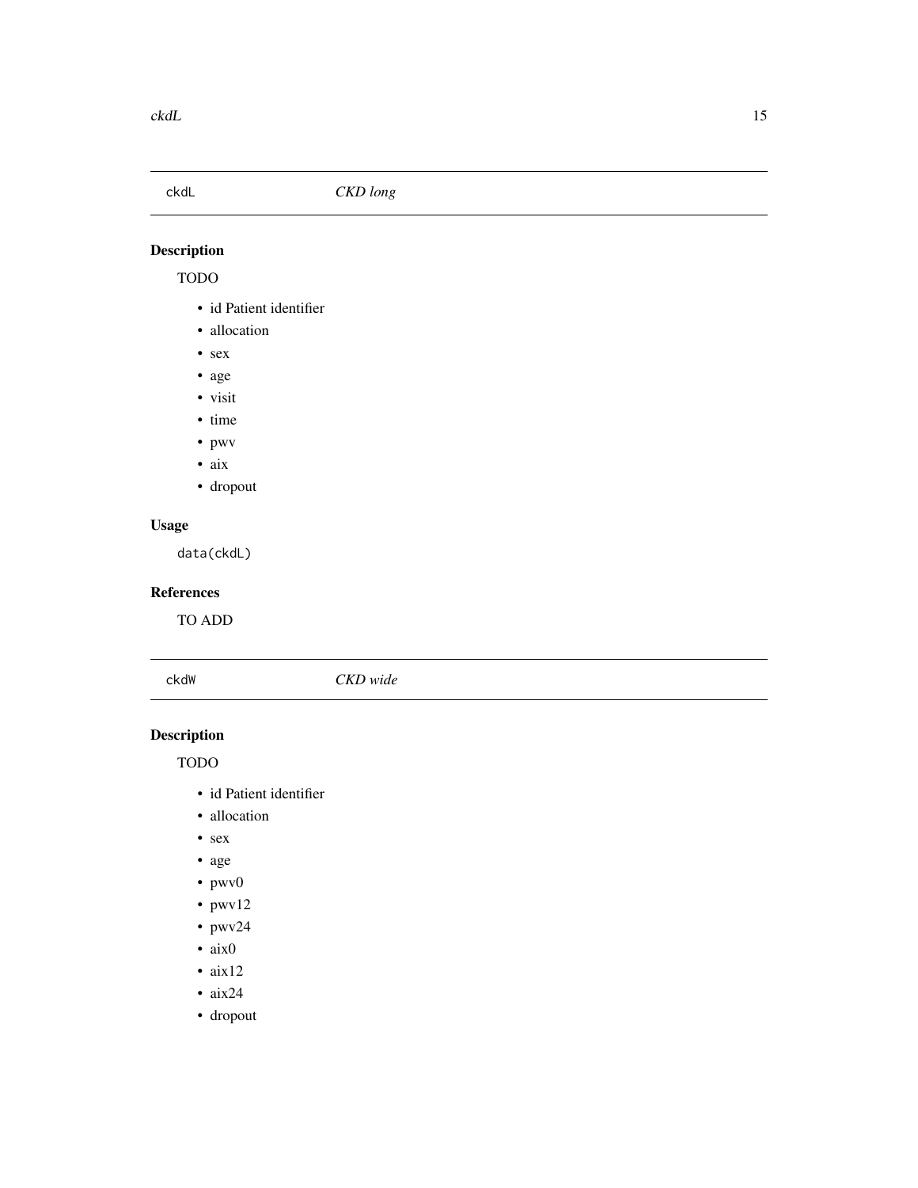## ckdL — *CKD long*

### Description

TODO

- id Patient identifier
- allocation
- sex
- age
- visit
- time
- pwv
- aix
- dropout

### Usage

```
data(ckdL)
```

### References

TO ADD

## ckdW — *CKD wide*

### Description

TODO

- id Patient identifier
- allocation
- sex
- age
- pwv0
- pwv12
- pwv24
- aix0
- aix12
- aix24
- dropout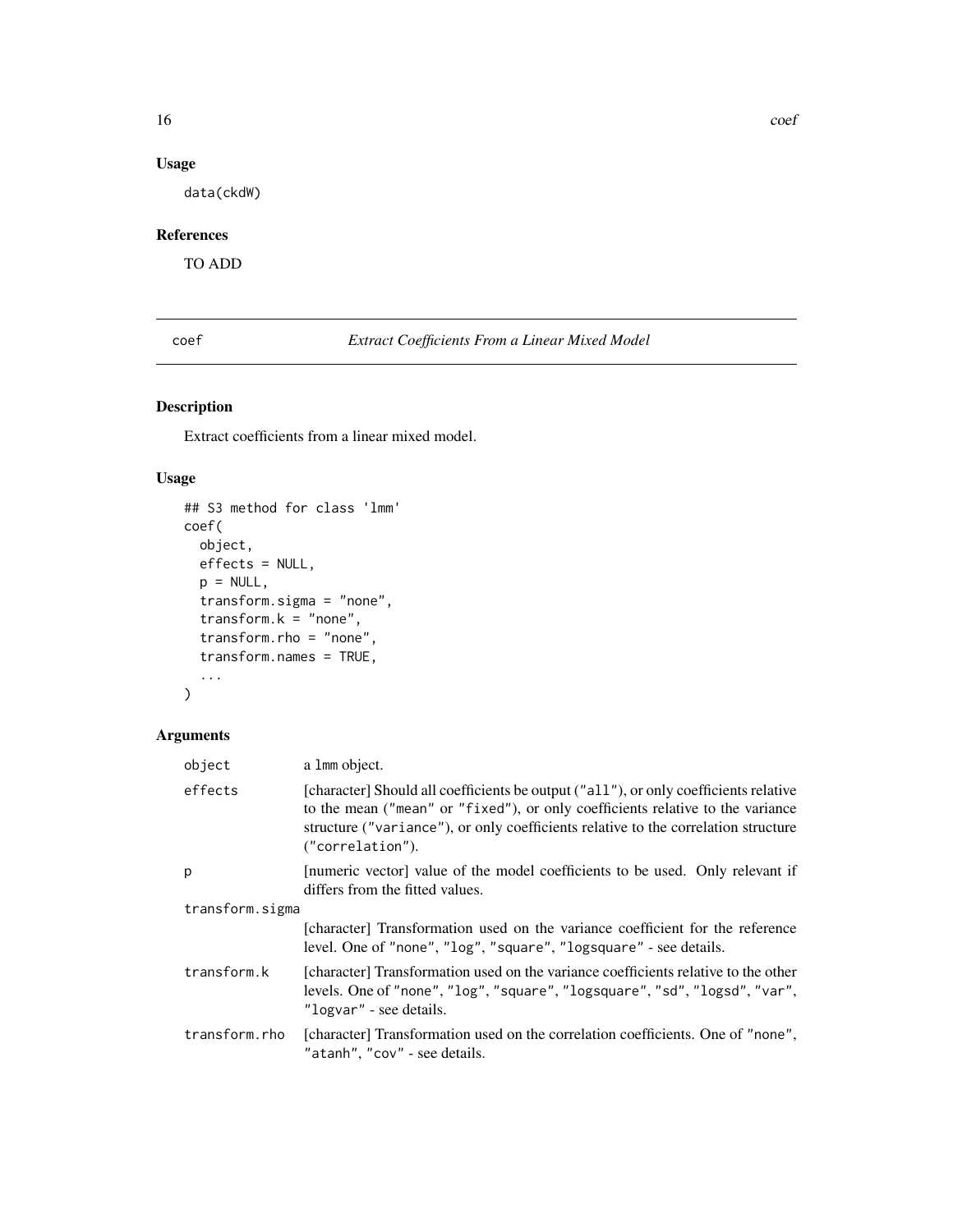### Usage

```
data(ckdW)
```

### References

TO ADD

## coef — *Extract Coefficients From a Linear Mixed Model*

### Description

Extract coefficients from a linear mixed model.

### Usage

```
## S3 method for class 'lmm'
coef(
  object,
  effects = NULL,
  p = NULL,
  transform.sigma = "none",
  transform.k = "none",
  transform.rho = "none",
  transform.names = TRUE,
  ...
)
```

### Arguments

| | |
|---|---|
| `object` | a `lmm` object. |
| `effects` | [character] Should all coefficients be output (`"all"`), or only coefficients relative to the mean (`"mean"` or `"fixed"`), or only coefficients relative to the variance structure (`"variance"`), or only coefficients relative to the correlation structure (`"correlation"`). |
| `p` | [numeric vector] value of the model coefficients to be used. Only relevant if differs from the fitted values. |
| `transform.sigma` | [character] Transformation used on the variance coefficient for the reference level. One of `"none"`, `"log"`, `"square"`, `"logsquare"` - see details. |
| `transform.k` | [character] Transformation used on the variance coefficients relative to the other levels. One of `"none"`, `"log"`, `"square"`, `"logsquare"`, `"sd"`, `"logsd"`, `"var"`, `"logvar"` - see details. |
| `transform.rho` | [character] Transformation used on the correlation coefficients. One of `"none"`, `"atanh"`, `"cov"` - see details. |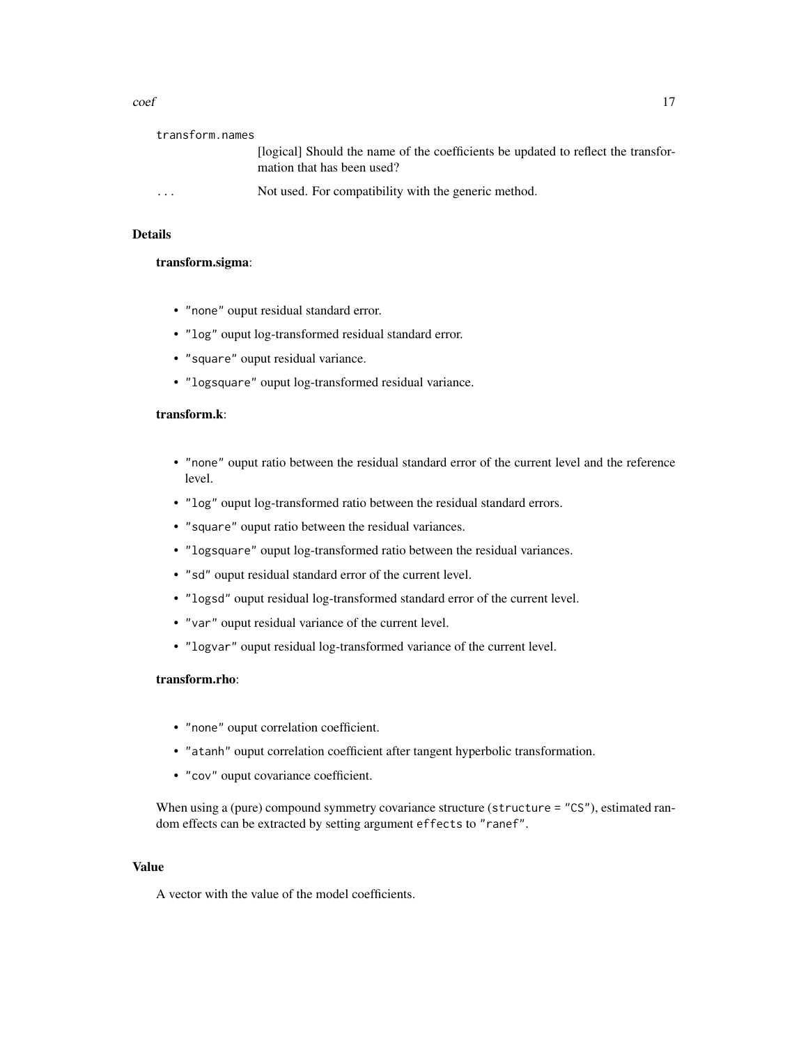`transform.names`
: [logical] Should the name of the coefficients be updated to reflect the transformation that has been used?

`...`
: Not used. For compatibility with the generic method.

## Details

**transform.sigma**:

- `"none"` ouput residual standard error.
- `"log"` ouput log-transformed residual standard error.
- `"square"` ouput residual variance.
- `"logsquare"` ouput log-transformed residual variance.

**transform.k**:

- `"none"` ouput ratio between the residual standard error of the current level and the reference level.
- `"log"` ouput log-transformed ratio between the residual standard errors.
- `"square"` ouput ratio between the residual variances.
- `"logsquare"` ouput log-transformed ratio between the residual variances.
- `"sd"` ouput residual standard error of the current level.
- `"logsd"` ouput residual log-transformed standard error of the current level.
- `"var"` ouput residual variance of the current level.
- `"logvar"` ouput residual log-transformed variance of the current level.

**transform.rho**:

- `"none"` ouput correlation coefficient.
- `"atanh"` ouput correlation coefficient after tangent hyperbolic transformation.
- `"cov"` ouput covariance coefficient.

When using a (pure) compound symmetry covariance structure (`structure = "CS"`), estimated random effects can be extracted by setting argument `effects` to `"ranef"`.

## Value

A vector with the value of the model coefficients.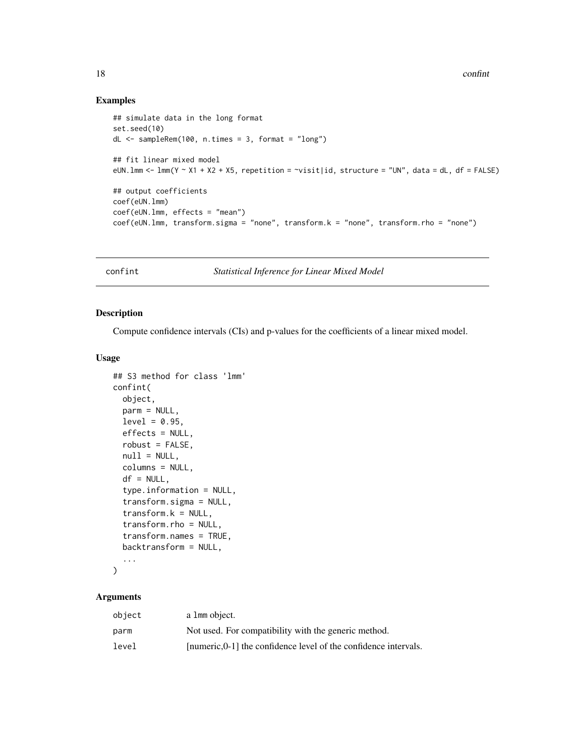## Examples

```
## simulate data in the long format
set.seed(10)
dL <- sampleRem(100, n.times = 3, format = "long")

## fit linear mixed model
eUN.lmm <- lmm(Y ~ X1 + X2 + X5, repetition = ~visit|id, structure = "UN", data = dL, df = FALSE)

## output coefficients
coef(eUN.lmm)
coef(eUN.lmm, effects = "mean")
coef(eUN.lmm, transform.sigma = "none", transform.k = "none", transform.rho = "none")
```

---

# confint *Statistical Inference for Linear Mixed Model*

---

## Description

Compute confidence intervals (CIs) and p-values for the coefficients of a linear mixed model.

## Usage

```
## S3 method for class 'lmm'
confint(
  object,
  parm = NULL,
  level = 0.95,
  effects = NULL,
  robust = FALSE,
  null = NULL,
  columns = NULL,
  df = NULL,
  type.information = NULL,
  transform.sigma = NULL,
  transform.k = NULL,
  transform.rho = NULL,
  transform.names = TRUE,
  backtransform = NULL,
  ...
)
```

## Arguments

| | |
|---|---|
| `object` | a `lmm` object. |
| `parm` | Not used. For compatibility with the generic method. |
| `level` | [numeric,0-1] the confidence level of the confidence intervals. |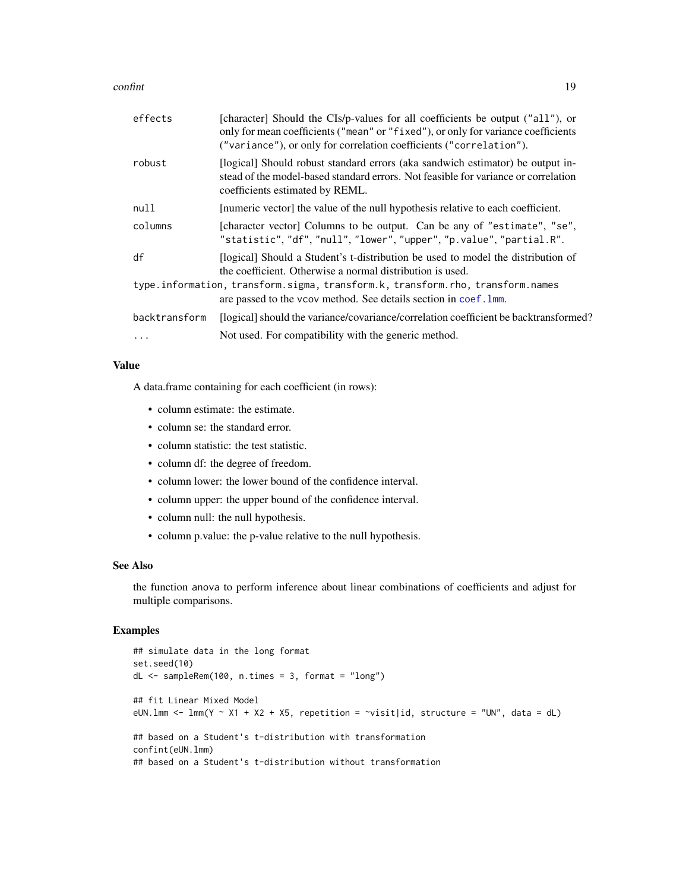| | |
|---|---|
| `effects` | [character] Should the CIs/p-values for all coefficients be output ("all"), or only for mean coefficients ("mean" or "fixed"), or only for variance coefficients ("variance"), or only for correlation coefficients ("correlation"). |
| `robust` | [logical] Should robust standard errors (aka sandwich estimator) be output instead of the model-based standard errors. Not feasible for variance or correlation coefficients estimated by REML. |
| `null` | [numeric vector] the value of the null hypothesis relative to each coefficient. |
| `columns` | [character vector] Columns to be output. Can be any of "estimate", "se", "statistic", "df", "null", "lower", "upper", "p.value", "partial.R". |
| `df` | [logical] Should a Student's t-distribution be used to model the distribution of the coefficient. Otherwise a normal distribution is used. |
| `type.information, transform.sigma, transform.k, transform.rho, transform.names` | are passed to the vcov method. See details section in coef.lmm. |
| `backtransform` | [logical] should the variance/covariance/correlation coefficient be backtransformed? |
| `...` | Not used. For compatibility with the generic method. |

## Value

A data.frame containing for each coefficient (in rows):

- column estimate: the estimate.
- column se: the standard error.
- column statistic: the test statistic.
- column df: the degree of freedom.
- column lower: the lower bound of the confidence interval.
- column upper: the upper bound of the confidence interval.
- column null: the null hypothesis.
- column p.value: the p-value relative to the null hypothesis.

## See Also

the function anova to perform inference about linear combinations of coefficients and adjust for multiple comparisons.

## Examples

```
## simulate data in the long format
set.seed(10)
dL <- sampleRem(100, n.times = 3, format = "long")

## fit Linear Mixed Model
eUN.lmm <- lmm(Y ~ X1 + X2 + X5, repetition = ~visit|id, structure = "UN", data = dL)

## based on a Student's t-distribution with transformation
confint(eUN.lmm)
## based on a Student's t-distribution without transformation
```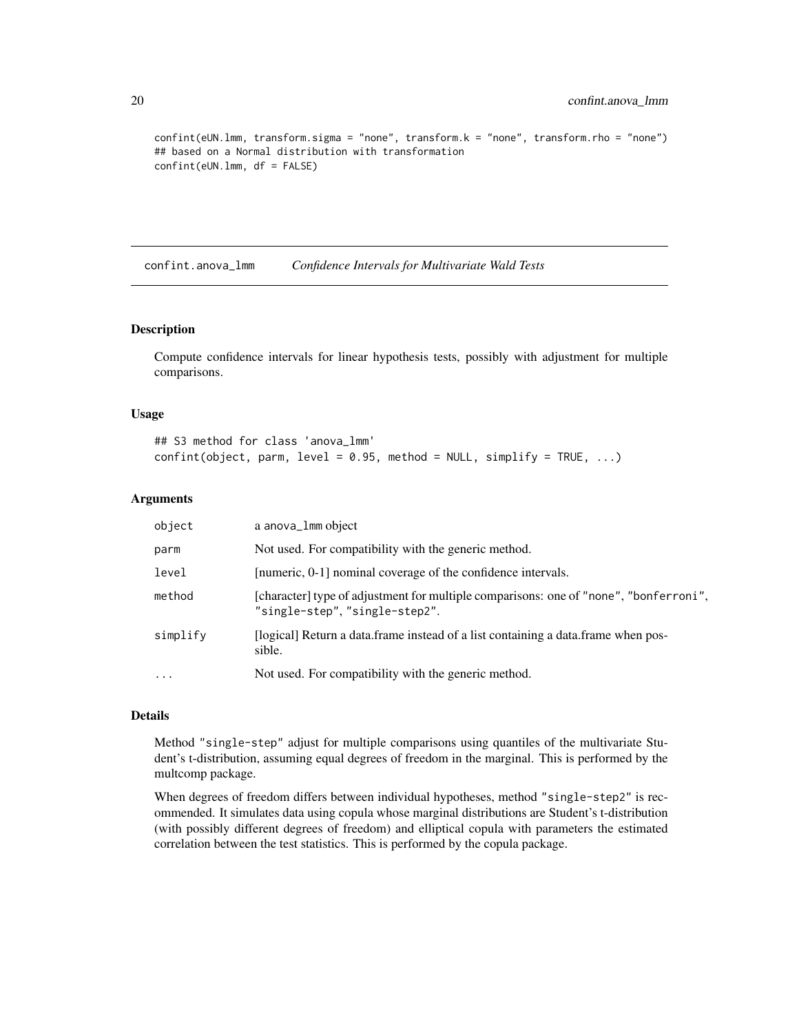```
confint(eUN.lmm, transform.sigma = "none", transform.k = "none", transform.rho = "none")
## based on a Normal distribution with transformation
confint(eUN.lmm, df = FALSE)
```

## confint.anova_lmm *Confidence Intervals for Multivariate Wald Tests*

### Description

Compute confidence intervals for linear hypothesis tests, possibly with adjustment for multiple comparisons.

### Usage

```
## S3 method for class 'anova_lmm'
confint(object, parm, level = 0.95, method = NULL, simplify = TRUE, ...)
```

### Arguments

| | |
|---|---|
| `object` | a `anova_lmm` object |
| `parm` | Not used. For compatibility with the generic method. |
| `level` | [numeric, 0-1] nominal coverage of the confidence intervals. |
| `method` | [character] type of adjustment for multiple comparisons: one of `"none"`, `"bonferroni"`, `"single-step"`, `"single-step2"`. |
| `simplify` | [logical] Return a data.frame instead of a list containing a data.frame when possible. |
| `...` | Not used. For compatibility with the generic method. |

### Details

Method `"single-step"` adjust for multiple comparisons using quantiles of the multivariate Student's t-distribution, assuming equal degrees of freedom in the marginal. This is performed by the multcomp package.

When degrees of freedom differs between individual hypotheses, method `"single-step2"` is recommended. It simulates data using copula whose marginal distributions are Student's t-distribution (with possibly different degrees of freedom) and elliptical copula with parameters the estimated correlation between the test statistics. This is performed by the copula package.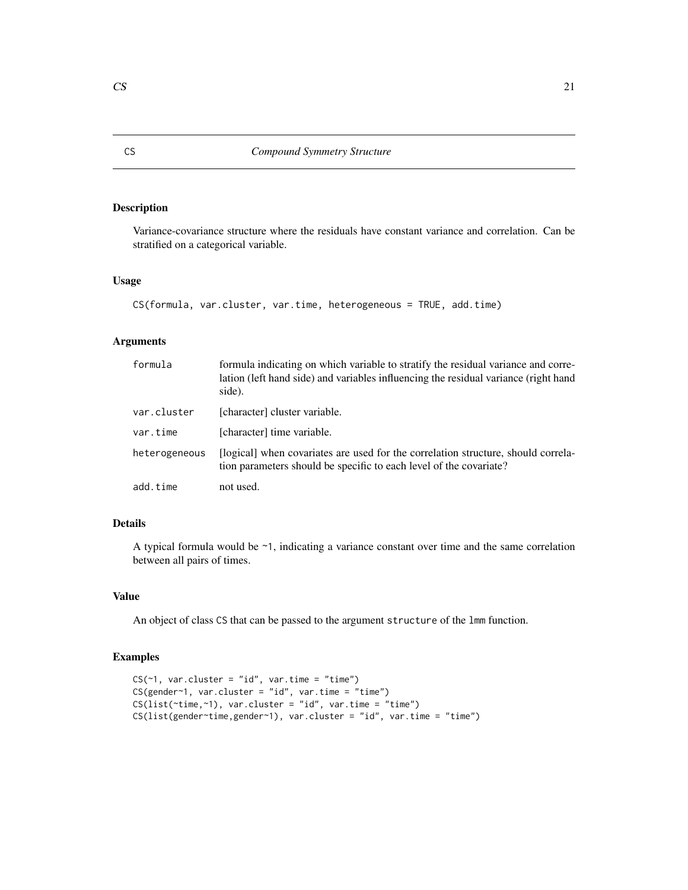# CS — *Compound Symmetry Structure*

## Description

Variance-covariance structure where the residuals have constant variance and correlation. Can be stratified on a categorical variable.

## Usage

```
CS(formula, var.cluster, var.time, heterogeneous = TRUE, add.time)
```

## Arguments

| Argument | Description |
|---|---|
| `formula` | formula indicating on which variable to stratify the residual variance and correlation (left hand side) and variables influencing the residual variance (right hand side). |
| `var.cluster` | [character] cluster variable. |
| `var.time` | [character] time variable. |
| `heterogeneous` | [logical] when covariates are used for the correlation structure, should correlation parameters should be specific to each level of the covariate? |
| `add.time` | not used. |

## Details

A typical formula would be `~1`, indicating a variance constant over time and the same correlation between all pairs of times.

## Value

An object of class `CS` that can be passed to the argument `structure` of the `lmm` function.

## Examples

```
CS(~1, var.cluster = "id", var.time = "time")
CS(gender~1, var.cluster = "id", var.time = "time")
CS(list(~time,~1), var.cluster = "id", var.time = "time")
CS(list(gender~time,gender~1), var.cluster = "id", var.time = "time")
```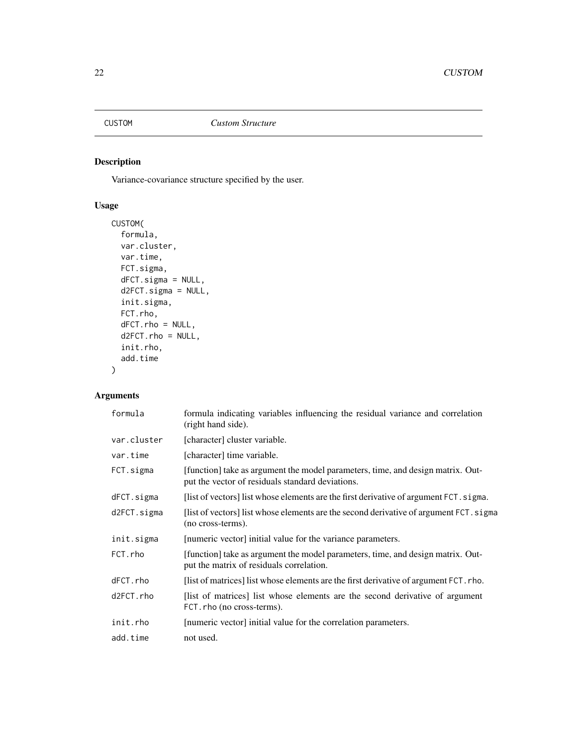# CUSTOM *Custom Structure*

## Description

Variance-covariance structure specified by the user.

## Usage

```
CUSTOM(
  formula,
  var.cluster,
  var.time,
  FCT.sigma,
  dFCT.sigma = NULL,
  d2FCT.sigma = NULL,
  init.sigma,
  FCT.rho,
  dFCT.rho = NULL,
  d2FCT.rho = NULL,
  init.rho,
  add.time
)
```

## Arguments

| | |
|---|---|
| formula | formula indicating variables influencing the residual variance and correlation (right hand side). |
| var.cluster | [character] cluster variable. |
| var.time | [character] time variable. |
| FCT.sigma | [function] take as argument the model parameters, time, and design matrix. Output the vector of residuals standard deviations. |
| dFCT.sigma | [list of vectors] list whose elements are the first derivative of argument `FCT.sigma`. |
| d2FCT.sigma | [list of vectors] list whose elements are the second derivative of argument `FCT.sigma` (no cross-terms). |
| init.sigma | [numeric vector] initial value for the variance parameters. |
| FCT.rho | [function] take as argument the model parameters, time, and design matrix. Output the matrix of residuals correlation. |
| dFCT.rho | [list of matrices] list whose elements are the first derivative of argument `FCT.rho`. |
| d2FCT.rho | [list of matrices] list whose elements are the second derivative of argument `FCT.rho` (no cross-terms). |
| init.rho | [numeric vector] initial value for the correlation parameters. |
| add.time | not used. |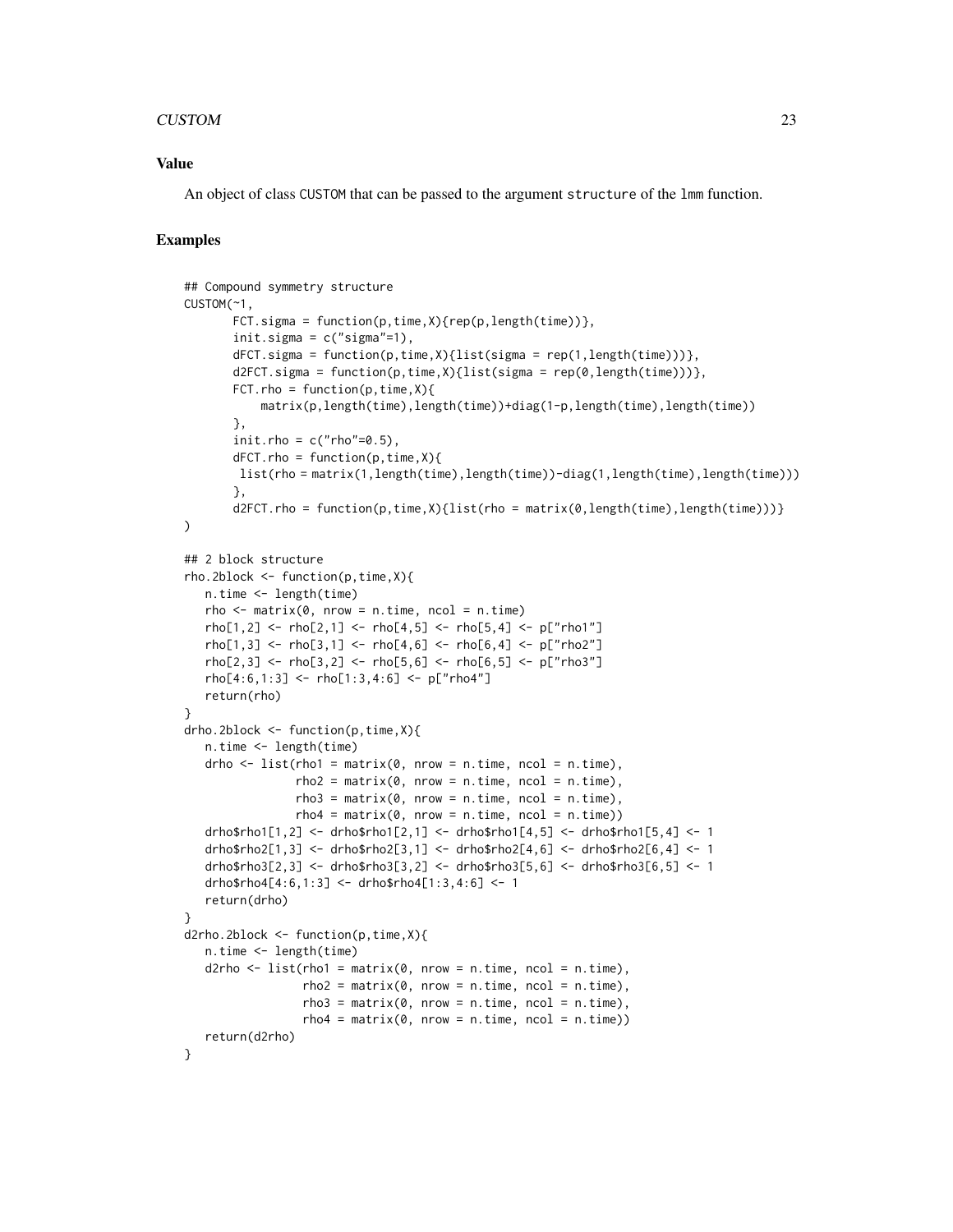### Value

An object of class CUSTOM that can be passed to the argument structure of the lmm function.

### Examples

```
## Compound symmetry structure
CUSTOM(~1,
       FCT.sigma = function(p,time,X){rep(p,length(time))},
       init.sigma = c("sigma"=1),
       dFCT.sigma = function(p,time,X){list(sigma = rep(1,length(time)))},
       d2FCT.sigma = function(p,time,X){list(sigma = rep(0,length(time)))},
       FCT.rho = function(p,time,X){
           matrix(p,length(time),length(time))+diag(1-p,length(time),length(time))
       },
       init.rho = c("rho"=0.5),
       dFCT.rho = function(p,time,X){
        list(rho = matrix(1,length(time),length(time))-diag(1,length(time),length(time)))
       },
       d2FCT.rho = function(p,time,X){list(rho = matrix(0,length(time),length(time)))}
)

## 2 block structure
rho.2block <- function(p,time,X){
   n.time <- length(time)
   rho <- matrix(0, nrow = n.time, ncol = n.time)
   rho[1,2] <- rho[2,1] <- rho[4,5] <- rho[5,4] <- p["rho1"]
   rho[1,3] <- rho[3,1] <- rho[4,6] <- rho[6,4] <- p["rho2"]
   rho[2,3] <- rho[3,2] <- rho[5,6] <- rho[6,5] <- p["rho3"]
   rho[4:6,1:3] <- rho[1:3,4:6] <- p["rho4"]
   return(rho)
}
drho.2block <- function(p,time,X){
   n.time <- length(time)
   drho <- list(rho1 = matrix(0, nrow = n.time, ncol = n.time),
                rho2 = matrix(0, nrow = n.time, ncol = n.time),
                rho3 = matrix(0, nrow = n.time, ncol = n.time),
                rho4 = matrix(0, nrow = n.time, ncol = n.time))
   drho$rho1[1,2] <- drho$rho1[2,1] <- drho$rho1[4,5] <- drho$rho1[5,4] <- 1
   drho$rho2[1,3] <- drho$rho2[3,1] <- drho$rho2[4,6] <- drho$rho2[6,4] <- 1
   drho$rho3[2,3] <- drho$rho3[3,2] <- drho$rho3[5,6] <- drho$rho3[6,5] <- 1
   drho$rho4[4:6,1:3] <- drho$rho4[1:3,4:6] <- 1
   return(drho)
}
d2rho.2block <- function(p,time,X){
   n.time <- length(time)
   d2rho <- list(rho1 = matrix(0, nrow = n.time, ncol = n.time),
                 rho2 = matrix(0, nrow = n.time, ncol = n.time),
                 rho3 = matrix(0, nrow = n.time, ncol = n.time),
                 rho4 = matrix(0, nrow = n.time, ncol = n.time))
   return(d2rho)
}
```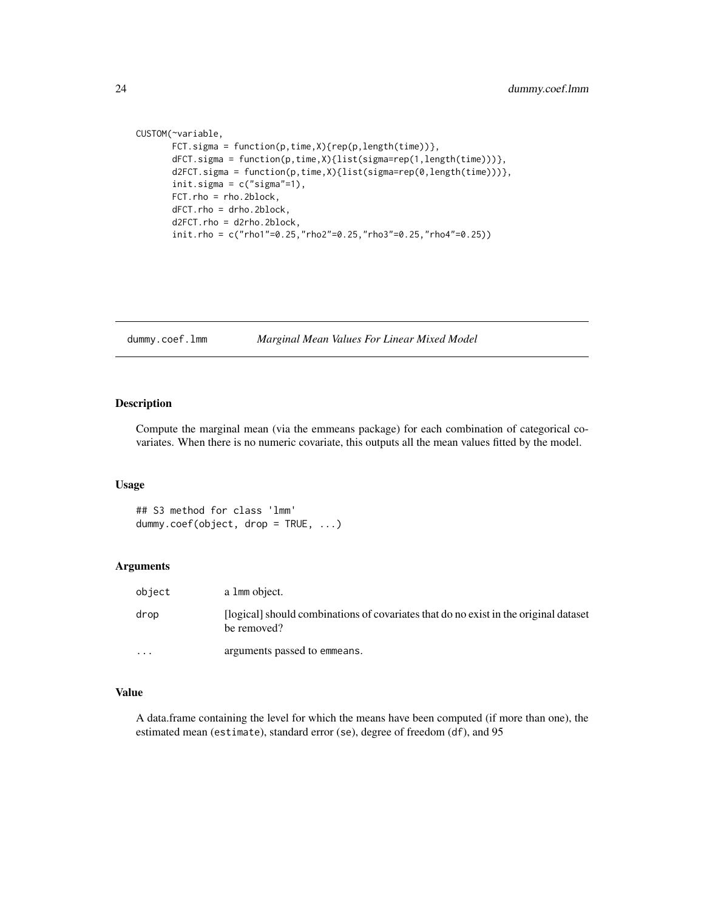```
CUSTOM(~variable,
       FCT.sigma = function(p,time,X){rep(p,length(time))},
       dFCT.sigma = function(p,time,X){list(sigma=rep(1,length(time)))},
       d2FCT.sigma = function(p,time,X){list(sigma=rep(0,length(time)))},
       init.sigma = c("sigma"=1),
       FCT.rho = rho.2block,
       dFCT.rho = drho.2block,
       d2FCT.rho = d2rho.2block,
       init.rho = c("rho1"=0.25,"rho2"=0.25,"rho3"=0.25,"rho4"=0.25))
```

---

## dummy.coef.lmm — *Marginal Mean Values For Linear Mixed Model*

---

### Description

Compute the marginal mean (via the emmeans package) for each combination of categorical covariates. When there is no numeric covariate, this outputs all the mean values fitted by the model.

### Usage

```
## S3 method for class 'lmm'
dummy.coef(object, drop = TRUE, ...)
```

### Arguments

| | |
|---|---|
| `object` | a `lmm` object. |
| `drop` | [logical] should combinations of covariates that do no exist in the original dataset be removed? |
| `...` | arguments passed to `emmeans`. |

### Value

A data.frame containing the level for which the means have been computed (if more than one), the estimated mean (`estimate`), standard error (`se`), degree of freedom (`df`), and 95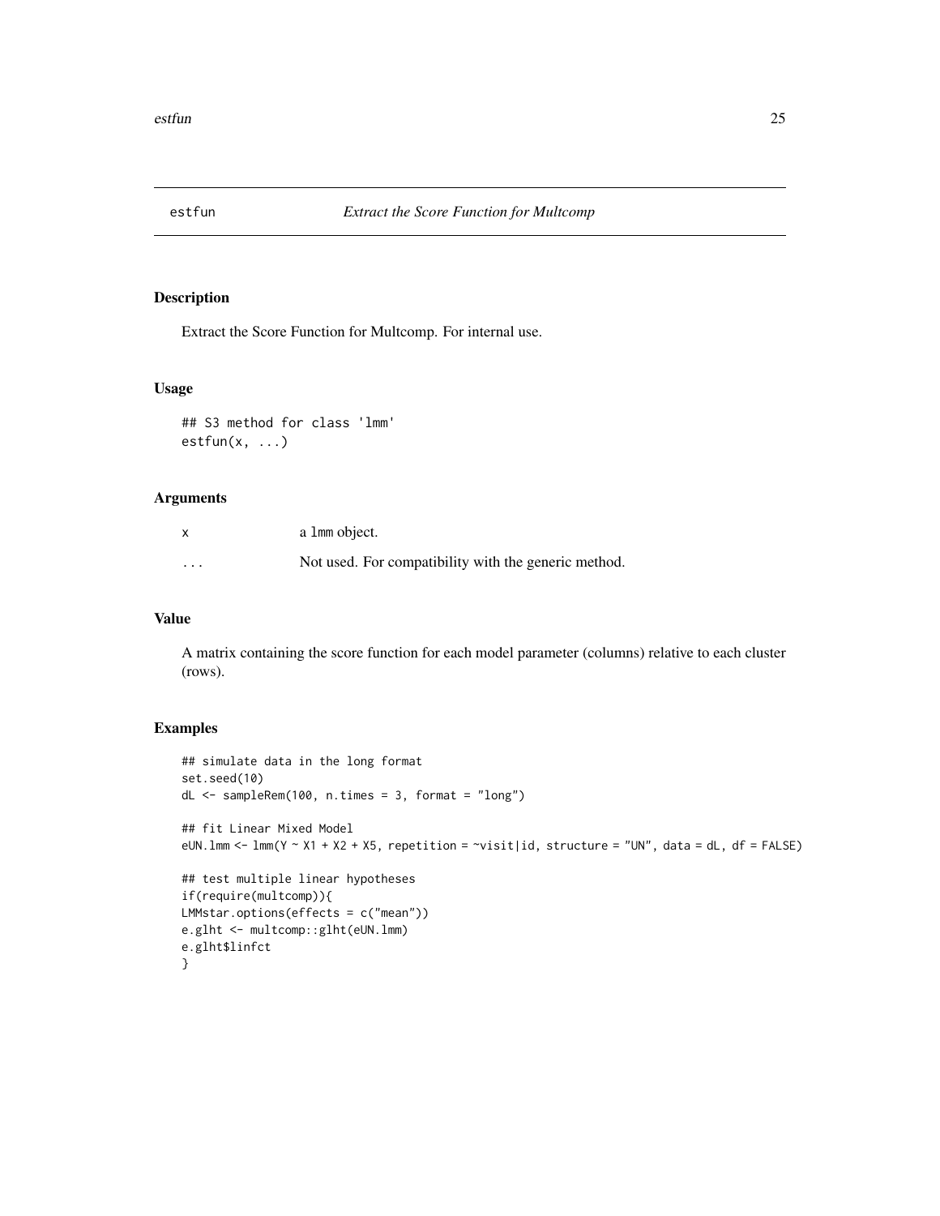estfun *Extract the Score Function for Multcomp*

## Description

Extract the Score Function for Multcomp. For internal use.

## Usage

```
## S3 method for class 'lmm'
estfun(x, ...)
```

## Arguments

| | |
|---|---|
| x | a lmm object. |
| ... | Not used. For compatibility with the generic method. |

## Value

A matrix containing the score function for each model parameter (columns) relative to each cluster (rows).

## Examples

```
## simulate data in the long format
set.seed(10)
dL <- sampleRem(100, n.times = 3, format = "long")

## fit Linear Mixed Model
eUN.lmm <- lmm(Y ~ X1 + X2 + X5, repetition = ~visit|id, structure = "UN", data = dL, df = FALSE)

## test multiple linear hypotheses
if(require(multcomp)){
LMMstar.options(effects = c("mean"))
e.glht <- multcomp::glht(eUN.lmm)
e.glht$linfct
}
```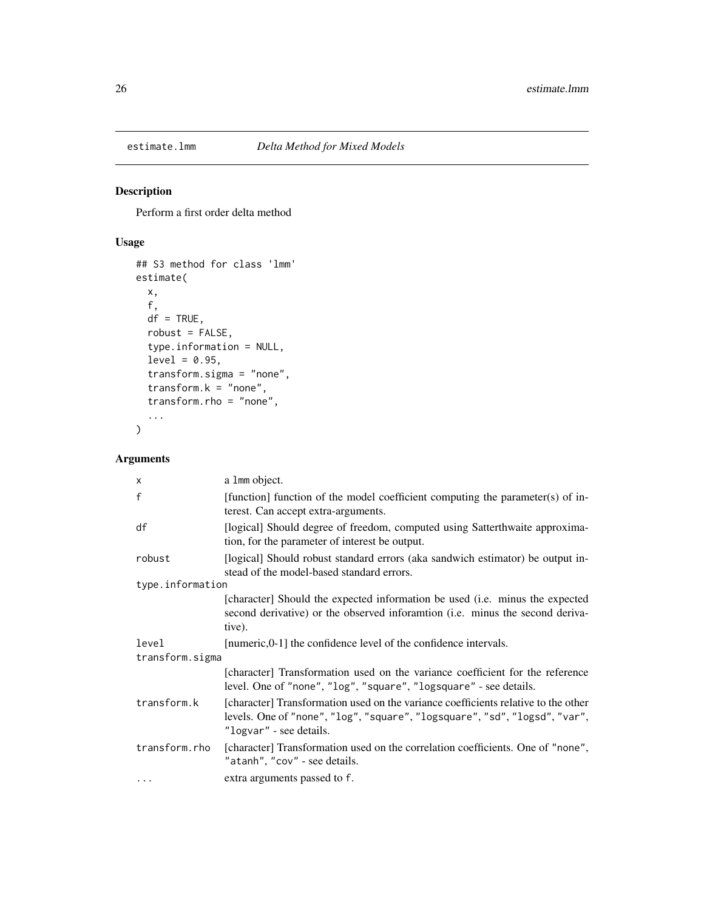# estimate.lmm *Delta Method for Mixed Models*

## Description

Perform a first order delta method

## Usage

```
## S3 method for class 'lmm'
estimate(
  x,
  f,
  df = TRUE,
  robust = FALSE,
  type.information = NULL,
  level = 0.95,
  transform.sigma = "none",
  transform.k = "none",
  transform.rho = "none",
  ...
)
```

## Arguments

| Argument | Description |
| --- | --- |
| `x` | a `lmm` object. |
| `f` | [function] function of the model coefficient computing the parameter(s) of interest. Can accept extra-arguments. |
| `df` | [logical] Should degree of freedom, computed using Satterthwaite approximation, for the parameter of interest be output. |
| `robust` | [logical] Should robust standard errors (aka sandwich estimator) be output instead of the model-based standard errors. |
| `type.information` | [character] Should the expected information be used (i.e. minus the expected second derivative) or the observed inforamtion (i.e. minus the second derivative). |
| `level` | [numeric,0-1] the confidence level of the confidence intervals. |
| `transform.sigma` | [character] Transformation used on the variance coefficient for the reference level. One of `"none"`, `"log"`, `"square"`, `"logsquare"` - see details. |
| `transform.k` | [character] Transformation used on the variance coefficients relative to the other levels. One of `"none"`, `"log"`, `"square"`, `"logsquare"`, `"sd"`, `"logsd"`, `"var"`, `"logvar"` - see details. |
| `transform.rho` | [character] Transformation used on the correlation coefficients. One of `"none"`, `"atanh"`, `"cov"` - see details. |
| `...` | extra arguments passed to `f`. |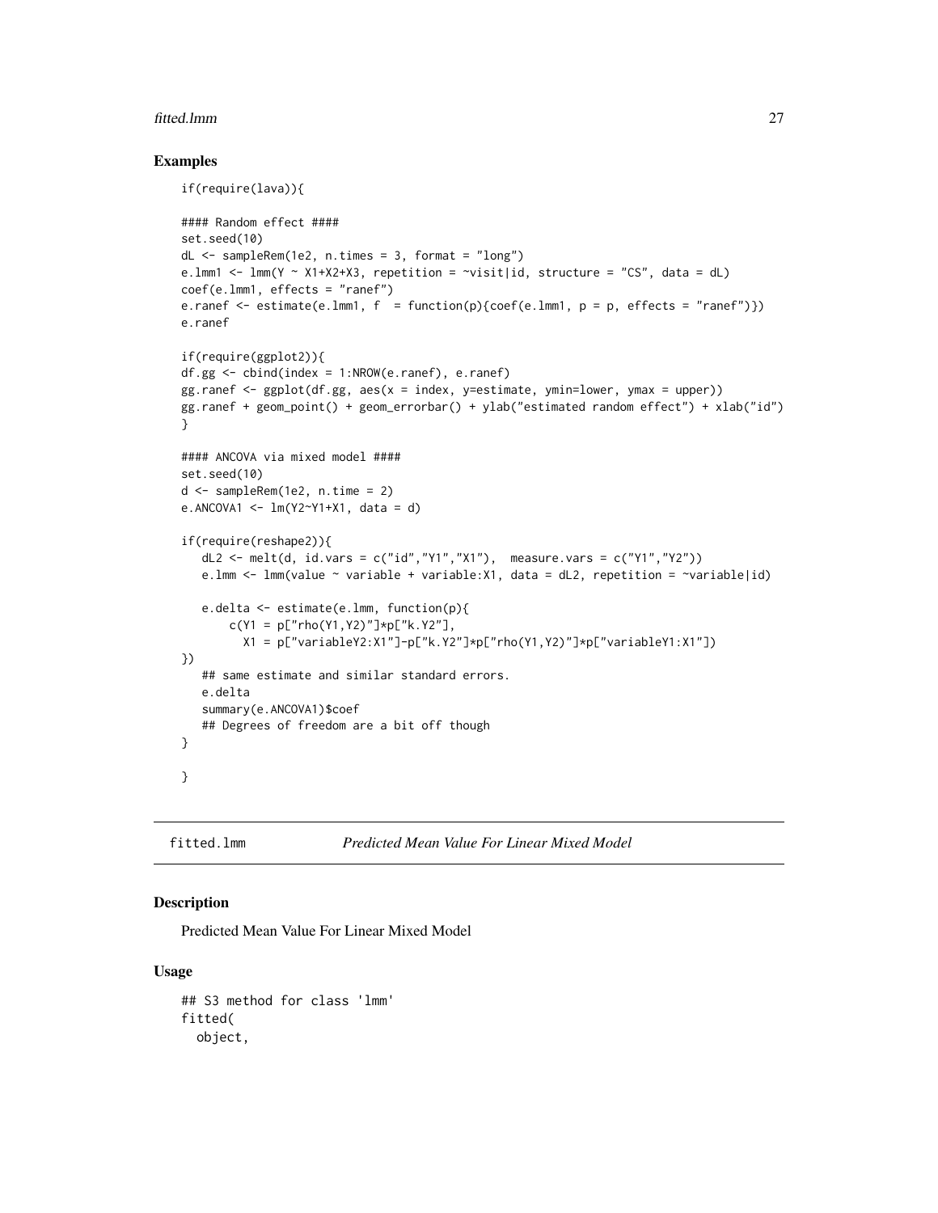### Examples

```
if(require(lava)){

#### Random effect ####
set.seed(10)
dL <- sampleRem(1e2, n.times = 3, format = "long")
e.lmm1 <- lmm(Y ~ X1+X2+X3, repetition = ~visit|id, structure = "CS", data = dL)
coef(e.lmm1, effects = "ranef")
e.ranef <- estimate(e.lmm1, f  = function(p){coef(e.lmm1, p = p, effects = "ranef")})
e.ranef

if(require(ggplot2)){
df.gg <- cbind(index = 1:NROW(e.ranef), e.ranef)
gg.ranef <- ggplot(df.gg, aes(x = index, y=estimate, ymin=lower, ymax = upper))
gg.ranef + geom_point() + geom_errorbar() + ylab("estimated random effect") + xlab("id")
}

#### ANCOVA via mixed model ####
set.seed(10)
d <- sampleRem(1e2, n.time = 2)
e.ANCOVA1 <- lm(Y2~Y1+X1, data = d)

if(require(reshape2)){
   dL2 <- melt(d, id.vars = c("id","Y1","X1"),  measure.vars = c("Y1","Y2"))
   e.lmm <- lmm(value ~ variable + variable:X1, data = dL2, repetition = ~variable|id)

   e.delta <- estimate(e.lmm, function(p){
       c(Y1 = p["rho(Y1,Y2)"]*p["k.Y2"],
         X1 = p["variableY2:X1"]-p["k.Y2"]*p["rho(Y1,Y2)"]*p["variableY1:X1"])
})
   ## same estimate and similar standard errors.
   e.delta
   summary(e.ANCOVA1)$coef
   ## Degrees of freedom are a bit off though
}

}
```

---

## fitted.lmm — *Predicted Mean Value For Linear Mixed Model*

### Description

Predicted Mean Value For Linear Mixed Model

### Usage

```
## S3 method for class 'lmm'
fitted(
  object,
```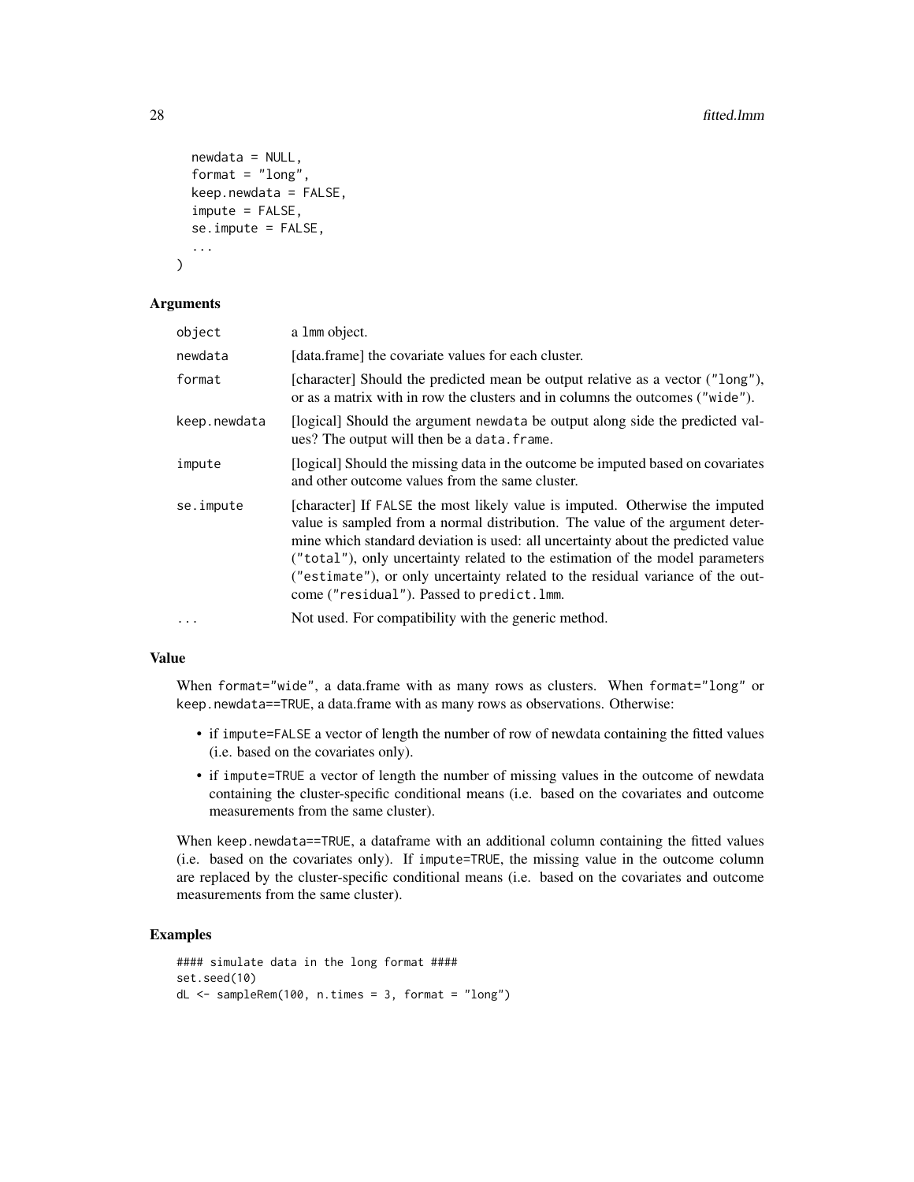```
  newdata = NULL,
  format = "long",
  keep.newdata = FALSE,
  impute = FALSE,
  se.impute = FALSE,
  ...
)
```

## Arguments

| | |
|---|---|
| object | a lmm object. |
| newdata | [data.frame] the covariate values for each cluster. |
| format | [character] Should the predicted mean be output relative as a vector ("long"), or as a matrix with in row the clusters and in columns the outcomes ("wide"). |
| keep.newdata | [logical] Should the argument newdata be output along side the predicted values? The output will then be a data.frame. |
| impute | [logical] Should the missing data in the outcome be imputed based on covariates and other outcome values from the same cluster. |
| se.impute | [character] If FALSE the most likely value is imputed. Otherwise the imputed value is sampled from a normal distribution. The value of the argument determine which standard deviation is used: all uncertainty about the predicted value ("total"), only uncertainty related to the estimation of the model parameters ("estimate"), or only uncertainty related to the residual variance of the outcome ("residual"). Passed to predict.lmm. |
| ... | Not used. For compatibility with the generic method. |

## Value

When format="wide", a data.frame with as many rows as clusters. When format="long" or keep.newdata==TRUE, a data.frame with as many rows as observations. Otherwise:

- if impute=FALSE a vector of length the number of row of newdata containing the fitted values (i.e. based on the covariates only).
- if impute=TRUE a vector of length the number of missing values in the outcome of newdata containing the cluster-specific conditional means (i.e. based on the covariates and outcome measurements from the same cluster).

When keep.newdata==TRUE, a dataframe with an additional column containing the fitted values (i.e. based on the covariates only). If impute=TRUE, the missing value in the outcome column are replaced by the cluster-specific conditional means (i.e. based on the covariates and outcome measurements from the same cluster).

## Examples

```
#### simulate data in the long format ####
set.seed(10)
dL <- sampleRem(100, n.times = 3, format = "long")
```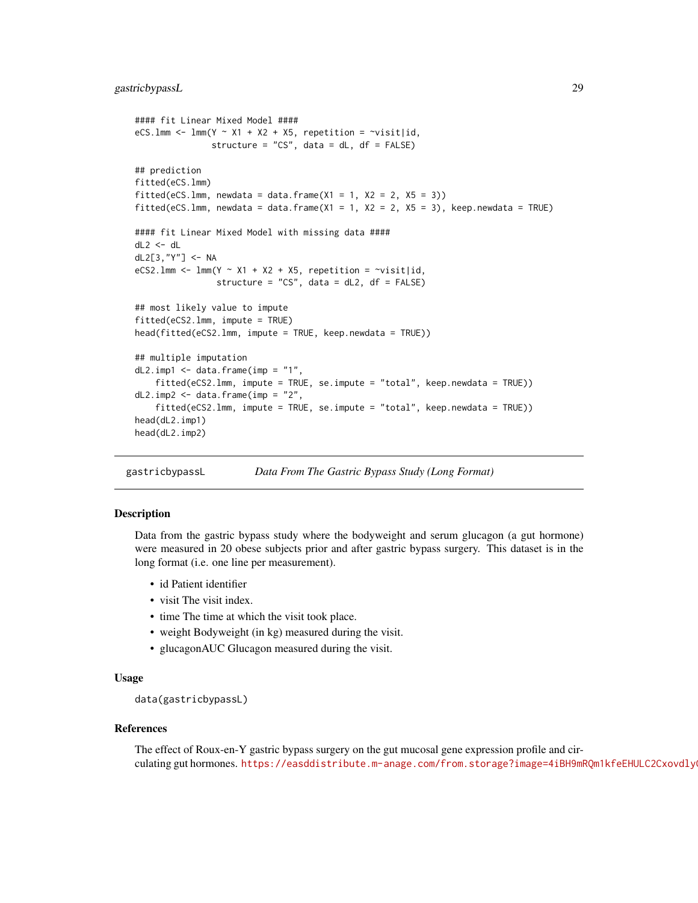```
#### fit Linear Mixed Model ####
eCS.lmm <- lmm(Y ~ X1 + X2 + X5, repetition = ~visit|id,
               structure = "CS", data = dL, df = FALSE)

## prediction
fitted(eCS.lmm)
fitted(eCS.lmm, newdata = data.frame(X1 = 1, X2 = 2, X5 = 3))
fitted(eCS.lmm, newdata = data.frame(X1 = 1, X2 = 2, X5 = 3), keep.newdata = TRUE)

#### fit Linear Mixed Model with missing data ####
dL2 <- dL
dL2[3,"Y"] <- NA
eCS2.lmm <- lmm(Y ~ X1 + X2 + X5, repetition = ~visit|id,
                structure = "CS", data = dL2, df = FALSE)

## most likely value to impute
fitted(eCS2.lmm, impute = TRUE)
head(fitted(eCS2.lmm, impute = TRUE, keep.newdata = TRUE))

## multiple imputation
dL2.imp1 <- data.frame(imp = "1",
    fitted(eCS2.lmm, impute = TRUE, se.impute = "total", keep.newdata = TRUE))
dL2.imp2 <- data.frame(imp = "2",
    fitted(eCS2.lmm, impute = TRUE, se.impute = "total", keep.newdata = TRUE))
head(dL2.imp1)
head(dL2.imp2)
```

---

## gastricbypassL — *Data From The Gastric Bypass Study (Long Format)*

### Description

Data from the gastric bypass study where the bodyweight and serum glucagon (a gut hormone) were measured in 20 obese subjects prior and after gastric bypass surgery. This dataset is in the long format (i.e. one line per measurement).

- id Patient identifier
- visit The visit index.
- time The time at which the visit took place.
- weight Bodyweight (in kg) measured during the visit.
- glucagonAUC Glucagon measured during the visit.

### Usage

```
data(gastricbypassL)
```

### References

The effect of Roux-en-Y gastric bypass surgery on the gut mucosal gene expression profile and circulating gut hormones. https://easddistribute.m-anage.com/from.storage?image=4iBH9mRQm1kfeEHULC2CxovdlyC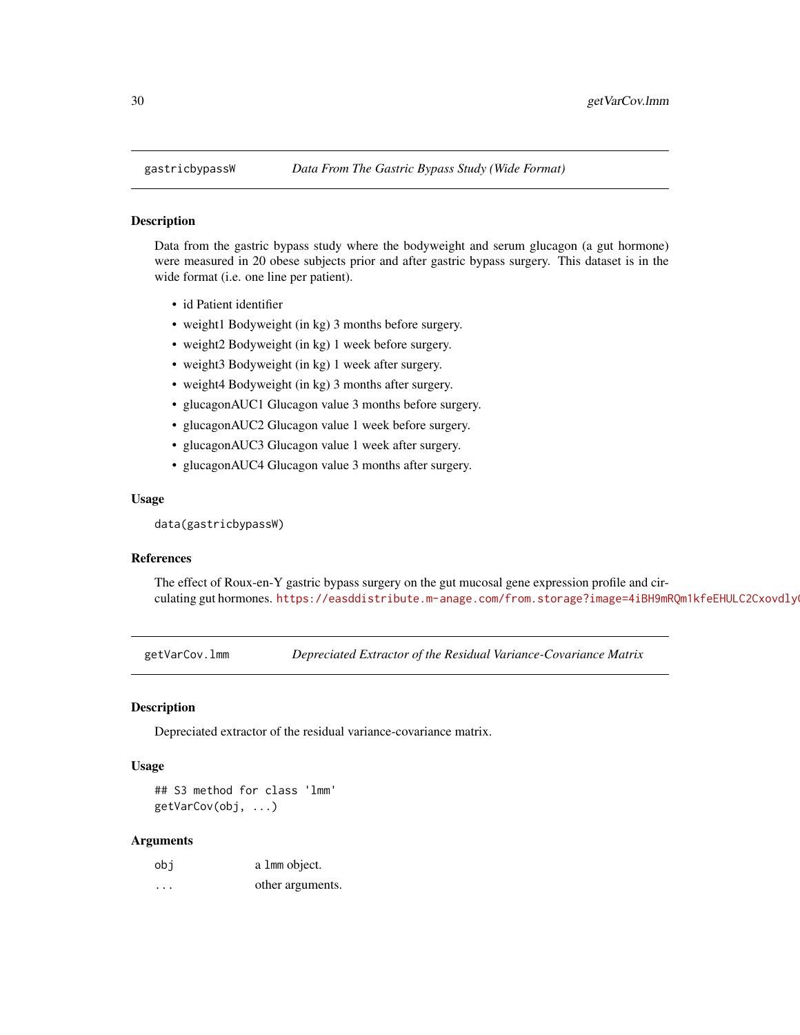## gastricbypassW — *Data From The Gastric Bypass Study (Wide Format)*

### Description

Data from the gastric bypass study where the bodyweight and serum glucagon (a gut hormone) were measured in 20 obese subjects prior and after gastric bypass surgery. This dataset is in the wide format (i.e. one line per patient).

- id Patient identifier
- weight1 Bodyweight (in kg) 3 months before surgery.
- weight2 Bodyweight (in kg) 1 week before surgery.
- weight3 Bodyweight (in kg) 1 week after surgery.
- weight4 Bodyweight (in kg) 3 months after surgery.
- glucagonAUC1 Glucagon value 3 months before surgery.
- glucagonAUC2 Glucagon value 1 week before surgery.
- glucagonAUC3 Glucagon value 1 week after surgery.
- glucagonAUC4 Glucagon value 3 months after surgery.

### Usage

```
data(gastricbypassW)
```

### References

The effect of Roux-en-Y gastric bypass surgery on the gut mucosal gene expression profile and circulating gut hormones. https://easddistribute.m-anage.com/from.storage?image=4iBH9mRQm1kfeEHULC2CxovdlyC

## getVarCov.lmm — *Depreciated Extractor of the Residual Variance-Covariance Matrix*

### Description

Depreciated extractor of the residual variance-covariance matrix.

### Usage

```
## S3 method for class 'lmm'
getVarCov(obj, ...)
```

### Arguments

| | |
|---|---|
| obj | a lmm object. |
| ... | other arguments. |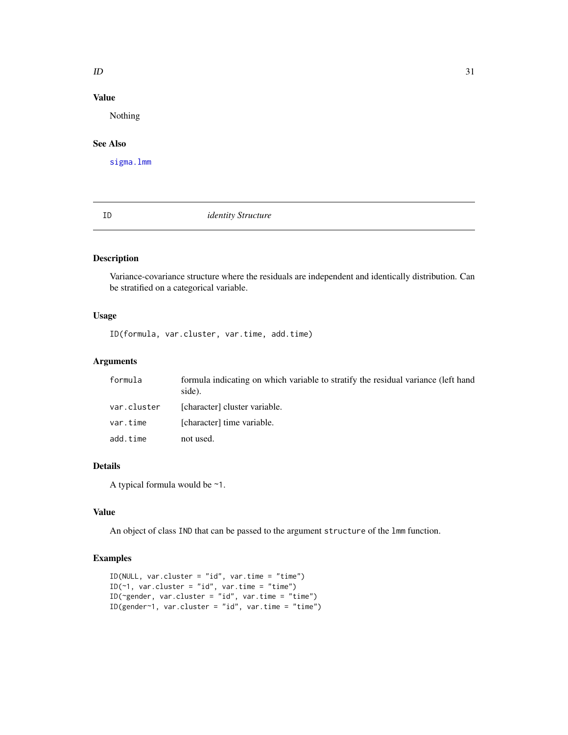## Value

Nothing

## See Also

sigma.lmm

---

# ID — *identity Structure*

## Description

Variance-covariance structure where the residuals are independent and identically distribution. Can be stratified on a categorical variable.

## Usage

```
ID(formula, var.cluster, var.time, add.time)
```

## Arguments

| | |
|---|---|
| formula | formula indicating on which variable to stratify the residual variance (left hand side). |
| var.cluster | [character] cluster variable. |
| var.time | [character] time variable. |
| add.time | not used. |

## Details

A typical formula would be `~1`.

## Value

An object of class `IND` that can be passed to the argument `structure` of the `lmm` function.

## Examples

```
ID(NULL, var.cluster = "id", var.time = "time")
ID(~1, var.cluster = "id", var.time = "time")
ID(~gender, var.cluster = "id", var.time = "time")
ID(gender~1, var.cluster = "id", var.time = "time")
```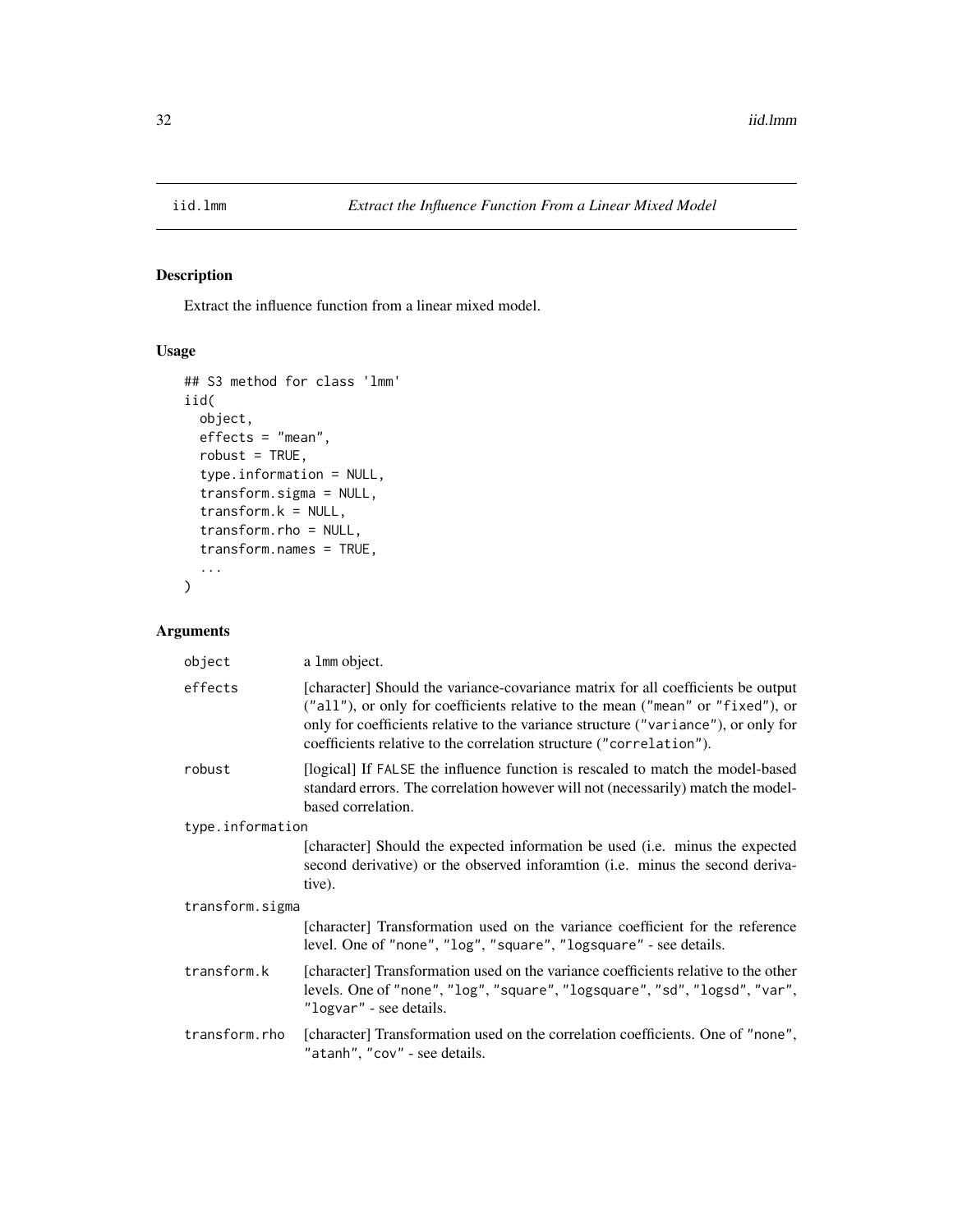# iid.lmm — *Extract the Influence Function From a Linear Mixed Model*

## Description

Extract the influence function from a linear mixed model.

## Usage

```
## S3 method for class 'lmm'
iid(
  object,
  effects = "mean",
  robust = TRUE,
  type.information = NULL,
  transform.sigma = NULL,
  transform.k = NULL,
  transform.rho = NULL,
  transform.names = TRUE,
  ...
)
```

## Arguments

| Argument | Description |
| --- | --- |
| `object` | a `lmm` object. |
| `effects` | [character] Should the variance-covariance matrix for all coefficients be output (`"all"`), or only for coefficients relative to the mean (`"mean"` or `"fixed"`), or only for coefficients relative to the variance structure (`"variance"`), or only for coefficients relative to the correlation structure (`"correlation"`). |
| `robust` | [logical] If `FALSE` the influence function is rescaled to match the model-based standard errors. The correlation however will not (necessarily) match the model-based correlation. |
| `type.information` | [character] Should the expected information be used (i.e. minus the expected second derivative) or the observed inforamtion (i.e. minus the second derivative). |
| `transform.sigma` | [character] Transformation used on the variance coefficient for the reference level. One of `"none"`, `"log"`, `"square"`, `"logsquare"` - see details. |
| `transform.k` | [character] Transformation used on the variance coefficients relative to the other levels. One of `"none"`, `"log"`, `"square"`, `"logsquare"`, `"sd"`, `"logsd"`, `"var"`, `"logvar"` - see details. |
| `transform.rho` | [character] Transformation used on the correlation coefficients. One of `"none"`, `"atanh"`, `"cov"` - see details. |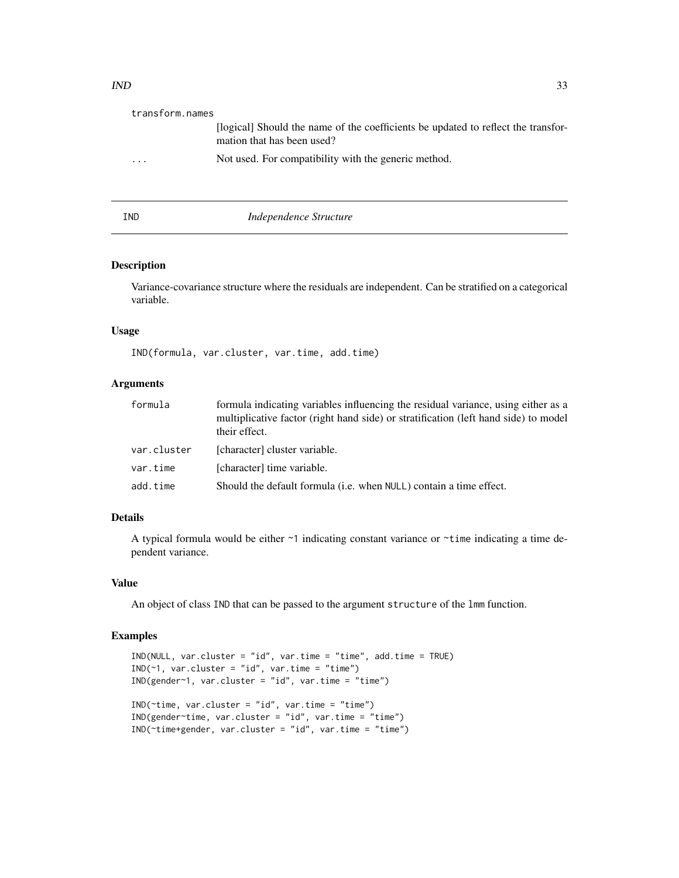| | |
|---|---|
| transform.names | [logical] Should the name of the coefficients be updated to reflect the transformation that has been used? |
| ... | Not used. For compatibility with the generic method. |

## IND — *Independence Structure*

### Description

Variance-covariance structure where the residuals are independent. Can be stratified on a categorical variable.

### Usage

```
IND(formula, var.cluster, var.time, add.time)
```

### Arguments

| | |
|---|---|
| formula | formula indicating variables influencing the residual variance, using either as a multiplicative factor (right hand side) or stratification (left hand side) to model their effect. |
| var.cluster | [character] cluster variable. |
| var.time | [character] time variable. |
| add.time | Should the default formula (i.e. when NULL) contain a time effect. |

### Details

A typical formula would be either ~1 indicating constant variance or ~time indicating a time dependent variance.

### Value

An object of class IND that can be passed to the argument structure of the lmm function.

### Examples

```
IND(NULL, var.cluster = "id", var.time = "time", add.time = TRUE)
IND(~1, var.cluster = "id", var.time = "time")
IND(gender~1, var.cluster = "id", var.time = "time")

IND(~time, var.cluster = "id", var.time = "time")
IND(gender~time, var.cluster = "id", var.time = "time")
IND(~time+gender, var.cluster = "id", var.time = "time")
```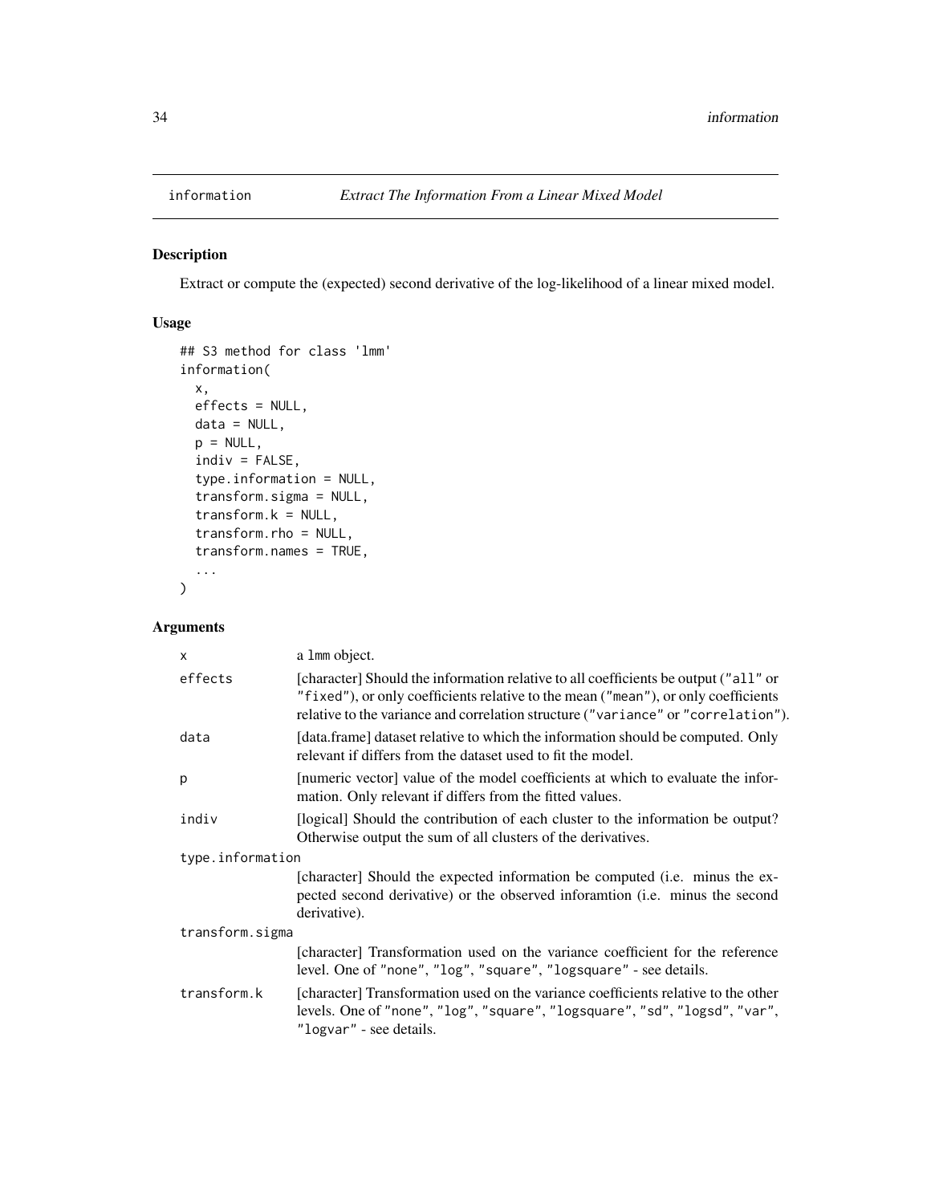# information *Extract The Information From a Linear Mixed Model*

## Description

Extract or compute the (expected) second derivative of the log-likelihood of a linear mixed model.

## Usage

```
## S3 method for class 'lmm'
information(
  x,
  effects = NULL,
  data = NULL,
  p = NULL,
  indiv = FALSE,
  type.information = NULL,
  transform.sigma = NULL,
  transform.k = NULL,
  transform.rho = NULL,
  transform.names = TRUE,
  ...
)
```

## Arguments

| | |
|---|---|
| `x` | a `lmm` object. |
| `effects` | [character] Should the information relative to all coefficients be output (`"all"` or `"fixed"`), or only coefficients relative to the mean (`"mean"`), or only coefficients relative to the variance and correlation structure (`"variance"` or `"correlation"`). |
| `data` | [data.frame] dataset relative to which the information should be computed. Only relevant if differs from the dataset used to fit the model. |
| `p` | [numeric vector] value of the model coefficients at which to evaluate the information. Only relevant if differs from the fitted values. |
| `indiv` | [logical] Should the contribution of each cluster to the information be output? Otherwise output the sum of all clusters of the derivatives. |
| `type.information` | [character] Should the expected information be computed (i.e. minus the expected second derivative) or the observed inforamtion (i.e. minus the second derivative). |
| `transform.sigma` | [character] Transformation used on the variance coefficient for the reference level. One of `"none"`, `"log"`, `"square"`, `"logsquare"` - see details. |
| `transform.k` | [character] Transformation used on the variance coefficients relative to the other levels. One of `"none"`, `"log"`, `"square"`, `"logsquare"`, `"sd"`, `"logsd"`, `"var"`, `"logvar"` - see details. |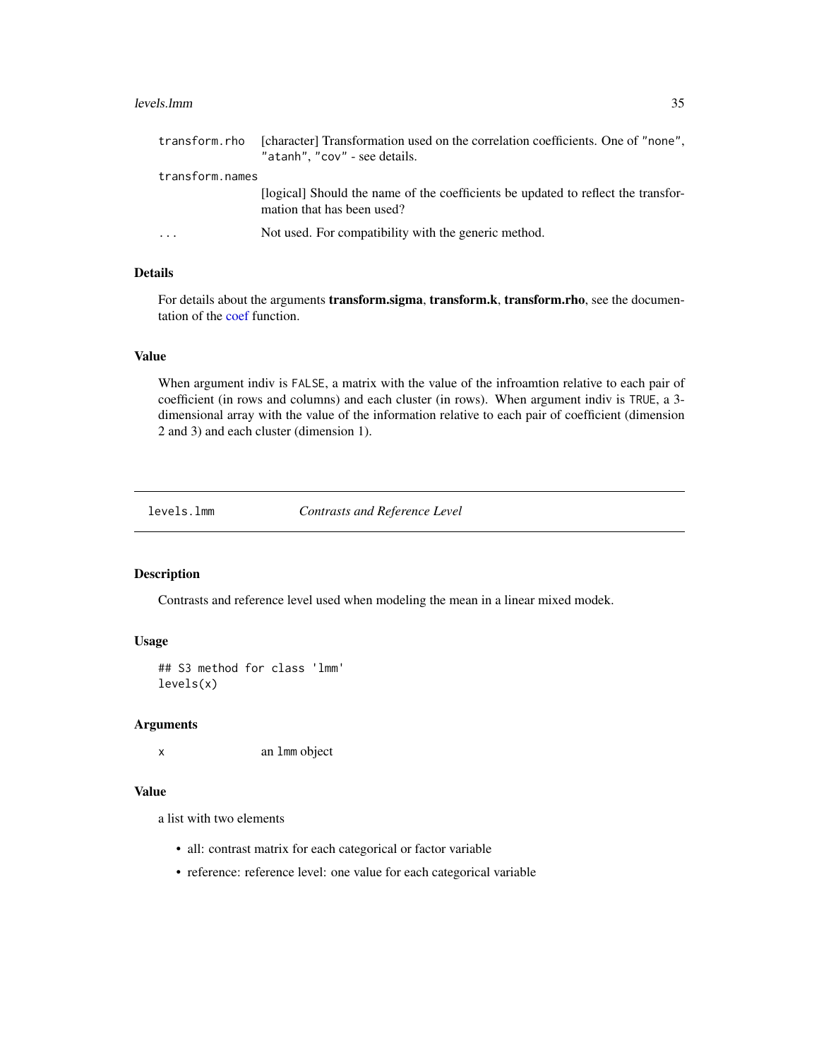| | |
|---|---|
| `transform.rho` | [character] Transformation used on the correlation coefficients. One of `"none"`, `"atanh"`, `"cov"` - see details. |
| `transform.names` | [logical] Should the name of the coefficients be updated to reflect the transformation that has been used? |
| `...` | Not used. For compatibility with the generic method. |

### Details

For details about the arguments **transform.sigma**, **transform.k**, **transform.rho**, see the documentation of the coef function.

### Value

When argument indiv is `FALSE`, a matrix with the value of the infroamtion relative to each pair of coefficient (in rows and columns) and each cluster (in rows). When argument indiv is `TRUE`, a 3-dimensional array with the value of the information relative to each pair of coefficient (dimension 2 and 3) and each cluster (dimension 1).

---

## `levels.lmm` — *Contrasts and Reference Level*

### Description

Contrasts and reference level used when modeling the mean in a linear mixed modek.

### Usage

```
## S3 method for class 'lmm'
levels(x)
```

### Arguments

| | |
|---|---|
| `x` | an `lmm` object |

### Value

a list with two elements

- all: contrast matrix for each categorical or factor variable
- reference: reference level: one value for each categorical variable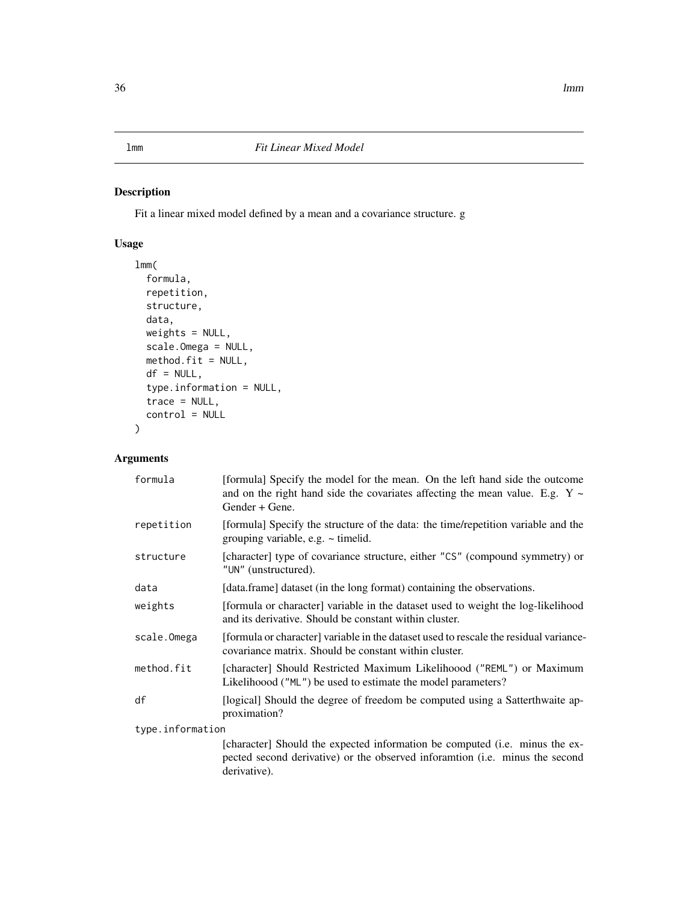# lmm — *Fit Linear Mixed Model*

## Description

Fit a linear mixed model defined by a mean and a covariance structure. g

## Usage

```
lmm(
  formula,
  repetition,
  structure,
  data,
  weights = NULL,
  scale.Omega = NULL,
  method.fit = NULL,
  df = NULL,
  type.information = NULL,
  trace = NULL,
  control = NULL
)
```

## Arguments

| Argument | Description |
|---|---|
| `formula` | [formula] Specify the model for the mean. On the left hand side the outcome and on the right hand side the covariates affecting the mean value. E.g. Y ~ Gender + Gene. |
| `repetition` | [formula] Specify the structure of the data: the time/repetition variable and the grouping variable, e.g. ~ time\|id. |
| `structure` | [character] type of covariance structure, either `"CS"` (compound symmetry) or `"UN"` (unstructured). |
| `data` | [data.frame] dataset (in the long format) containing the observations. |
| `weights` | [formula or character] variable in the dataset used to weight the log-likelihood and its derivative. Should be constant within cluster. |
| `scale.Omega` | [formula or character] variable in the dataset used to rescale the residual variance-covariance matrix. Should be constant within cluster. |
| `method.fit` | [character] Should Restricted Maximum Likelihoood (`"REML"`) or Maximum Likelihoood (`"ML"`) be used to estimate the model parameters? |
| `df` | [logical] Should the degree of freedom be computed using a Satterthwaite approximation? |
| `type.information` | [character] Should the expected information be computed (i.e. minus the expected second derivative) or the observed inforamtion (i.e. minus the second derivative). |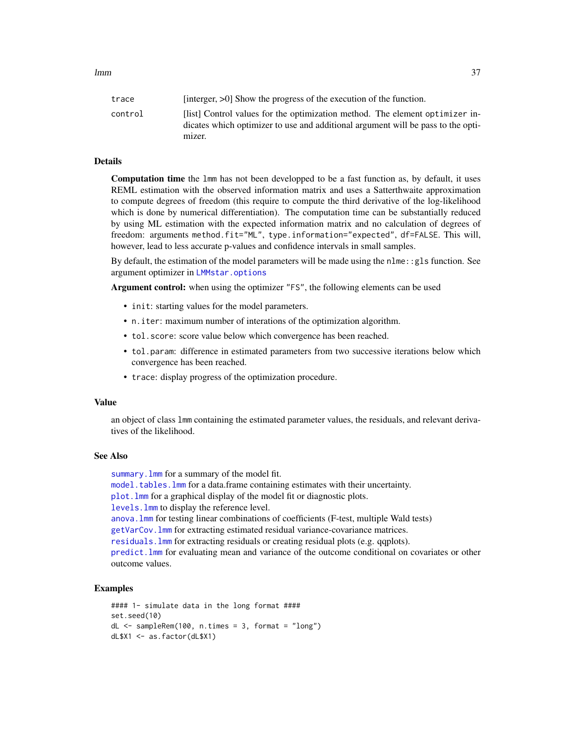| | |
|---|---|
| `trace` | [interger, >0] Show the progress of the execution of the function. |
| `control` | [list] Control values for the optimization method. The element `optimizer` indicates which optimizer to use and additional argument will be pass to the optimizer. |

## Details

**Computation time** the `lmm` has not been developped to be a fast function as, by default, it uses REML estimation with the observed information matrix and uses a Satterthwaite approximation to compute degrees of freedom (this require to compute the third derivative of the log-likelihood which is done by numerical differentiation). The computation time can be substantially reduced by using ML estimation with the expected information matrix and no calculation of degrees of freedom: arguments `method.fit="ML"`, `type.information="expected"`, `df=FALSE`. This will, however, lead to less accurate p-values and confidence intervals in small samples.

By default, the estimation of the model parameters will be made using the `nlme::gls` function. See argument optimizer in `LMMstar.options`

**Argument control:** when using the optimizer `"FS"`, the following elements can be used

- `init`: starting values for the model parameters.
- `n.iter`: maximum number of interations of the optimization algorithm.
- `tol.score`: score value below which convergence has been reached.
- `tol.param`: difference in estimated parameters from two successive iterations below which convergence has been reached.
- `trace`: display progress of the optimization procedure.

## Value

an object of class `lmm` containing the estimated parameter values, the residuals, and relevant derivatives of the likelihood.

## See Also

`summary.lmm` for a summary of the model fit.
`model.tables.lmm` for a data.frame containing estimates with their uncertainty.
`plot.lmm` for a graphical display of the model fit or diagnostic plots.
`levels.lmm` to display the reference level.
`anova.lmm` for testing linear combinations of coefficients (F-test, multiple Wald tests)
`getVarCov.lmm` for extracting estimated residual variance-covariance matrices.
`residuals.lmm` for extracting residuals or creating residual plots (e.g. qqplots).
`predict.lmm` for evaluating mean and variance of the outcome conditional on covariates or other outcome values.

## Examples

```
#### 1- simulate data in the long format ####
set.seed(10)
dL <- sampleRem(100, n.times = 3, format = "long")
dL$X1 <- as.factor(dL$X1)
```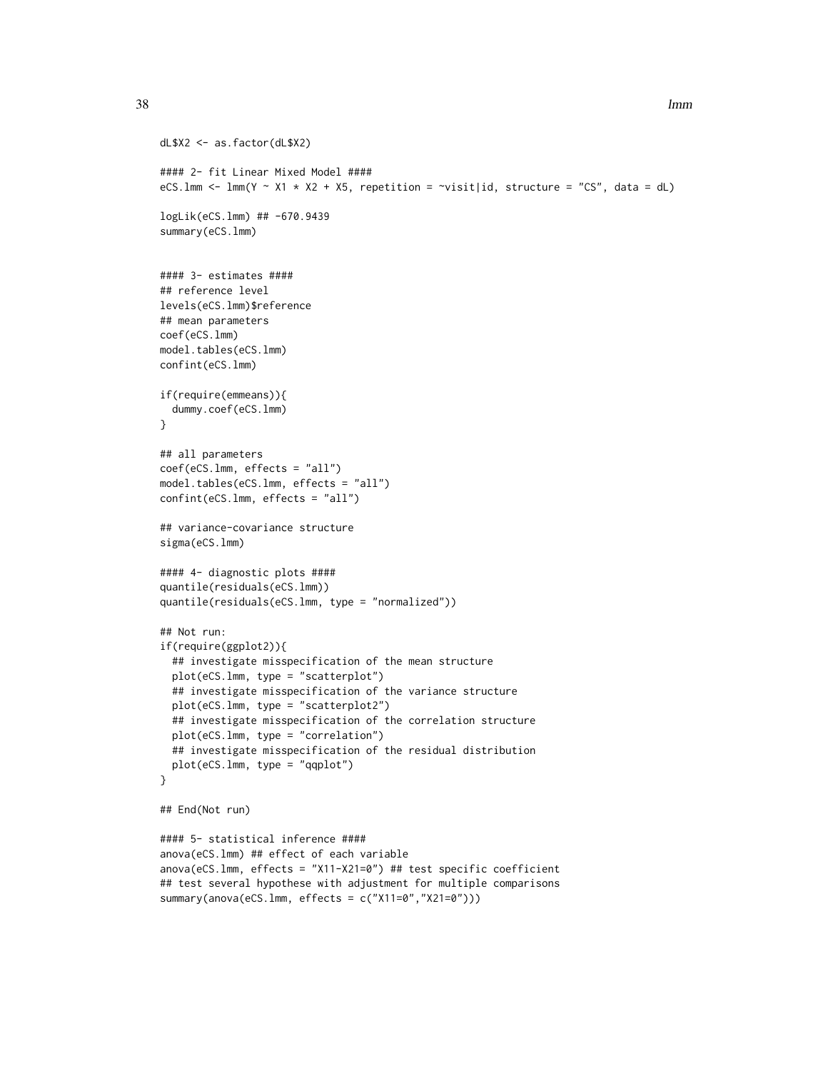```
dL$X2 <- as.factor(dL$X2)

#### 2- fit Linear Mixed Model ####
eCS.lmm <- lmm(Y ~ X1 * X2 + X5, repetition = ~visit|id, structure = "CS", data = dL)

logLik(eCS.lmm) ## -670.9439
summary(eCS.lmm)


#### 3- estimates ####
## reference level
levels(eCS.lmm)$reference
## mean parameters
coef(eCS.lmm)
model.tables(eCS.lmm)
confint(eCS.lmm)

if(require(emmeans)){
  dummy.coef(eCS.lmm)
}

## all parameters
coef(eCS.lmm, effects = "all")
model.tables(eCS.lmm, effects = "all")
confint(eCS.lmm, effects = "all")

## variance-covariance structure
sigma(eCS.lmm)

#### 4- diagnostic plots ####
quantile(residuals(eCS.lmm))
quantile(residuals(eCS.lmm, type = "normalized"))

## Not run:
if(require(ggplot2)){
  ## investigate misspecification of the mean structure
  plot(eCS.lmm, type = "scatterplot")
  ## investigate misspecification of the variance structure
  plot(eCS.lmm, type = "scatterplot2")
  ## investigate misspecification of the correlation structure
  plot(eCS.lmm, type = "correlation")
  ## investigate misspecification of the residual distribution
  plot(eCS.lmm, type = "qqplot")
}

## End(Not run)

#### 5- statistical inference ####
anova(eCS.lmm) ## effect of each variable
anova(eCS.lmm, effects = "X11-X21=0") ## test specific coefficient
## test several hypothese with adjustment for multiple comparisons
summary(anova(eCS.lmm, effects = c("X11=0","X21=0")))
```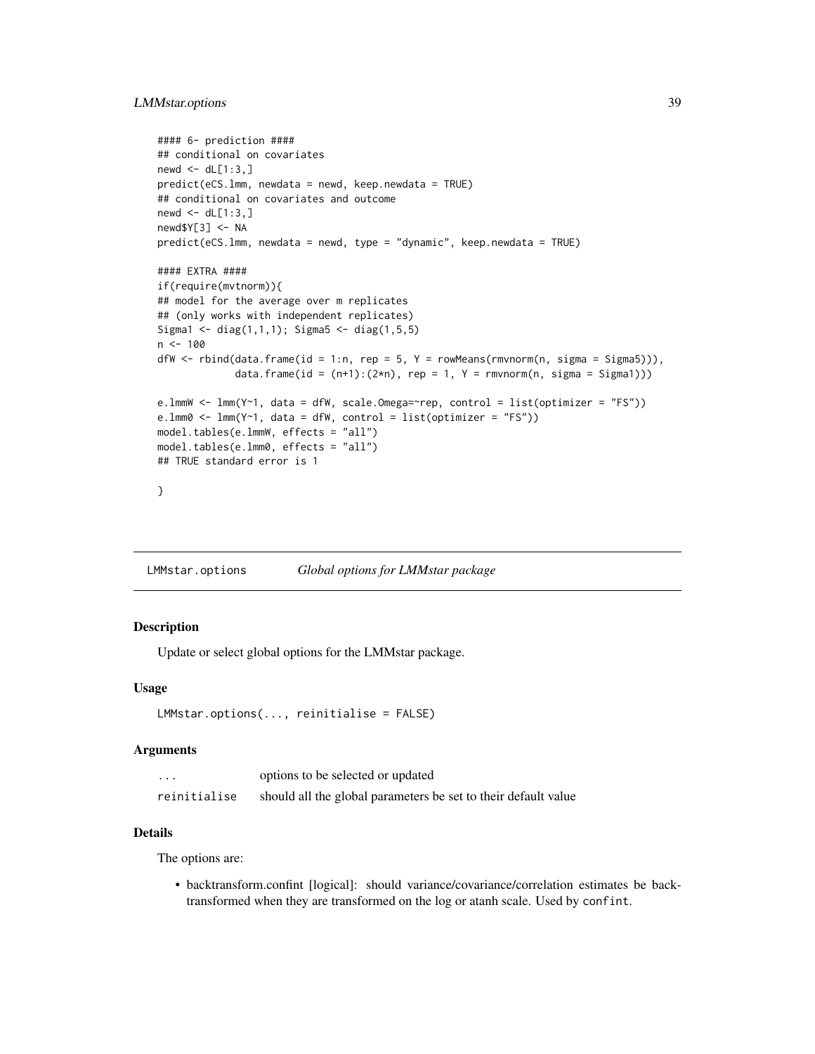```
#### 6- prediction ####
## conditional on covariates
newd <- dL[1:3,]
predict(eCS.lmm, newdata = newd, keep.newdata = TRUE)
## conditional on covariates and outcome
newd <- dL[1:3,]
newd$Y[3] <- NA
predict(eCS.lmm, newdata = newd, type = "dynamic", keep.newdata = TRUE)

#### EXTRA ####
if(require(mvtnorm)){
## model for the average over m replicates
## (only works with independent replicates)
Sigma1 <- diag(1,1,1); Sigma5 <- diag(1,5,5)
n <- 100
dfW <- rbind(data.frame(id = 1:n, rep = 5, Y = rowMeans(rmvnorm(n, sigma = Sigma5))),
             data.frame(id = (n+1):(2*n), rep = 1, Y = rmvnorm(n, sigma = Sigma1)))

e.lmmW <- lmm(Y~1, data = dfW, scale.Omega=~rep, control = list(optimizer = "FS"))
e.lmm0 <- lmm(Y~1, data = dfW, control = list(optimizer = "FS"))
model.tables(e.lmmW, effects = "all")
model.tables(e.lmm0, effects = "all")
## TRUE standard error is 1

}
```

---

# LMMstar.options — *Global options for LMMstar package*

## Description

Update or select global options for the LMMstar package.

## Usage

```
LMMstar.options(..., reinitialise = FALSE)
```

## Arguments

| | |
|---|---|
| `...` | options to be selected or updated |
| `reinitialise` | should all the global parameters be set to their default value |

## Details

The options are:

- backtransform.confint [logical]: should variance/covariance/correlation estimates be back-transformed when they are transformed on the log or atanh scale. Used by `confint`.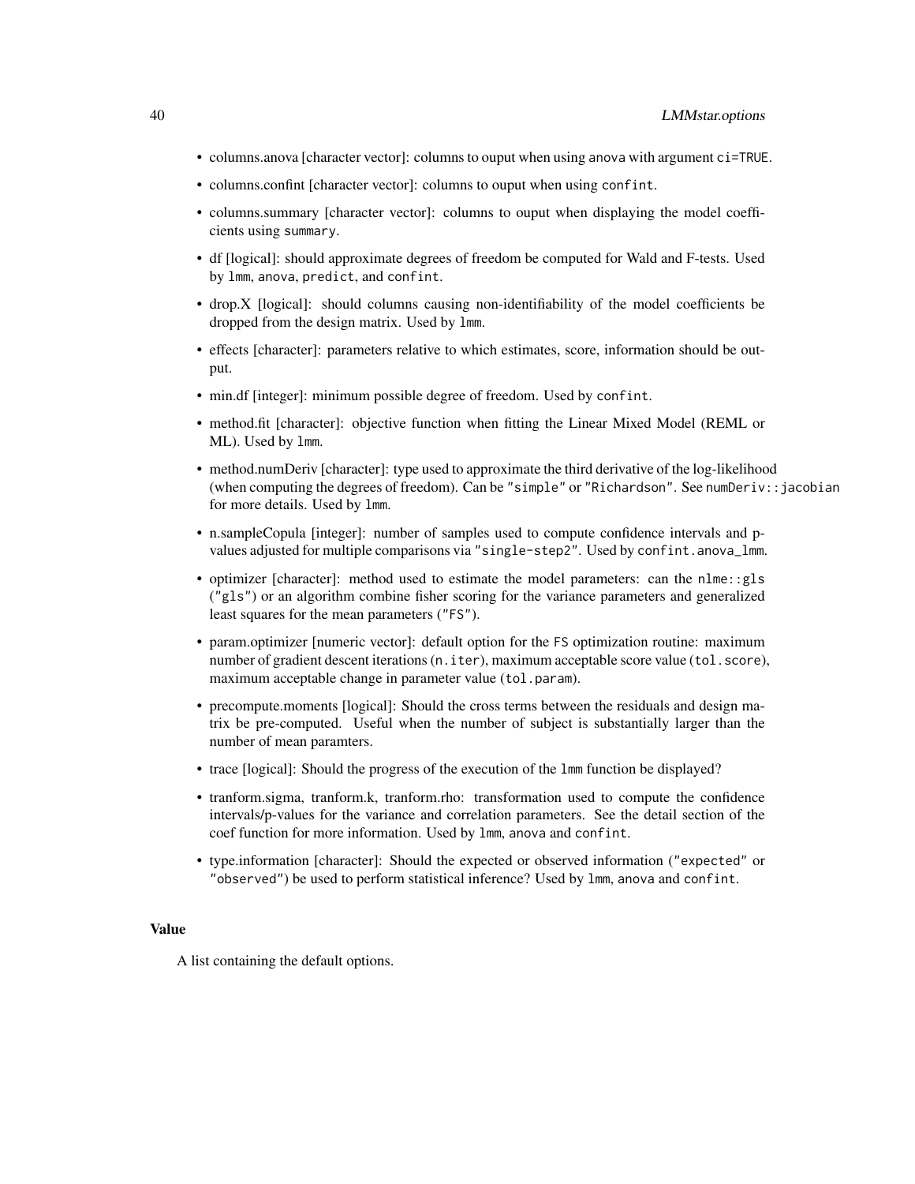- columns.anova [character vector]: columns to ouput when using `anova` with argument `ci=TRUE`.
- columns.confint [character vector]: columns to ouput when using `confint`.
- columns.summary [character vector]: columns to ouput when displaying the model coefficients using `summary`.
- df [logical]: should approximate degrees of freedom be computed for Wald and F-tests. Used by `lmm`, `anova`, `predict`, and `confint`.
- drop.X [logical]: should columns causing non-identifiability of the model coefficients be dropped from the design matrix. Used by `lmm`.
- effects [character]: parameters relative to which estimates, score, information should be output.
- min.df [integer]: minimum possible degree of freedom. Used by `confint`.
- method.fit [character]: objective function when fitting the Linear Mixed Model (REML or ML). Used by `lmm`.
- method.numDeriv [character]: type used to approximate the third derivative of the log-likelihood (when computing the degrees of freedom). Can be `"simple"` or `"Richardson"`. See `numDeriv::jacobian` for more details. Used by `lmm`.
- n.sampleCopula [integer]: number of samples used to compute confidence intervals and p-values adjusted for multiple comparisons via `"single-step2"`. Used by `confint.anova_lmm`.
- optimizer [character]: method used to estimate the model parameters: can the `nlme::gls` (`"gls"`) or an algorithm combine fisher scoring for the variance parameters and generalized least squares for the mean parameters (`"FS"`).
- param.optimizer [numeric vector]: default option for the `FS` optimization routine: maximum number of gradient descent iterations (`n.iter`), maximum acceptable score value (`tol.score`), maximum acceptable change in parameter value (`tol.param`).
- precompute.moments [logical]: Should the cross terms between the residuals and design matrix be pre-computed. Useful when the number of subject is substantially larger than the number of mean paramters.
- trace [logical]: Should the progress of the execution of the `lmm` function be displayed?
- tranform.sigma, tranform.k, tranform.rho: transformation used to compute the confidence intervals/p-values for the variance and correlation parameters. See the detail section of the coef function for more information. Used by `lmm`, `anova` and `confint`.
- type.information [character]: Should the expected or observed information (`"expected"` or `"observed"`) be used to perform statistical inference? Used by `lmm`, `anova` and `confint`.

### Value

A list containing the default options.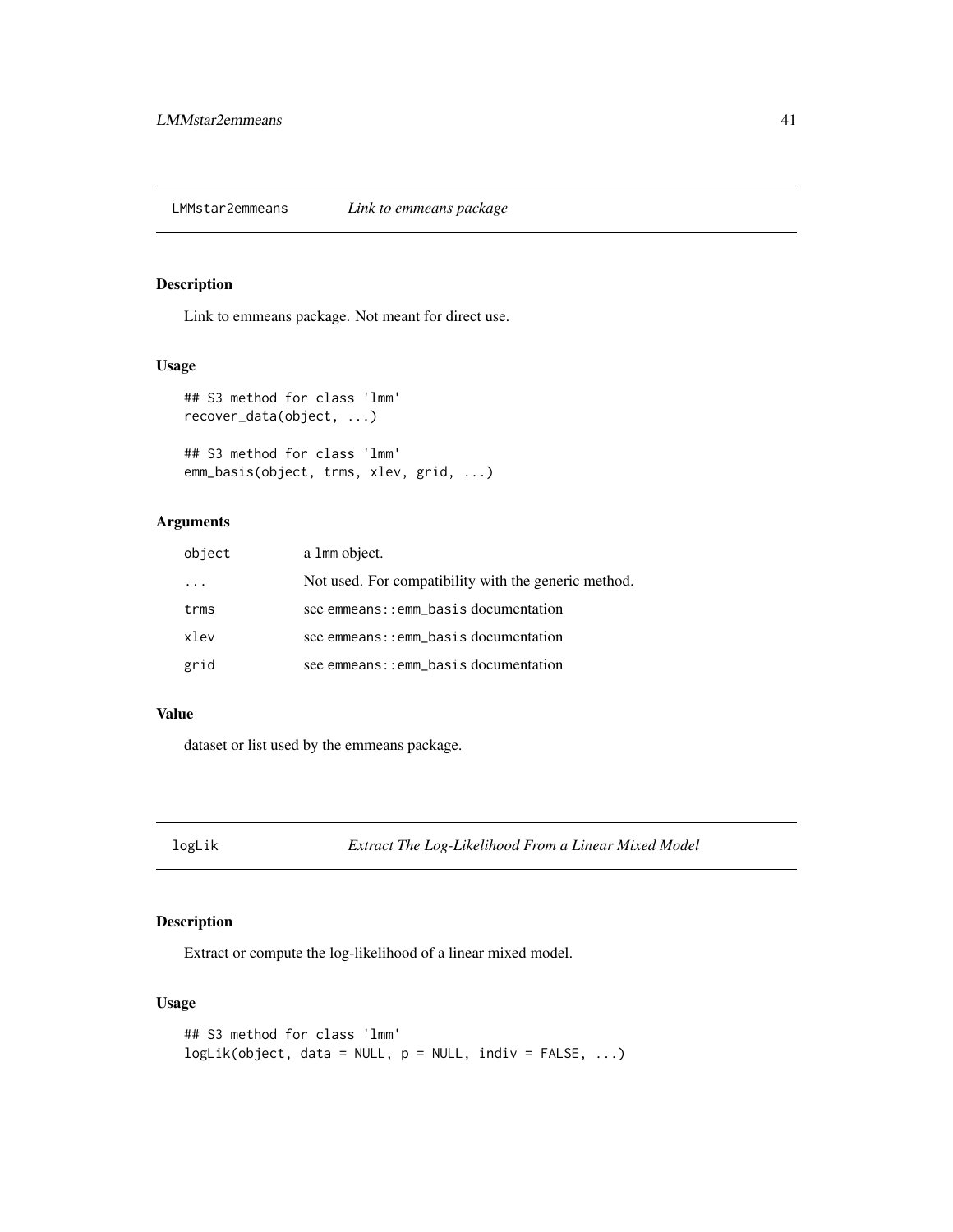## LMMstar2emmeans *Link to emmeans package*

### Description

Link to emmeans package. Not meant for direct use.

### Usage

```
## S3 method for class 'lmm'
recover_data(object, ...)

## S3 method for class 'lmm'
emm_basis(object, trms, xlev, grid, ...)
```

### Arguments

| | |
|---|---|
| `object` | a `lmm` object. |
| `...` | Not used. For compatibility with the generic method. |
| `trms` | see `emmeans::emm_basis` documentation |
| `xlev` | see `emmeans::emm_basis` documentation |
| `grid` | see `emmeans::emm_basis` documentation |

### Value

dataset or list used by the emmeans package.

## logLik *Extract The Log-Likelihood From a Linear Mixed Model*

### Description

Extract or compute the log-likelihood of a linear mixed model.

### Usage

```
## S3 method for class 'lmm'
logLik(object, data = NULL, p = NULL, indiv = FALSE, ...)
```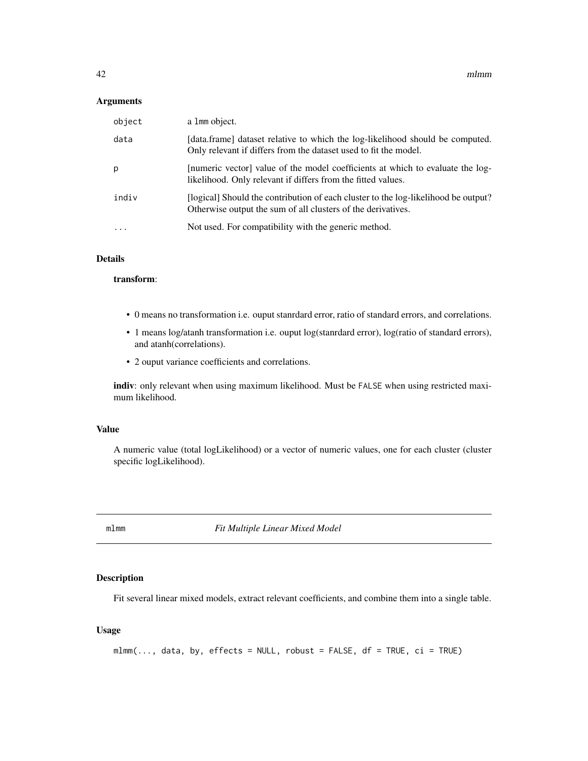### Arguments

| | |
|---|---|
| object | a lmm object. |
| data | [data.frame] dataset relative to which the log-likelihood should be computed. Only relevant if differs from the dataset used to fit the model. |
| p | [numeric vector] value of the model coefficients at which to evaluate the log-likelihood. Only relevant if differs from the fitted values. |
| indiv | [logical] Should the contribution of each cluster to the log-likelihood be output? Otherwise output the sum of all clusters of the derivatives. |
| ... | Not used. For compatibility with the generic method. |

### Details

**transform**:

- 0 means no transformation i.e. ouput stanrdard error, ratio of standard errors, and correlations.
- 1 means log/atanh transformation i.e. ouput log(stanrdard error), log(ratio of standard errors), and atanh(correlations).
- 2 ouput variance coefficients and correlations.

**indiv**: only relevant when using maximum likelihood. Must be FALSE when using restricted maximum likelihood.

### Value

A numeric value (total logLikelihood) or a vector of numeric values, one for each cluster (cluster specific logLikelihood).

---

## mlmm — *Fit Multiple Linear Mixed Model*

### Description

Fit several linear mixed models, extract relevant coefficients, and combine them into a single table.

### Usage

```
mlmm(..., data, by, effects = NULL, robust = FALSE, df = TRUE, ci = TRUE)
```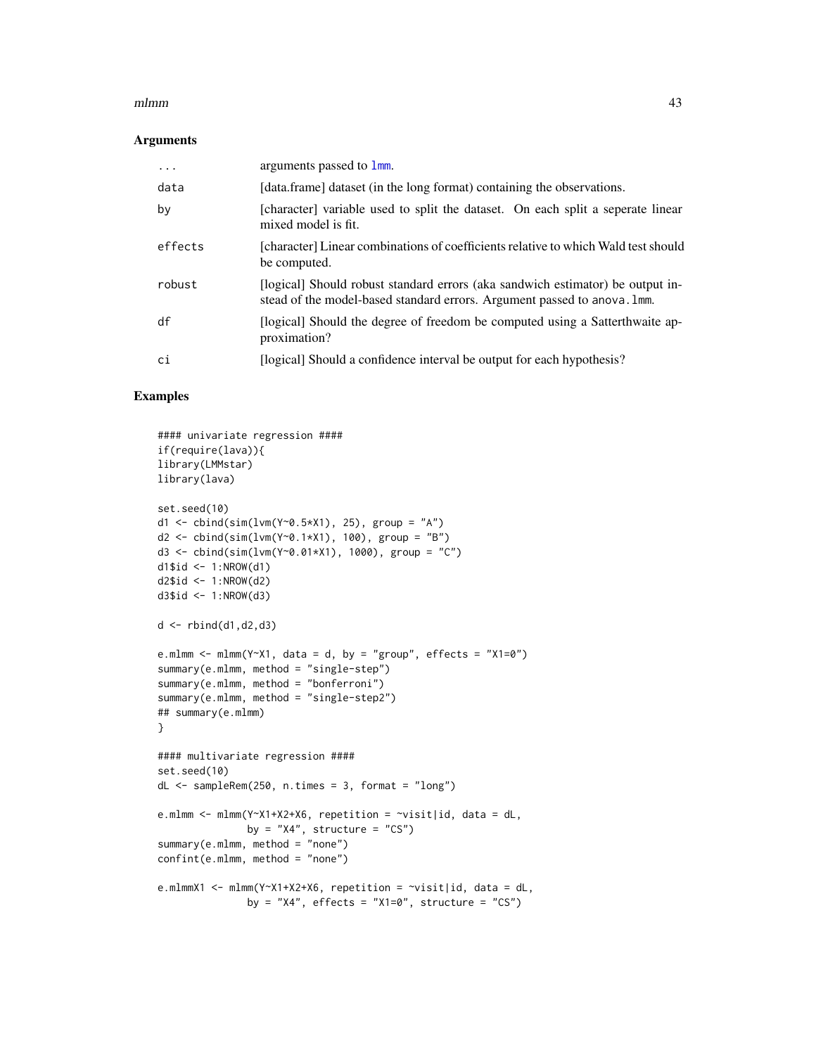### Arguments

| | |
|---|---|
| ... | arguments passed to lmm. |
| data | [data.frame] dataset (in the long format) containing the observations. |
| by | [character] variable used to split the dataset. On each split a seperate linear mixed model is fit. |
| effects | [character] Linear combinations of coefficients relative to which Wald test should be computed. |
| robust | [logical] Should robust standard errors (aka sandwich estimator) be output instead of the model-based standard errors. Argument passed to anova.lmm. |
| df | [logical] Should the degree of freedom be computed using a Satterthwaite approximation? |
| ci | [logical] Should a confidence interval be output for each hypothesis? |

### Examples

```
#### univariate regression ####
if(require(lava)){
library(LMMstar)
library(lava)

set.seed(10)
d1 <- cbind(sim(lvm(Y~0.5*X1), 25), group = "A")
d2 <- cbind(sim(lvm(Y~0.1*X1), 100), group = "B")
d3 <- cbind(sim(lvm(Y~0.01*X1), 1000), group = "C")
d1$id <- 1:NROW(d1)
d2$id <- 1:NROW(d2)
d3$id <- 1:NROW(d3)

d <- rbind(d1,d2,d3)

e.mlmm <- mlmm(Y~X1, data = d, by = "group", effects = "X1=0")
summary(e.mlmm, method = "single-step")
summary(e.mlmm, method = "bonferroni")
summary(e.mlmm, method = "single-step2")
## summary(e.mlmm)
}

#### multivariate regression ####
set.seed(10)
dL <- sampleRem(250, n.times = 3, format = "long")

e.mlmm <- mlmm(Y~X1+X2+X6, repetition = ~visit|id, data = dL,
               by = "X4", structure = "CS")
summary(e.mlmm, method = "none")
confint(e.mlmm, method = "none")

e.mlmmX1 <- mlmm(Y~X1+X2+X6, repetition = ~visit|id, data = dL,
               by = "X4", effects = "X1=0", structure = "CS")
```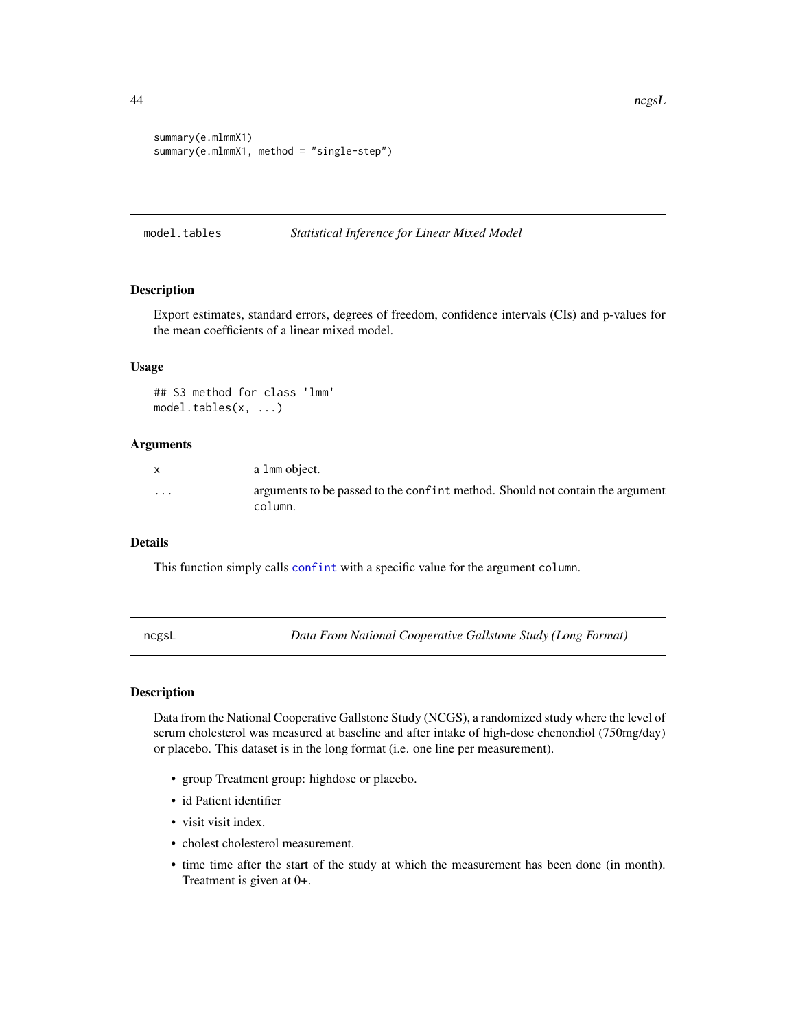```
summary(e.mlmmX1)
summary(e.mlmmX1, method = "single-step")
```

## model.tables — *Statistical Inference for Linear Mixed Model*

### Description

Export estimates, standard errors, degrees of freedom, confidence intervals (CIs) and p-values for the mean coefficients of a linear mixed model.

### Usage

```
## S3 method for class 'lmm'
model.tables(x, ...)
```

### Arguments

| | |
|---|---|
| x | a lmm object. |
| ... | arguments to be passed to the confint method. Should not contain the argument column. |

### Details

This function simply calls confint with a specific value for the argument column.

## ncgsL — *Data From National Cooperative Gallstone Study (Long Format)*

### Description

Data from the National Cooperative Gallstone Study (NCGS), a randomized study where the level of serum cholesterol was measured at baseline and after intake of high-dose chenondiol (750mg/day) or placebo. This dataset is in the long format (i.e. one line per measurement).

- group Treatment group: highdose or placebo.
- id Patient identifier
- visit visit index.
- cholest cholesterol measurement.
- time time after the start of the study at which the measurement has been done (in month). Treatment is given at 0+.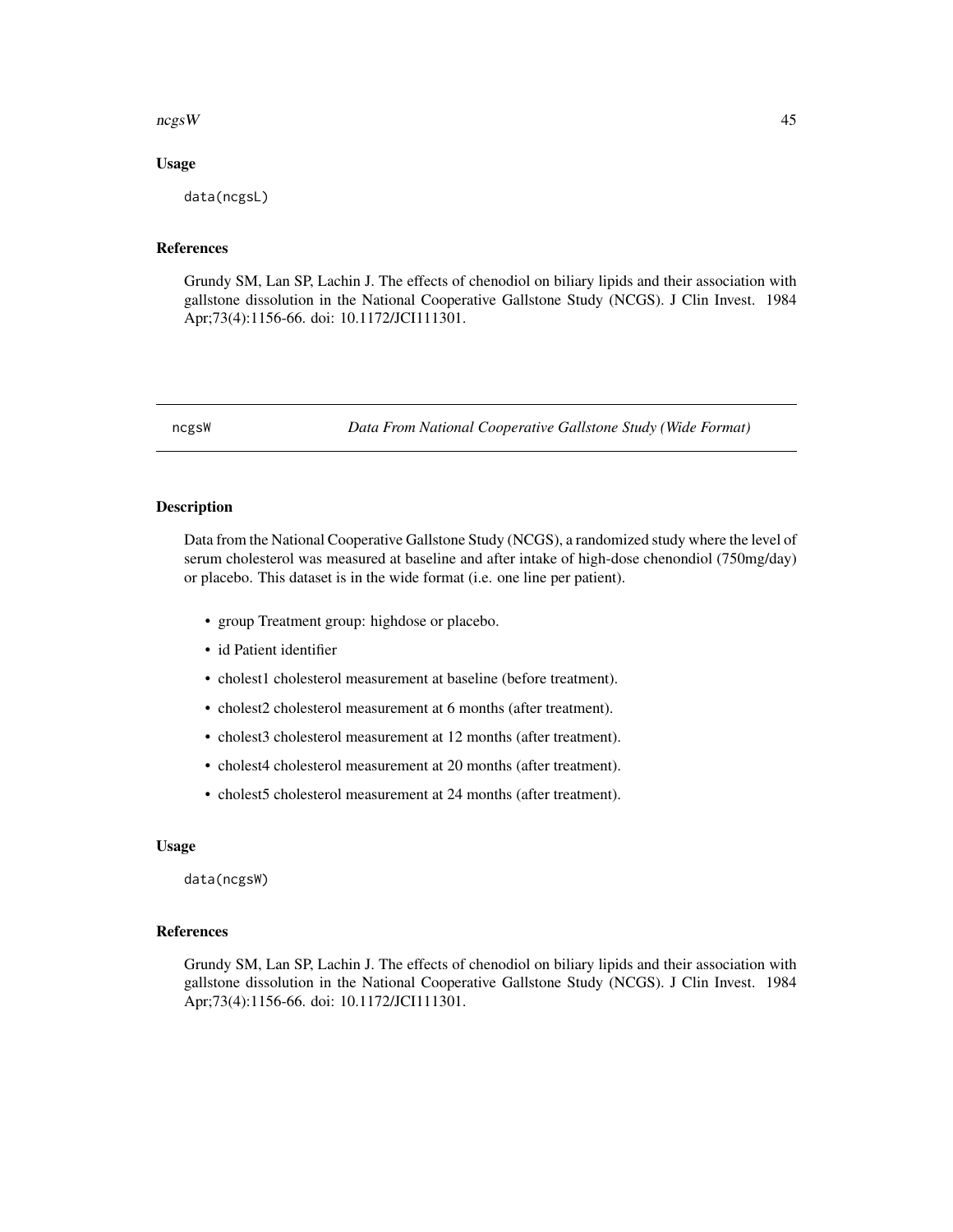### Usage

```
data(ncgsL)
```

### References

Grundy SM, Lan SP, Lachin J. The effects of chenodiol on biliary lipids and their association with gallstone dissolution in the National Cooperative Gallstone Study (NCGS). J Clin Invest. 1984 Apr;73(4):1156-66. doi: 10.1172/JCI111301.

---

## ncgsW — *Data From National Cooperative Gallstone Study (Wide Format)*

---

### Description

Data from the National Cooperative Gallstone Study (NCGS), a randomized study where the level of serum cholesterol was measured at baseline and after intake of high-dose chenondiol (750mg/day) or placebo. This dataset is in the wide format (i.e. one line per patient).

- group Treatment group: highdose or placebo.
- id Patient identifier
- cholest1 cholesterol measurement at baseline (before treatment).
- cholest2 cholesterol measurement at 6 months (after treatment).
- cholest3 cholesterol measurement at 12 months (after treatment).
- cholest4 cholesterol measurement at 20 months (after treatment).
- cholest5 cholesterol measurement at 24 months (after treatment).

### Usage

```
data(ncgsW)
```

### References

Grundy SM, Lan SP, Lachin J. The effects of chenodiol on biliary lipids and their association with gallstone dissolution in the National Cooperative Gallstone Study (NCGS). J Clin Invest. 1984 Apr;73(4):1156-66. doi: 10.1172/JCI111301.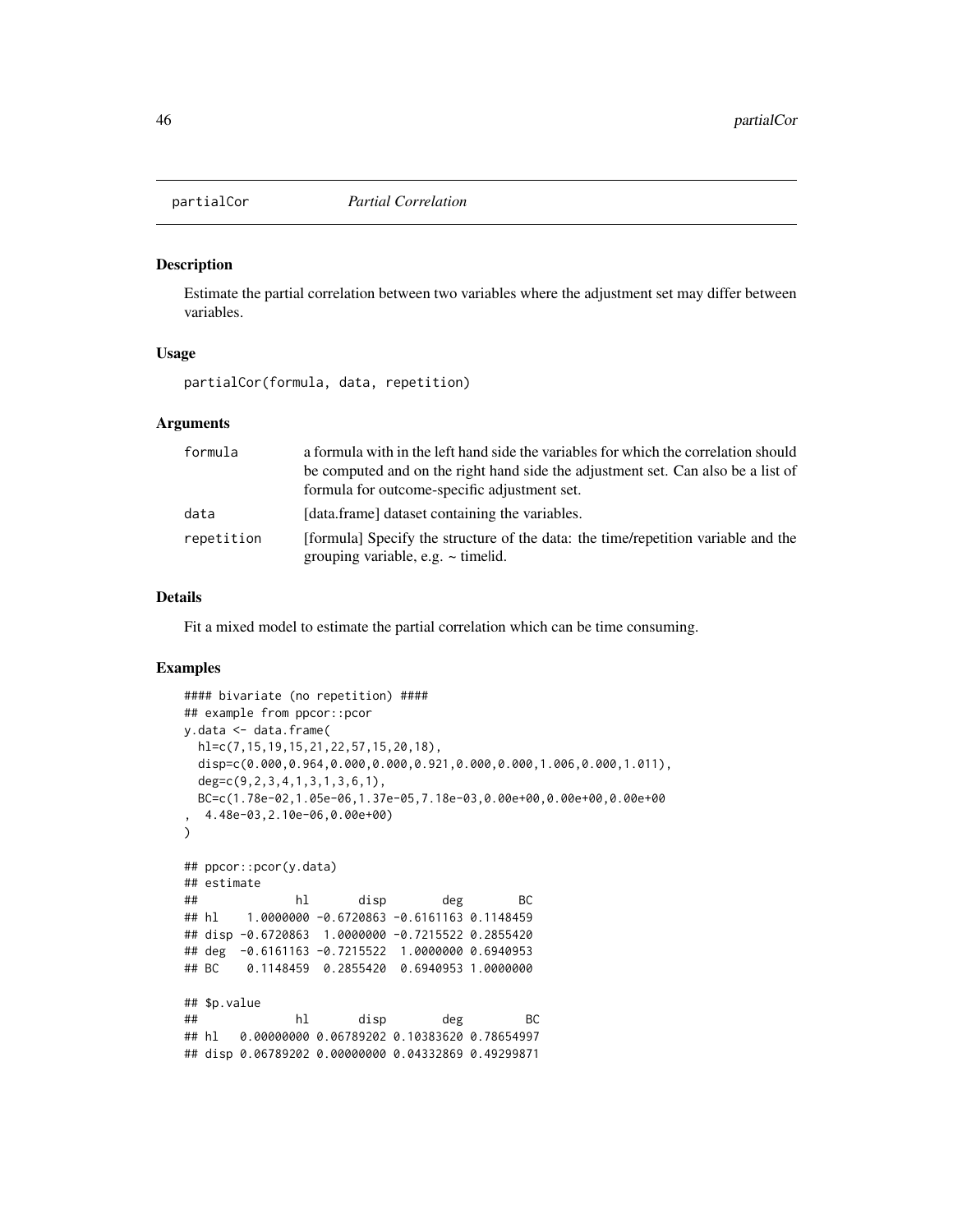## partialCor *Partial Correlation*

### Description

Estimate the partial correlation between two variables where the adjustment set may differ between variables.

### Usage

```
partialCor(formula, data, repetition)
```

### Arguments

| | |
|---|---|
| `formula` | a formula with in the left hand side the variables for which the correlation should be computed and on the right hand side the adjustment set. Can also be a list of formula for outcome-specific adjustment set. |
| `data` | [data.frame] dataset containing the variables. |
| `repetition` | [formula] Specify the structure of the data: the time/repetition variable and the grouping variable, e.g. ~ time\|id. |

### Details

Fit a mixed model to estimate the partial correlation which can be time consuming.

### Examples

```
#### bivariate (no repetition) ####
## example from ppcor::pcor
y.data <- data.frame(
  hl=c(7,15,19,15,21,22,57,15,20,18),
  disp=c(0.000,0.964,0.000,0.000,0.921,0.000,0.000,1.006,0.000,1.011),
  deg=c(9,2,3,4,1,3,1,3,6,1),
  BC=c(1.78e-02,1.05e-06,1.37e-05,7.18e-03,0.00e+00,0.00e+00,0.00e+00
,  4.48e-03,2.10e-06,0.00e+00)
)

## ppcor::pcor(y.data)
## estimate
##              hl       disp        deg        BC
## hl    1.0000000 -0.6720863 -0.6161163 0.1148459
## disp -0.6720863  1.0000000 -0.7215522 0.2855420
## deg  -0.6161163 -0.7215522  1.0000000 0.6940953
## BC    0.1148459  0.2855420  0.6940953 1.0000000

## $p.value
##              hl       disp        deg         BC
## hl   0.00000000 0.06789202 0.10383620 0.78654997
## disp 0.06789202 0.00000000 0.04332869 0.49299871
```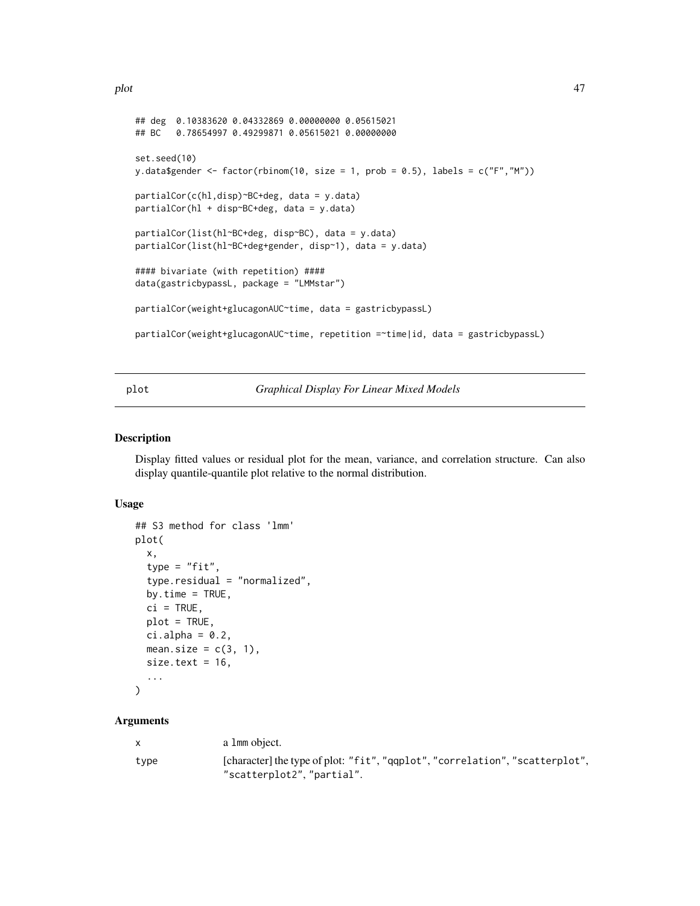```
## deg  0.10383620 0.04332869 0.00000000 0.05615021
## BC   0.78654997 0.49299871 0.05615021 0.00000000

set.seed(10)
y.data$gender <- factor(rbinom(10, size = 1, prob = 0.5), labels = c("F","M"))

partialCor(c(hl,disp)~BC+deg, data = y.data)
partialCor(hl + disp~BC+deg, data = y.data)

partialCor(list(hl~BC+deg, disp~BC), data = y.data)
partialCor(list(hl~BC+deg+gender, disp~1), data = y.data)

#### bivariate (with repetition) ####
data(gastricbypassL, package = "LMMstar")

partialCor(weight+glucagonAUC~time, data = gastricbypassL)

partialCor(weight+glucagonAUC~time, repetition =~time|id, data = gastricbypassL)
```

## plot — *Graphical Display For Linear Mixed Models*

### Description

Display fitted values or residual plot for the mean, variance, and correlation structure. Can also display quantile-quantile plot relative to the normal distribution.

### Usage

```
## S3 method for class 'lmm'
plot(
  x,
  type = "fit",
  type.residual = "normalized",
  by.time = TRUE,
  ci = TRUE,
  plot = TRUE,
  ci.alpha = 0.2,
  mean.size = c(3, 1),
  size.text = 16,
  ...
)
```

### Arguments

| | |
|---|---|
| x | a lmm object. |
| type | [character] the type of plot: "fit", "qqplot", "correlation", "scatterplot", "scatterplot2", "partial". |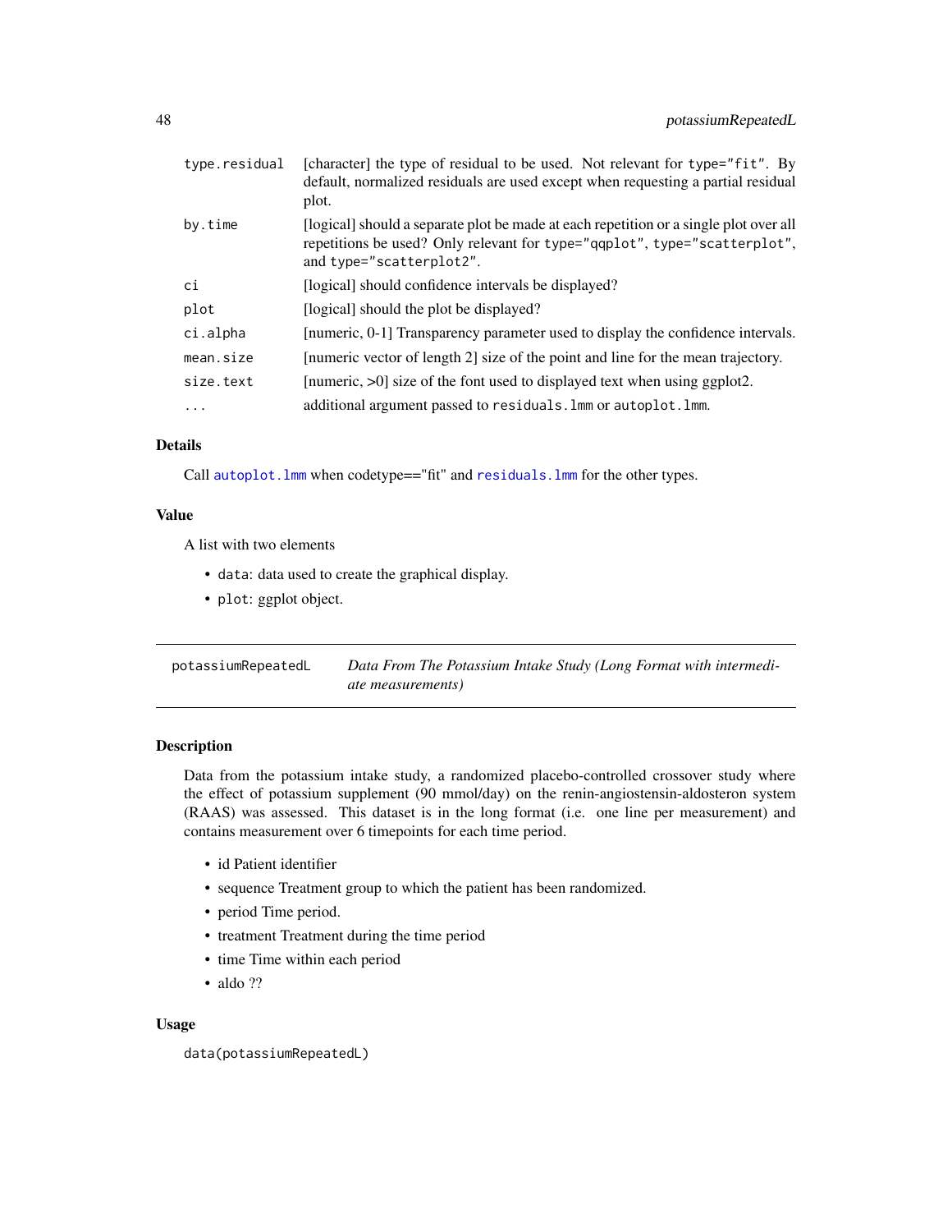| | |
|---|---|
| `type.residual` | [character] the type of residual to be used. Not relevant for `type="fit"`. By default, normalized residuals are used except when requesting a partial residual plot. |
| `by.time` | [logical] should a separate plot be made at each repetition or a single plot over all repetitions be used? Only relevant for `type="qqplot"`, `type="scatterplot"`, and `type="scatterplot2"`. |
| `ci` | [logical] should confidence intervals be displayed? |
| `plot` | [logical] should the plot be displayed? |
| `ci.alpha` | [numeric, 0-1] Transparency parameter used to display the confidence intervals. |
| `mean.size` | [numeric vector of length 2] size of the point and line for the mean trajectory. |
| `size.text` | [numeric, >0] size of the font used to displayed text when using ggplot2. |
| `...` | additional argument passed to `residuals.lmm` or `autoplot.lmm`. |

### Details

Call `autoplot.lmm` when codetype=="fit" and `residuals.lmm` for the other types.

### Value

A list with two elements

- `data`: data used to create the graphical display.
- `plot`: ggplot object.

---

## potassiumRepeatedL    *Data From The Potassium Intake Study (Long Format with intermediate measurements)*

---

### Description

Data from the potassium intake study, a randomized placebo-controlled crossover study where the effect of potassium supplement (90 mmol/day) on the renin-angiostensin-aldosteron system (RAAS) was assessed. This dataset is in the long format (i.e. one line per measurement) and contains measurement over 6 timepoints for each time period.

- id Patient identifier
- sequence Treatment group to which the patient has been randomized.
- period Time period.
- treatment Treatment during the time period
- time Time within each period
- aldo ??

### Usage

```
data(potassiumRepeatedL)
```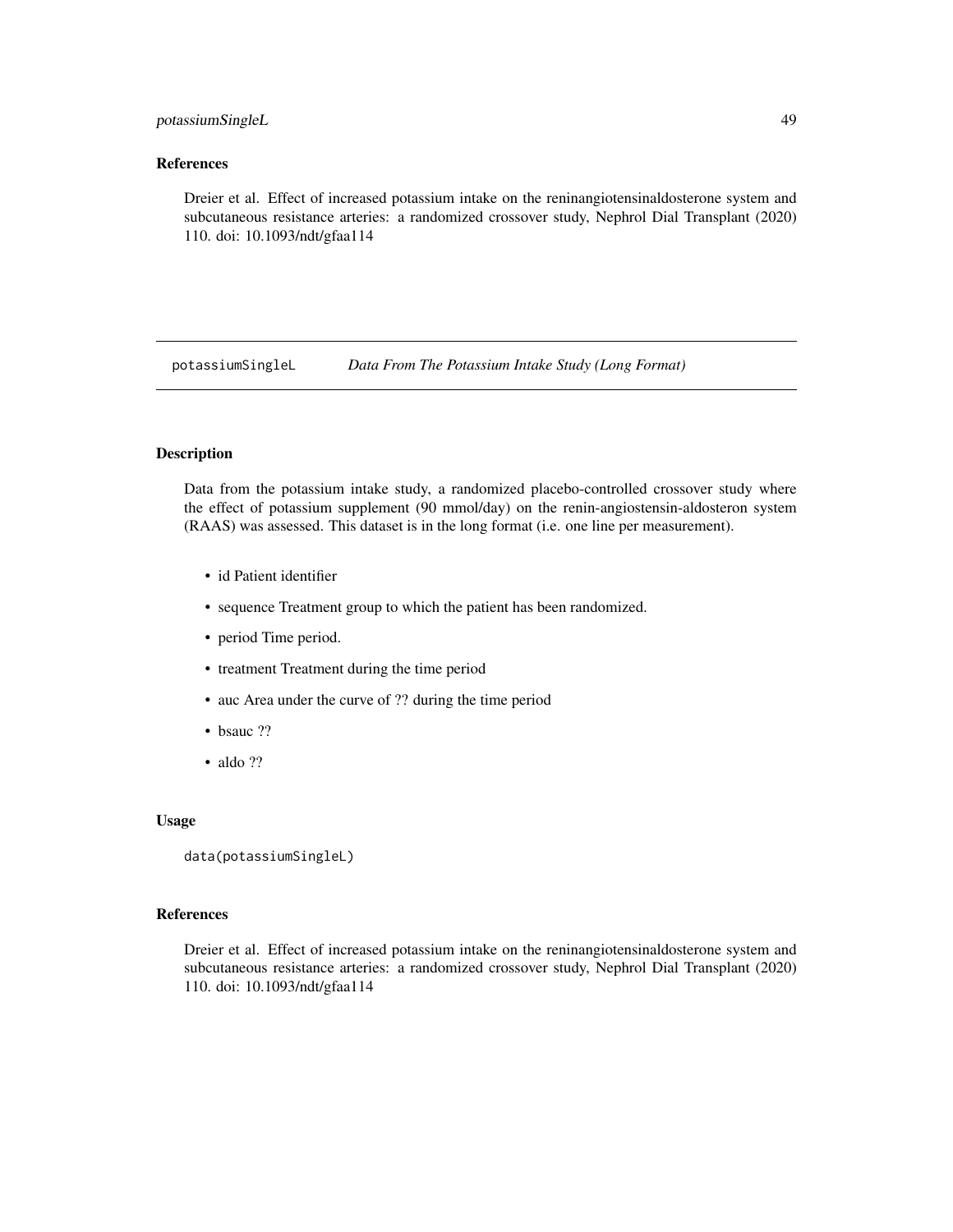## References

Dreier et al. Effect of increased potassium intake on the reninangiotensinaldosterone system and subcutaneous resistance arteries: a randomized crossover study, Nephrol Dial Transplant (2020) 110. doi: 10.1093/ndt/gfaa114

---

# potassiumSingleL *Data From The Potassium Intake Study (Long Format)*

## Description

Data from the potassium intake study, a randomized placebo-controlled crossover study where the effect of potassium supplement (90 mmol/day) on the renin-angiostensin-aldosteron system (RAAS) was assessed. This dataset is in the long format (i.e. one line per measurement).

- id Patient identifier
- sequence Treatment group to which the patient has been randomized.
- period Time period.
- treatment Treatment during the time period
- auc Area under the curve of ?? during the time period
- bsauc ??
- aldo ??

## Usage

```
data(potassiumSingleL)
```

## References

Dreier et al. Effect of increased potassium intake on the reninangiotensinaldosterone system and subcutaneous resistance arteries: a randomized crossover study, Nephrol Dial Transplant (2020) 110. doi: 10.1093/ndt/gfaa114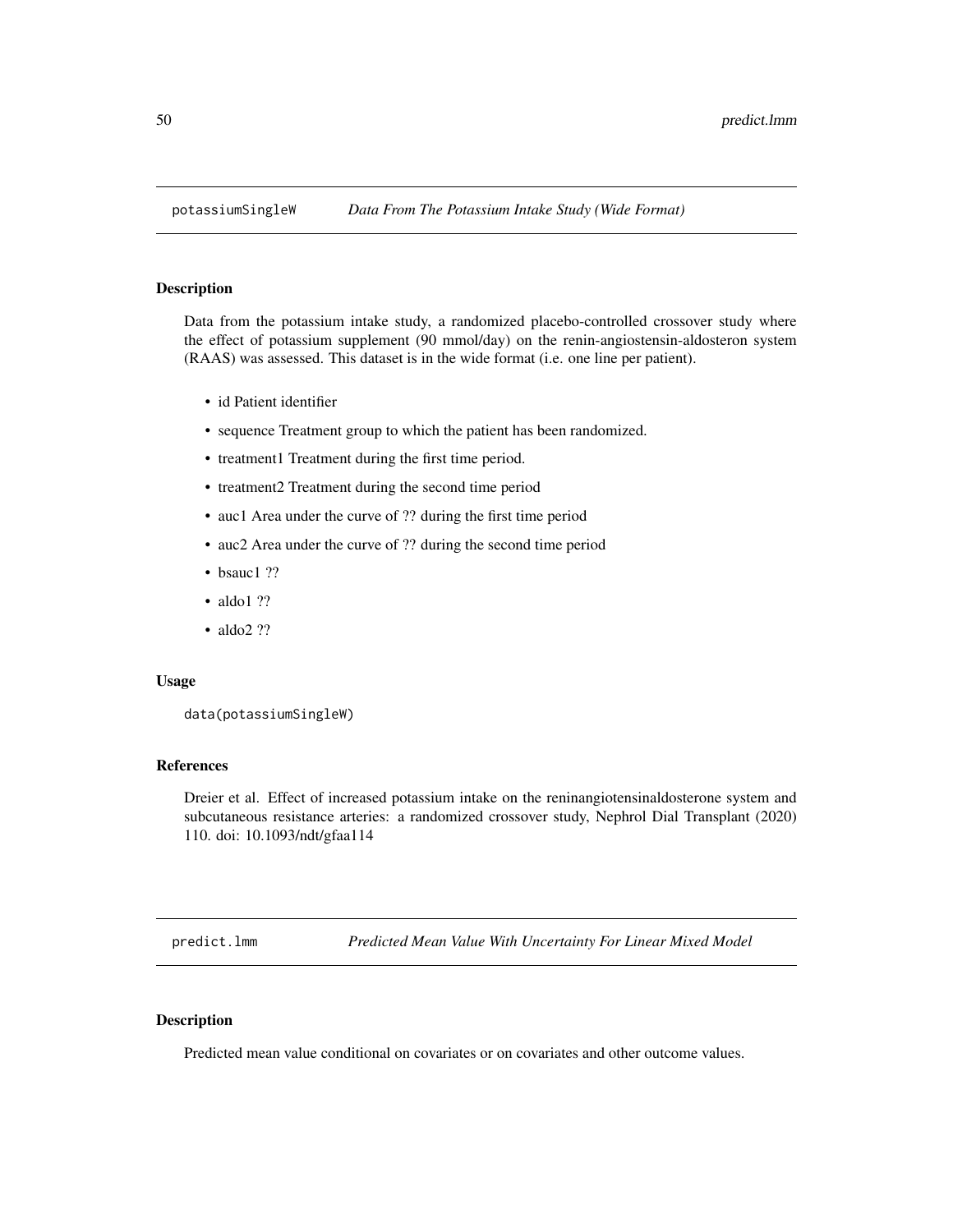## potassiumSingleW — *Data From The Potassium Intake Study (Wide Format)*

### Description

Data from the potassium intake study, a randomized placebo-controlled crossover study where the effect of potassium supplement (90 mmol/day) on the renin-angiostensin-aldosteron system (RAAS) was assessed. This dataset is in the wide format (i.e. one line per patient).

- id Patient identifier
- sequence Treatment group to which the patient has been randomized.
- treatment1 Treatment during the first time period.
- treatment2 Treatment during the second time period
- auc1 Area under the curve of ?? during the first time period
- auc2 Area under the curve of ?? during the second time period
- bsauc1 ??
- aldo1 ??
- aldo2 ??

### Usage

```
data(potassiumSingleW)
```

### References

Dreier et al. Effect of increased potassium intake on the reninangiotensinaldosterone system and subcutaneous resistance arteries: a randomized crossover study, Nephrol Dial Transplant (2020) 110. doi: 10.1093/ndt/gfaa114

## predict.lmm — *Predicted Mean Value With Uncertainty For Linear Mixed Model*

### Description

Predicted mean value conditional on covariates or on covariates and other outcome values.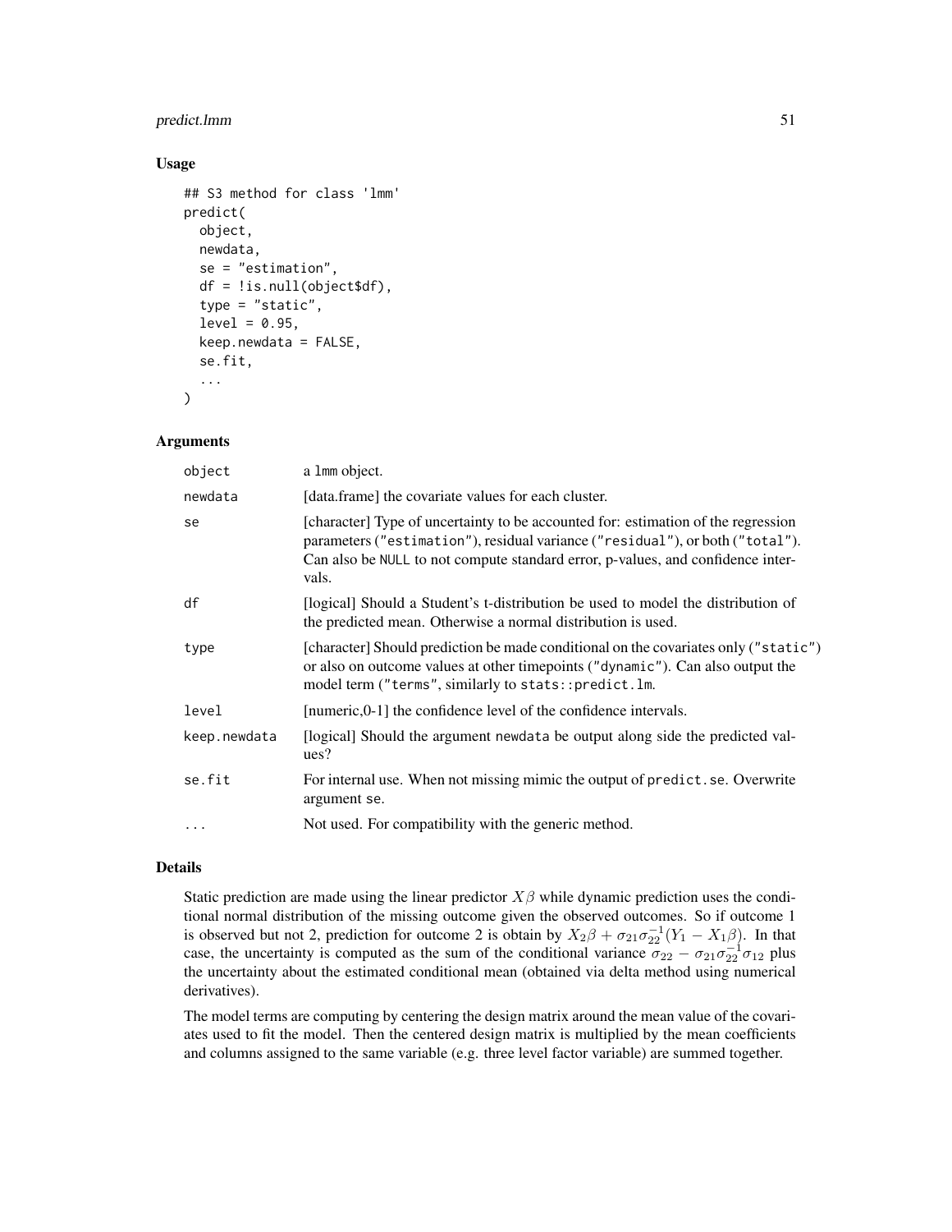## Usage

```
## S3 method for class 'lmm'
predict(
  object,
  newdata,
  se = "estimation",
  df = !is.null(object$df),
  type = "static",
  level = 0.95,
  keep.newdata = FALSE,
  se.fit,
  ...
)
```

## Arguments

| | |
|---|---|
| object | a lmm object. |
| newdata | [data.frame] the covariate values for each cluster. |
| se | [character] Type of uncertainty to be accounted for: estimation of the regression parameters ("estimation"), residual variance ("residual"), or both ("total"). Can also be NULL to not compute standard error, p-values, and confidence intervals. |
| df | [logical] Should a Student's t-distribution be used to model the distribution of the predicted mean. Otherwise a normal distribution is used. |
| type | [character] Should prediction be made conditional on the covariates only ("static") or also on outcome values at other timepoints ("dynamic"). Can also output the model term ("terms", similarly to stats::predict.lm. |
| level | [numeric,0-1] the confidence level of the confidence intervals. |
| keep.newdata | [logical] Should the argument newdata be output along side the predicted values? |
| se.fit | For internal use. When not missing mimic the output of predict.se. Overwrite argument se. |
| ... | Not used. For compatibility with the generic method. |

## Details

Static prediction are made using the linear predictor $X\beta$ while dynamic prediction uses the conditional normal distribution of the missing outcome given the observed outcomes. So if outcome 1 is observed but not 2, prediction for outcome 2 is obtain by $X_2\beta + \sigma_{21}\sigma_{22}^{-1}(Y_1 - X_1\beta)$. In that case, the uncertainty is computed as the sum of the conditional variance $\sigma_{22} - \sigma_{21}\sigma_{22}^{-1}\sigma_{12}$ plus the uncertainty about the estimated conditional mean (obtained via delta method using numerical derivatives).

The model terms are computing by centering the design matrix around the mean value of the covariates used to fit the model. Then the centered design matrix is multiplied by the mean coefficients and columns assigned to the same variable (e.g. three level factor variable) are summed together.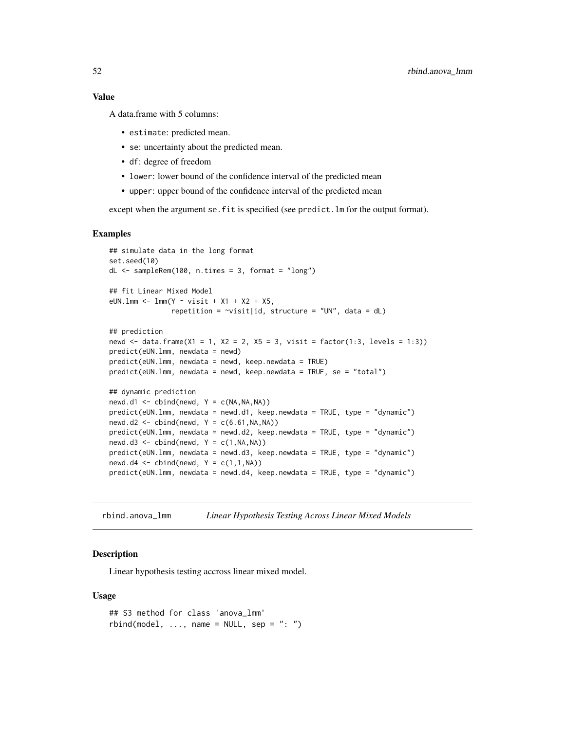### Value

A data.frame with 5 columns:

- `estimate`: predicted mean.
- `se`: uncertainty about the predicted mean.
- `df`: degree of freedom
- `lower`: lower bound of the confidence interval of the predicted mean
- `upper`: upper bound of the confidence interval of the predicted mean

except when the argument `se.fit` is specified (see `predict.lm` for the output format).

### Examples

```
## simulate data in the long format
set.seed(10)
dL <- sampleRem(100, n.times = 3, format = "long")

## fit Linear Mixed Model
eUN.lmm <- lmm(Y ~ visit + X1 + X2 + X5,
               repetition = ~visit|id, structure = "UN", data = dL)

## prediction
newd <- data.frame(X1 = 1, X2 = 2, X5 = 3, visit = factor(1:3, levels = 1:3))
predict(eUN.lmm, newdata = newd)
predict(eUN.lmm, newdata = newd, keep.newdata = TRUE)
predict(eUN.lmm, newdata = newd, keep.newdata = TRUE, se = "total")

## dynamic prediction
newd.d1 <- cbind(newd, Y = c(NA,NA,NA))
predict(eUN.lmm, newdata = newd.d1, keep.newdata = TRUE, type = "dynamic")
newd.d2 <- cbind(newd, Y = c(6.61,NA,NA))
predict(eUN.lmm, newdata = newd.d2, keep.newdata = TRUE, type = "dynamic")
newd.d3 <- cbind(newd, Y = c(1,NA,NA))
predict(eUN.lmm, newdata = newd.d3, keep.newdata = TRUE, type = "dynamic")
newd.d4 <- cbind(newd, Y = c(1,1,NA))
predict(eUN.lmm, newdata = newd.d4, keep.newdata = TRUE, type = "dynamic")
```

---

## rbind.anova_lmm *Linear Hypothesis Testing Across Linear Mixed Models*

### Description

Linear hypothesis testing accross linear mixed model.

### Usage

```
## S3 method for class 'anova_lmm'
rbind(model, ..., name = NULL, sep = ": ")
```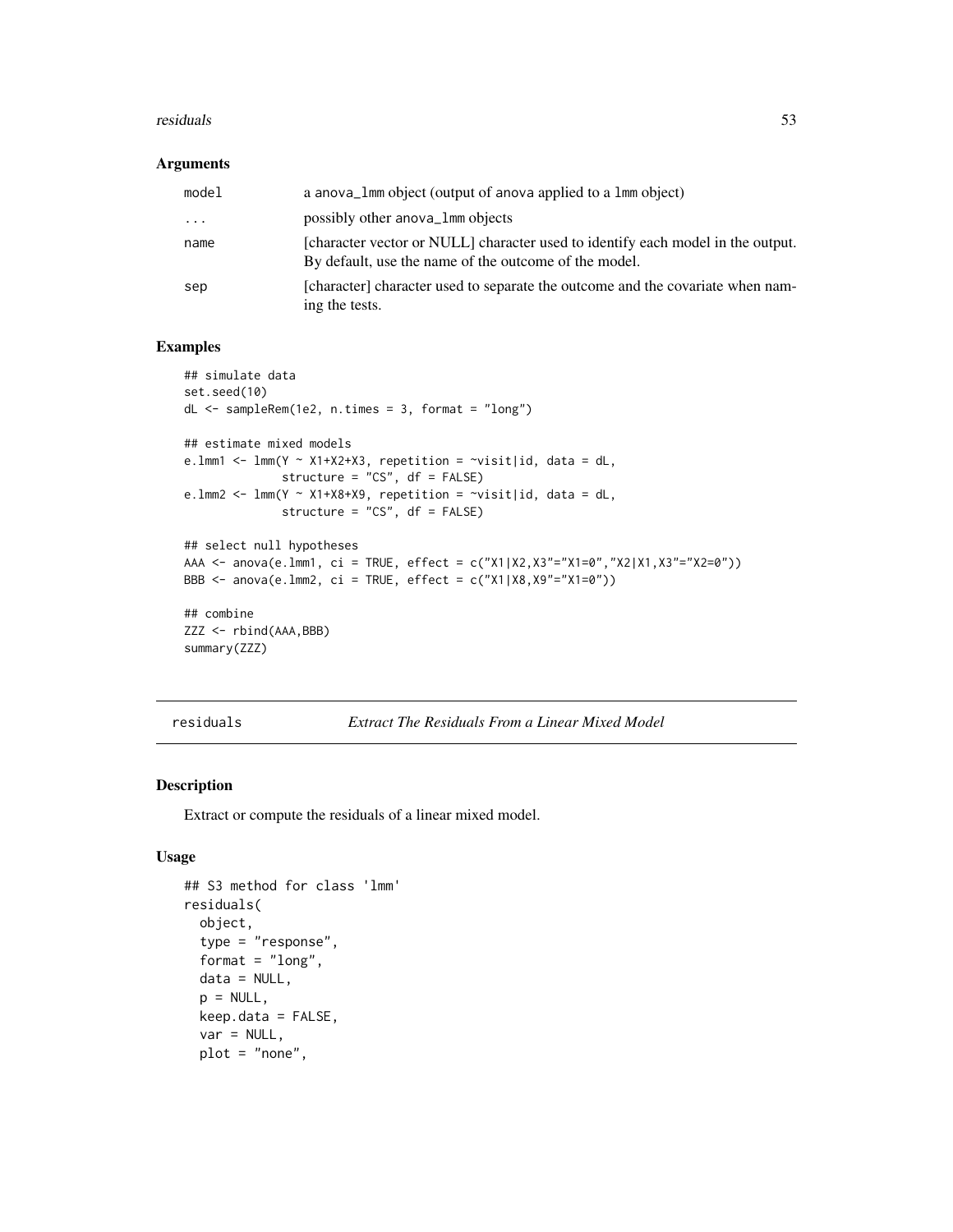### Arguments

| | |
|---|---|
| model | a anova_lmm object (output of anova applied to a lmm object) |
| ... | possibly other anova_lmm objects |
| name | [character vector or NULL] character used to identify each model in the output. By default, use the name of the outcome of the model. |
| sep | [character] character used to separate the outcome and the covariate when naming the tests. |

### Examples

```
## simulate data
set.seed(10)
dL <- sampleRem(1e2, n.times = 3, format = "long")

## estimate mixed models
e.lmm1 <- lmm(Y ~ X1+X2+X3, repetition = ~visit|id, data = dL,
              structure = "CS", df = FALSE)
e.lmm2 <- lmm(Y ~ X1+X8+X9, repetition = ~visit|id, data = dL,
              structure = "CS", df = FALSE)

## select null hypotheses
AAA <- anova(e.lmm1, ci = TRUE, effect = c("X1|X2,X3"="X1=0","X2|X1,X3"="X2=0"))
BBB <- anova(e.lmm2, ci = TRUE, effect = c("X1|X8,X9"="X1=0"))

## combine
ZZZ <- rbind(AAA,BBB)
summary(ZZZ)
```

## residuals — *Extract The Residuals From a Linear Mixed Model*

### Description

Extract or compute the residuals of a linear mixed model.

### Usage

```
## S3 method for class 'lmm'
residuals(
  object,
  type = "response",
  format = "long",
  data = NULL,
  p = NULL,
  keep.data = FALSE,
  var = NULL,
  plot = "none",
```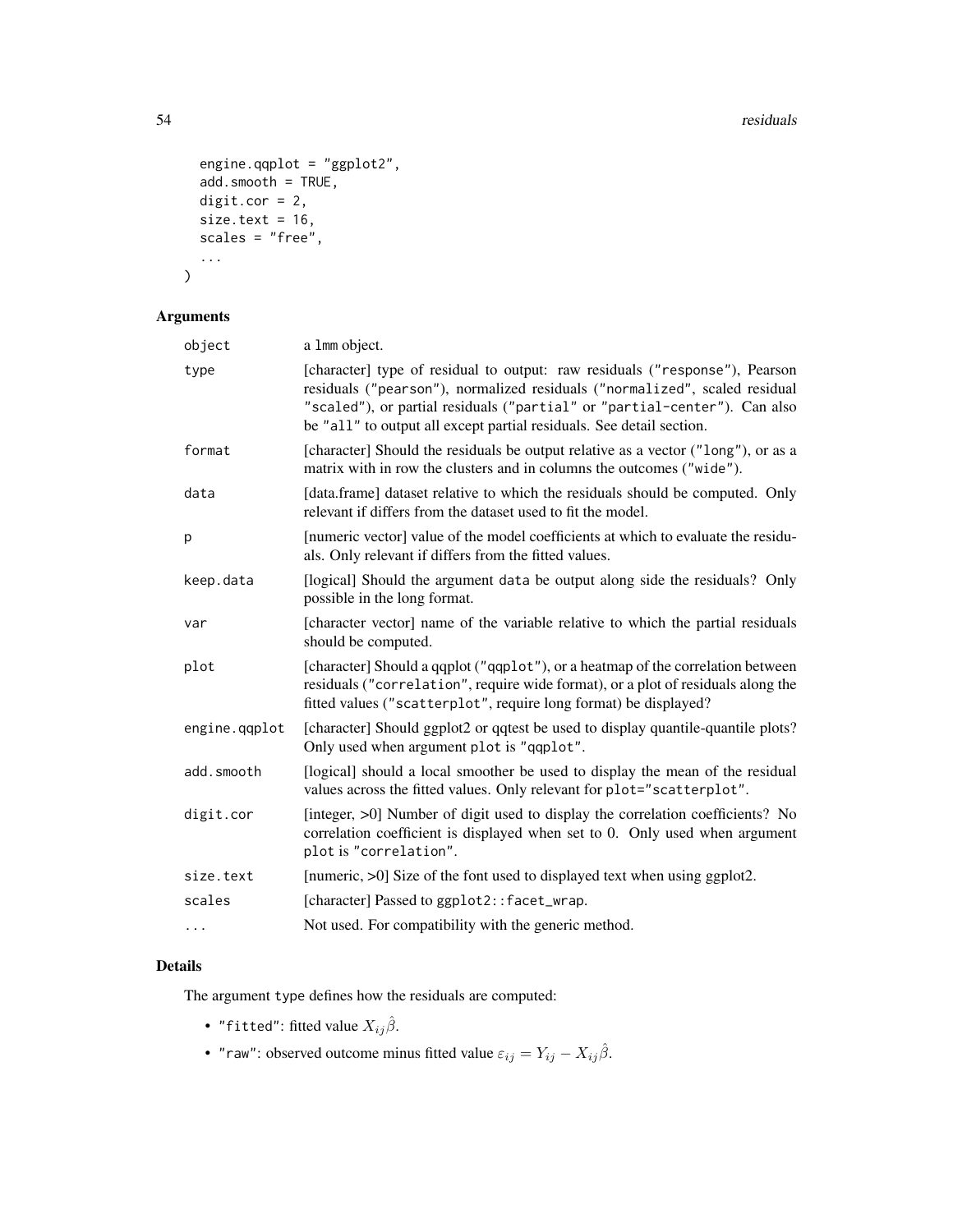```
  engine.qqplot = "ggplot2",
  add.smooth = TRUE,
  digit.cor = 2,
  size.text = 16,
  scales = "free",
  ...
)
```

## Arguments

| | |
|---|---|
| object | a lmm object. |
| type | [character] type of residual to output: raw residuals ("response"), Pearson residuals ("pearson"), normalized residuals ("normalized", scaled residual "scaled"), or partial residuals ("partial" or "partial-center"). Can also be "all" to output all except partial residuals. See detail section. |
| format | [character] Should the residuals be output relative as a vector ("long"), or as a matrix with in row the clusters and in columns the outcomes ("wide"). |
| data | [data.frame] dataset relative to which the residuals should be computed. Only relevant if differs from the dataset used to fit the model. |
| p | [numeric vector] value of the model coefficients at which to evaluate the residuals. Only relevant if differs from the fitted values. |
| keep.data | [logical] Should the argument data be output along side the residuals? Only possible in the long format. |
| var | [character vector] name of the variable relative to which the partial residuals should be computed. |
| plot | [character] Should a qqplot ("qqplot"), or a heatmap of the correlation between residuals ("correlation", require wide format), or a plot of residuals along the fitted values ("scatterplot", require long format) be displayed? |
| engine.qqplot | [character] Should ggplot2 or qqtest be used to display quantile-quantile plots? Only used when argument plot is "qqplot". |
| add.smooth | [logical] should a local smoother be used to display the mean of the residual values across the fitted values. Only relevant for plot="scatterplot". |
| digit.cor | [integer, >0] Number of digit used to display the correlation coefficients? No correlation coefficient is displayed when set to 0. Only used when argument plot is "correlation". |
| size.text | [numeric, >0] Size of the font used to displayed text when using ggplot2. |
| scales | [character] Passed to ggplot2::facet_wrap. |
| ... | Not used. For compatibility with the generic method. |

## Details

The argument type defines how the residuals are computed:

- "fitted": fitted value $X_{ij}\hat{\beta}$.
- "raw": observed outcome minus fitted value $\varepsilon_{ij} = Y_{ij} - X_{ij}\hat{\beta}$.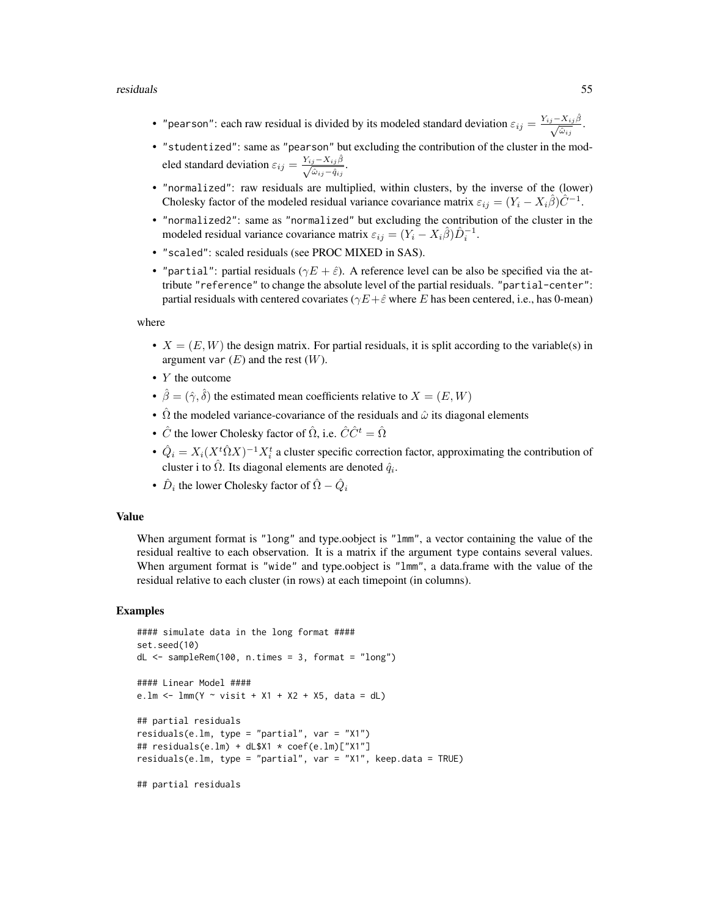- `"pearson"`: each raw residual is divided by its modeled standard deviation $\varepsilon_{ij} = \frac{Y_{ij} - X_{ij}\hat{\beta}}{\sqrt{\hat{\omega}_{ij}}}$.
- `"studentized"`: same as `"pearson"` but excluding the contribution of the cluster in the modeled standard deviation $\varepsilon_{ij} = \frac{Y_{ij} - X_{ij}\hat{\beta}}{\sqrt{\hat{\omega}_{ij} - \hat{q}_{ij}}}$.
- `"normalized"`: raw residuals are multiplied, within clusters, by the inverse of the (lower) Cholesky factor of the modeled residual variance covariance matrix $\varepsilon_{ij} = (Y_i - X_i\hat{\beta})\hat{C}^{-1}$.
- `"normalized2"`: same as `"normalized"` but excluding the contribution of the cluster in the modeled residual variance covariance matrix $\varepsilon_{ij} = (Y_i - X_i\hat{\beta})\hat{D}_i^{-1}$.
- `"scaled"`: scaled residuals (see PROC MIXED in SAS).
- `"partial"`: partial residuals ($\gamma E + \hat{\varepsilon}$). A reference level can be also be specified via the attribute `"reference"` to change the absolute level of the partial residuals. `"partial-center"`: partial residuals with centered covariates ($\gamma E + \hat{\varepsilon}$ where $E$ has been centered, i.e., has 0-mean)

where

- $X = (E, W)$ the design matrix. For partial residuals, it is split according to the variable(s) in argument `var` ($E$) and the rest ($W$).
- $Y$ the outcome
- $\hat{\beta} = (\hat{\gamma}, \hat{\delta})$ the estimated mean coefficients relative to $X = (E, W)$
- $\hat{\Omega}$ the modeled variance-covariance of the residuals and $\hat{\omega}$ its diagonal elements
- $\hat{C}$ the lower Cholesky factor of $\hat{\Omega}$, i.e. $\hat{C}\hat{C}^t = \hat{\Omega}$
- $\hat{Q}_i = X_i(X^t\hat{\Omega}X)^{-1}X_i^t$ a cluster specific correction factor, approximating the contribution of cluster i to $\hat{\Omega}$. Its diagonal elements are denoted $\hat{q}_i$.
- $\hat{D}_i$ the lower Cholesky factor of $\hat{\Omega} - \hat{Q}_i$

### Value

When argument format is `"long"` and type.oobject is `"lmm"`, a vector containing the value of the residual realtive to each observation. It is a matrix if the argument `type` contains several values. When argument format is `"wide"` and type.oobject is `"lmm"`, a data.frame with the value of the residual relative to each cluster (in rows) at each timepoint (in columns).

### Examples

```
#### simulate data in the long format ####
set.seed(10)
dL <- sampleRem(100, n.times = 3, format = "long")

#### Linear Model ####
e.lm <- lmm(Y ~ visit + X1 + X2 + X5, data = dL)

## partial residuals
residuals(e.lm, type = "partial", var = "X1")
## residuals(e.lm) + dL$X1 * coef(e.lm)["X1"]
residuals(e.lm, type = "partial", var = "X1", keep.data = TRUE)

## partial residuals
```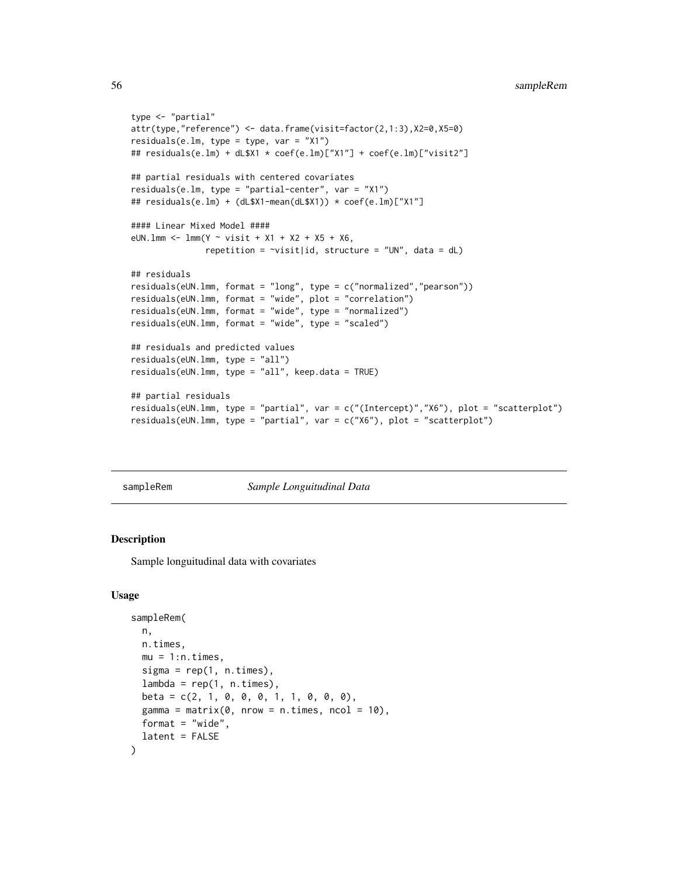```
type <- "partial"
attr(type,"reference") <- data.frame(visit=factor(2,1:3),X2=0,X5=0)
residuals(e.lm, type = type, var = "X1")
## residuals(e.lm) + dL$X1 * coef(e.lm)["X1"] + coef(e.lm)["visit2"]

## partial residuals with centered covariates
residuals(e.lm, type = "partial-center", var = "X1")
## residuals(e.lm) + (dL$X1-mean(dL$X1)) * coef(e.lm)["X1"]

#### Linear Mixed Model ####
eUN.lmm <- lmm(Y ~ visit + X1 + X2 + X5 + X6,
               repetition = ~visit|id, structure = "UN", data = dL)

## residuals
residuals(eUN.lmm, format = "long", type = c("normalized","pearson"))
residuals(eUN.lmm, format = "wide", plot = "correlation")
residuals(eUN.lmm, format = "wide", type = "normalized")
residuals(eUN.lmm, format = "wide", type = "scaled")

## residuals and predicted values
residuals(eUN.lmm, type = "all")
residuals(eUN.lmm, type = "all", keep.data = TRUE)

## partial residuals
residuals(eUN.lmm, type = "partial", var = c("(Intercept)","X6"), plot = "scatterplot")
residuals(eUN.lmm, type = "partial", var = c("X6"), plot = "scatterplot")
```

---

## sampleRem — *Sample Longuitudinal Data*

### Description

Sample longuitudinal data with covariates

### Usage

```
sampleRem(
  n,
  n.times,
  mu = 1:n.times,
  sigma = rep(1, n.times),
  lambda = rep(1, n.times),
  beta = c(2, 1, 0, 0, 0, 1, 1, 0, 0, 0),
  gamma = matrix(0, nrow = n.times, ncol = 10),
  format = "wide",
  latent = FALSE
)
```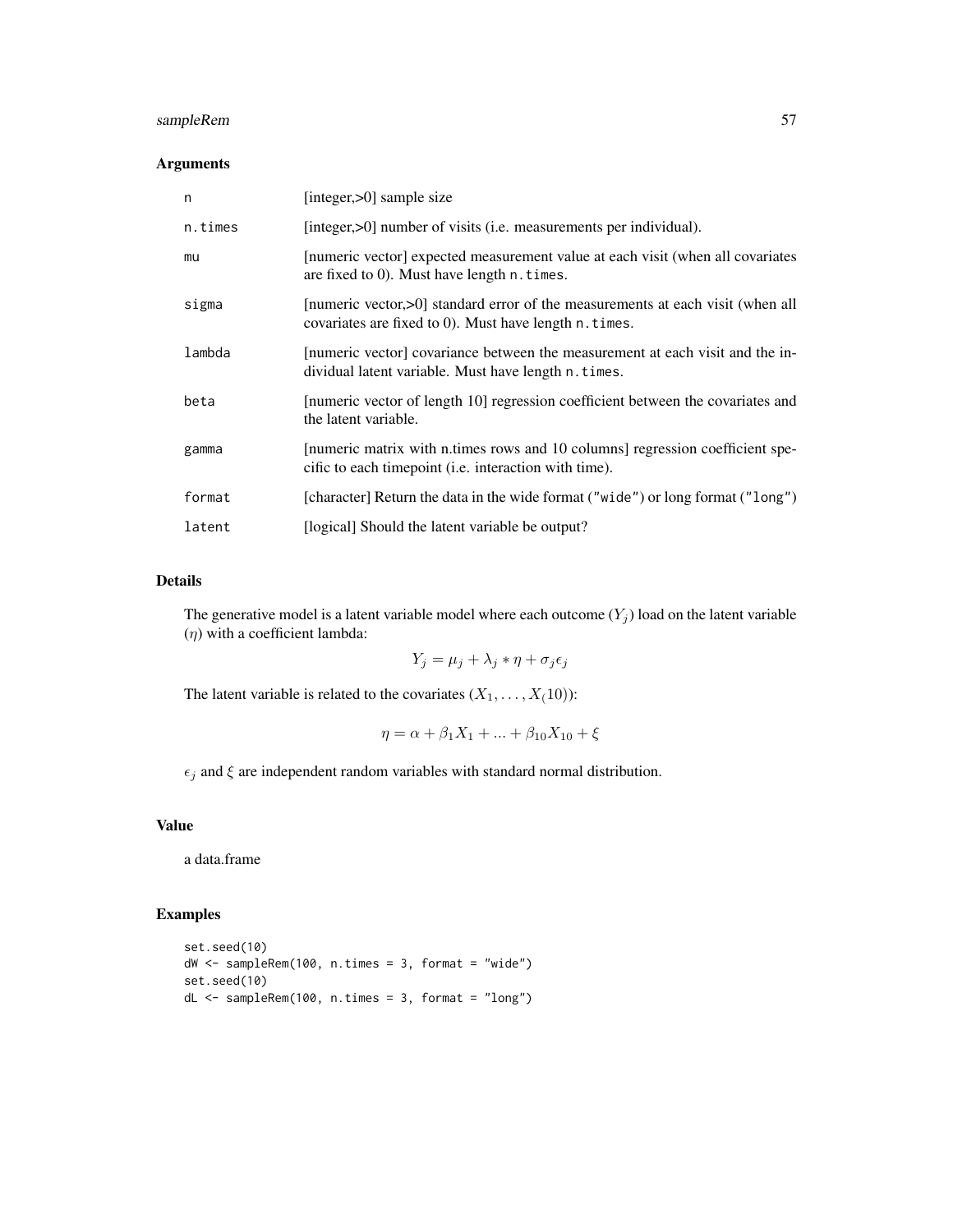### Arguments

| | |
|---|---|
| n | [integer,>0] sample size |
| n.times | [integer,>0] number of visits (i.e. measurements per individual). |
| mu | [numeric vector] expected measurement value at each visit (when all covariates are fixed to 0). Must have length n.times. |
| sigma | [numeric vector,>0] standard error of the measurements at each visit (when all covariates are fixed to 0). Must have length n.times. |
| lambda | [numeric vector] covariance between the measurement at each visit and the individual latent variable. Must have length n.times. |
| beta | [numeric vector of length 10] regression coefficient between the covariates and the latent variable. |
| gamma | [numeric matrix with n.times rows and 10 columns] regression coefficient specific to each timepoint (i.e. interaction with time). |
| format | [character] Return the data in the wide format ("wide") or long format ("long") |
| latent | [logical] Should the latent variable be output? |

### Details

The generative model is a latent variable model where each outcome ($Y_j$) load on the latent variable ($\eta$) with a coefficient lambda:

$$Y_j = \mu_j + \lambda_j * \eta + \sigma_j \epsilon_j$$

The latent variable is related to the covariates ($X_1, \ldots, X_(10)$):

$$\eta = \alpha + \beta_1 X_1 + ... + \beta_{10} X_{10} + \xi$$

$\epsilon_j$ and $\xi$ are independent random variables with standard normal distribution.

### Value

a data.frame

### Examples

```
set.seed(10)
dW <- sampleRem(100, n.times = 3, format = "wide")
set.seed(10)
dL <- sampleRem(100, n.times = 3, format = "long")
```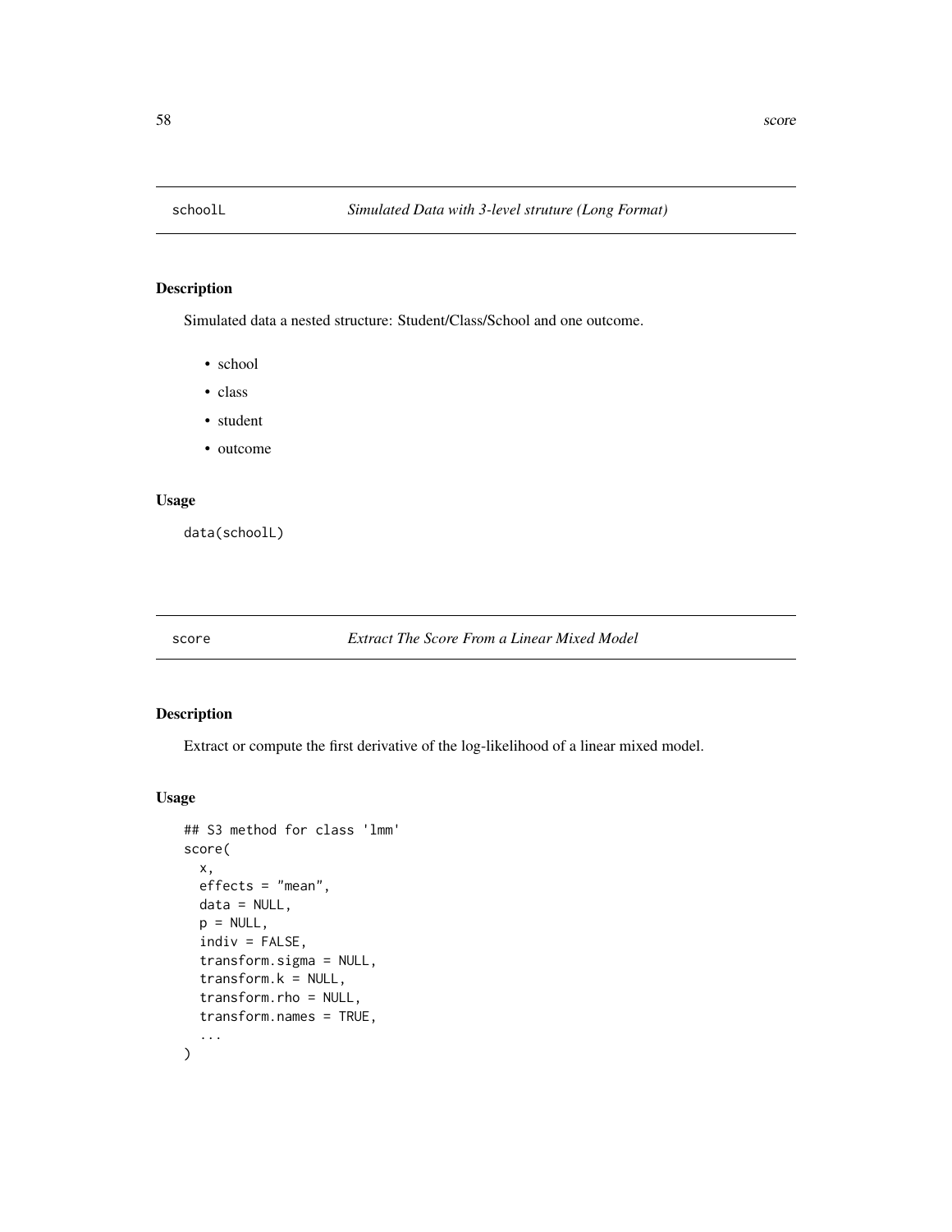## schoolL — *Simulated Data with 3-level struture (Long Format)*

### Description

Simulated data a nested structure: Student/Class/School and one outcome.

- school
- class
- student
- outcome

### Usage

```
data(schoolL)
```

## score — *Extract The Score From a Linear Mixed Model*

### Description

Extract or compute the first derivative of the log-likelihood of a linear mixed model.

### Usage

```
## S3 method for class 'lmm'
score(
  x,
  effects = "mean",
  data = NULL,
  p = NULL,
  indiv = FALSE,
  transform.sigma = NULL,
  transform.k = NULL,
  transform.rho = NULL,
  transform.names = TRUE,
  ...
)
```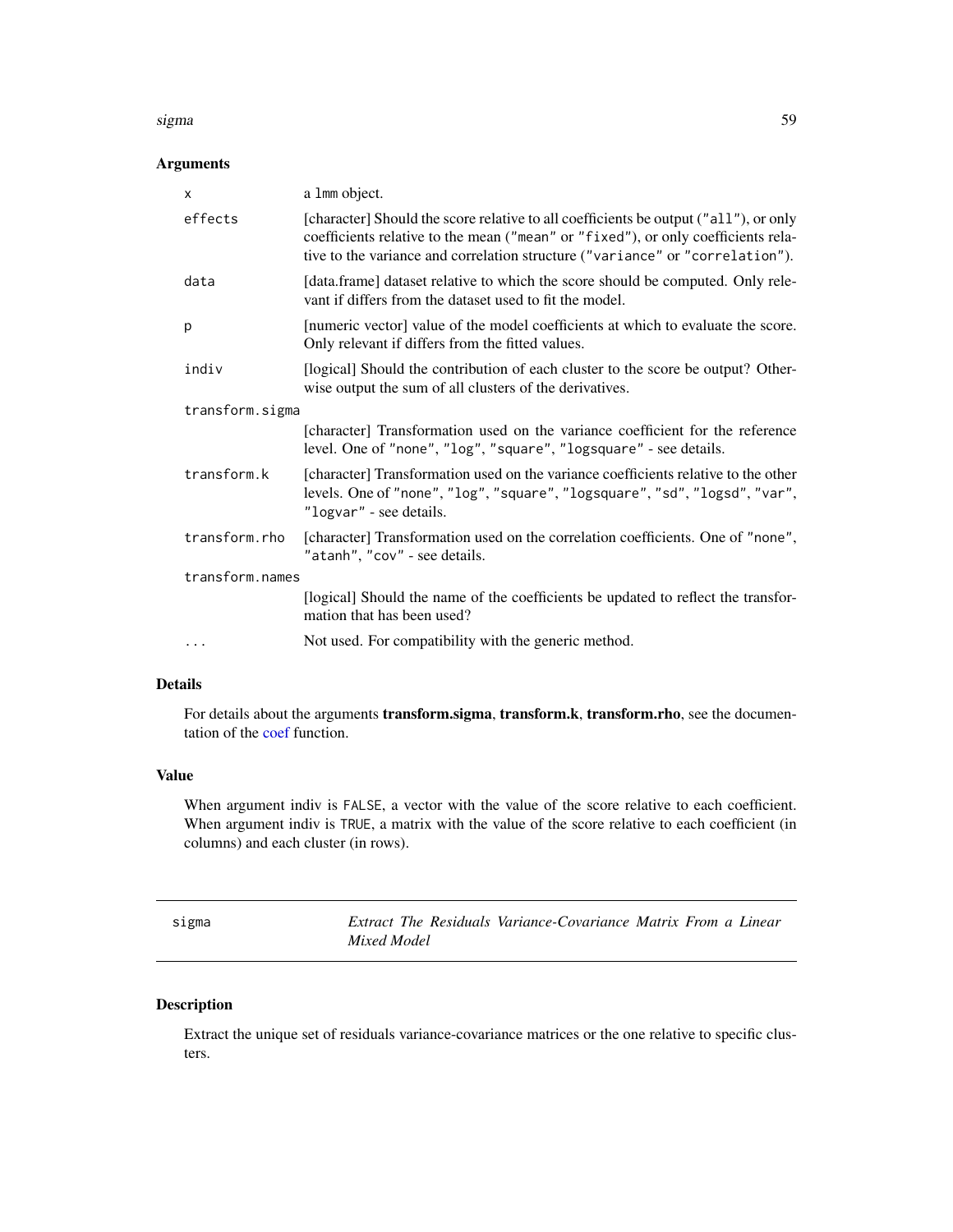### Arguments

| | |
|---|---|
| `x` | a `lmm` object. |
| `effects` | [character] Should the score relative to all coefficients be output (`"all"`), or only coefficients relative to the mean (`"mean"` or `"fixed"`), or only coefficients relative to the variance and correlation structure (`"variance"` or `"correlation"`). |
| `data` | [data.frame] dataset relative to which the score should be computed. Only relevant if differs from the dataset used to fit the model. |
| `p` | [numeric vector] value of the model coefficients at which to evaluate the score. Only relevant if differs from the fitted values. |
| `indiv` | [logical] Should the contribution of each cluster to the score be output? Otherwise output the sum of all clusters of the derivatives. |
| `transform.sigma` | [character] Transformation used on the variance coefficient for the reference level. One of `"none"`, `"log"`, `"square"`, `"logsquare"` - see details. |
| `transform.k` | [character] Transformation used on the variance coefficients relative to the other levels. One of `"none"`, `"log"`, `"square"`, `"logsquare"`, `"sd"`, `"logsd"`, `"var"`, `"logvar"` - see details. |
| `transform.rho` | [character] Transformation used on the correlation coefficients. One of `"none"`, `"atanh"`, `"cov"` - see details. |
| `transform.names` | [logical] Should the name of the coefficients be updated to reflect the transformation that has been used? |
| `...` | Not used. For compatibility with the generic method. |

### Details

For details about the arguments **transform.sigma**, **transform.k**, **transform.rho**, see the documentation of the coef function.

### Value

When argument indiv is `FALSE`, a vector with the value of the score relative to each coefficient. When argument indiv is `TRUE`, a matrix with the value of the score relative to each coefficient (in columns) and each cluster (in rows).

---

## sigma — *Extract The Residuals Variance-Covariance Matrix From a Linear Mixed Model*

---

### Description

Extract the unique set of residuals variance-covariance matrices or the one relative to specific clusters.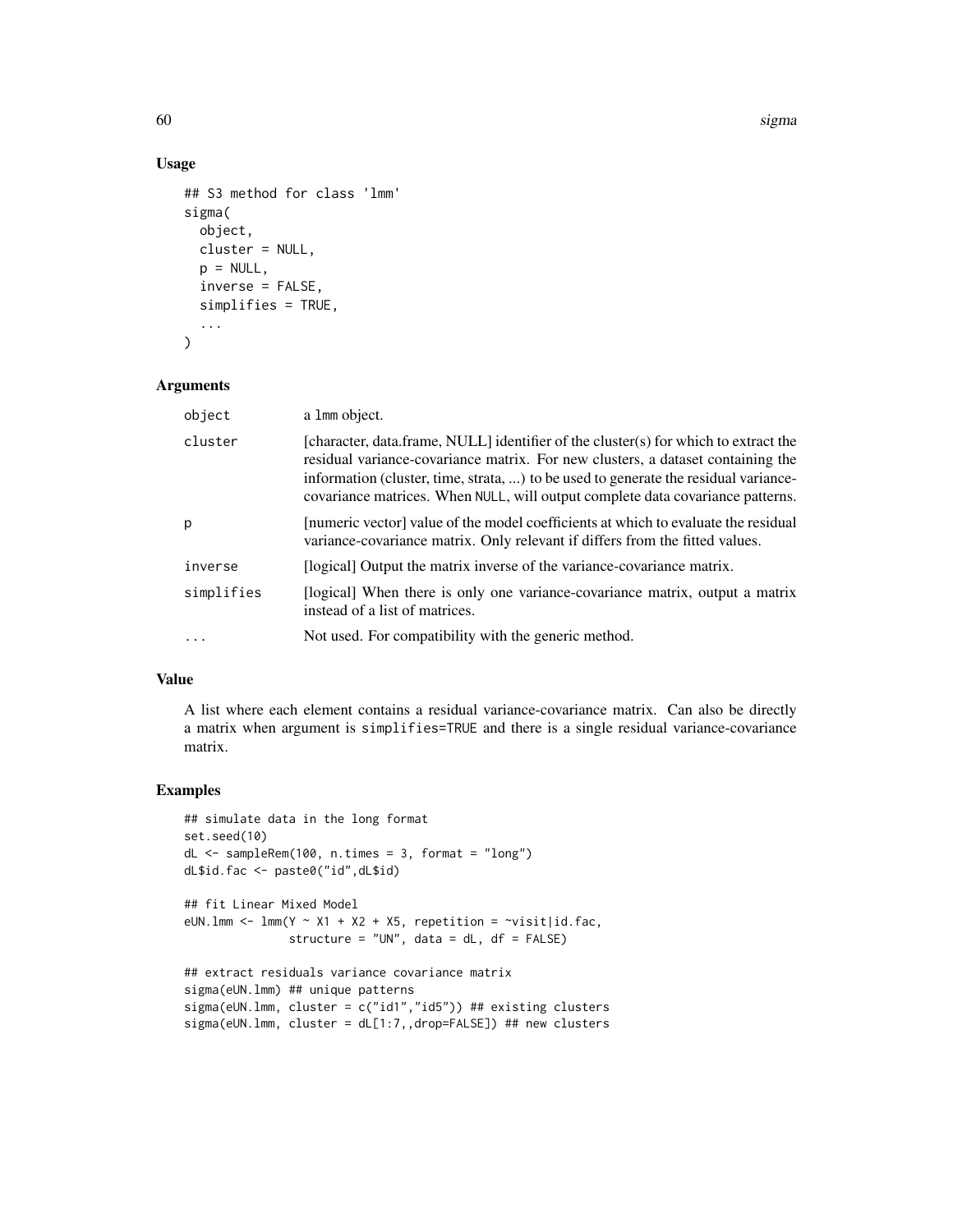## Usage

```
## S3 method for class 'lmm'
sigma(
  object,
  cluster = NULL,
  p = NULL,
  inverse = FALSE,
  simplifies = TRUE,
  ...
)
```

## Arguments

| | |
|---|---|
| object | a lmm object. |
| cluster | [character, data.frame, NULL] identifier of the cluster(s) for which to extract the residual variance-covariance matrix. For new clusters, a dataset containing the information (cluster, time, strata, ...) to be used to generate the residual variance-covariance matrices. When NULL, will output complete data covariance patterns. |
| p | [numeric vector] value of the model coefficients at which to evaluate the residual variance-covariance matrix. Only relevant if differs from the fitted values. |
| inverse | [logical] Output the matrix inverse of the variance-covariance matrix. |
| simplifies | [logical] When there is only one variance-covariance matrix, output a matrix instead of a list of matrices. |
| ... | Not used. For compatibility with the generic method. |

## Value

A list where each element contains a residual variance-covariance matrix. Can also be directly a matrix when argument is simplifies=TRUE and there is a single residual variance-covariance matrix.

## Examples

```
## simulate data in the long format
set.seed(10)
dL <- sampleRem(100, n.times = 3, format = "long")
dL$id.fac <- paste0("id",dL$id)

## fit Linear Mixed Model
eUN.lmm <- lmm(Y ~ X1 + X2 + X5, repetition = ~visit|id.fac,
               structure = "UN", data = dL, df = FALSE)

## extract residuals variance covariance matrix
sigma(eUN.lmm) ## unique patterns
sigma(eUN.lmm, cluster = c("id1","id5")) ## existing clusters
sigma(eUN.lmm, cluster = dL[1:7,,drop=FALSE]) ## new clusters
```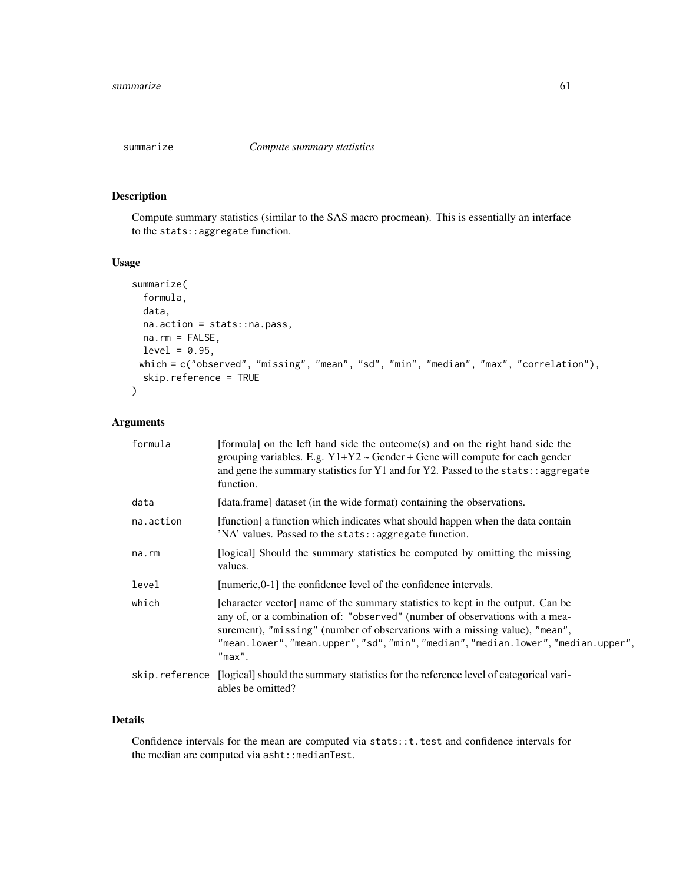# summarize *Compute summary statistics*

## Description

Compute summary statistics (similar to the SAS macro procmean). This is essentially an interface to the `stats::aggregate` function.

## Usage

```
summarize(
  formula,
  data,
  na.action = stats::na.pass,
  na.rm = FALSE,
  level = 0.95,
  which = c("observed", "missing", "mean", "sd", "min", "median", "max", "correlation"),
  skip.reference = TRUE
)
```

## Arguments

| | |
|---|---|
| `formula` | [formula] on the left hand side the outcome(s) and on the right hand side the grouping variables. E.g. Y1+Y2 ~ Gender + Gene will compute for each gender and gene the summary statistics for Y1 and for Y2. Passed to the `stats::aggregate` function. |
| `data` | [data.frame] dataset (in the wide format) containing the observations. |
| `na.action` | [function] a function which indicates what should happen when the data contain 'NA' values. Passed to the `stats::aggregate` function. |
| `na.rm` | [logical] Should the summary statistics be computed by omitting the missing values. |
| `level` | [numeric,0-1] the confidence level of the confidence intervals. |
| `which` | [character vector] name of the summary statistics to kept in the output. Can be any of, or a combination of: `"observed"` (number of observations with a measurement), `"missing"` (number of observations with a missing value), `"mean"`, `"mean.lower"`, `"mean.upper"`, `"sd"`, `"min"`, `"median"`, `"median.lower"`, `"median.upper"`, `"max"`. |
| `skip.reference` | [logical] should the summary statistics for the reference level of categorical variables be omitted? |

## Details

Confidence intervals for the mean are computed via `stats::t.test` and confidence intervals for the median are computed via `asht::medianTest`.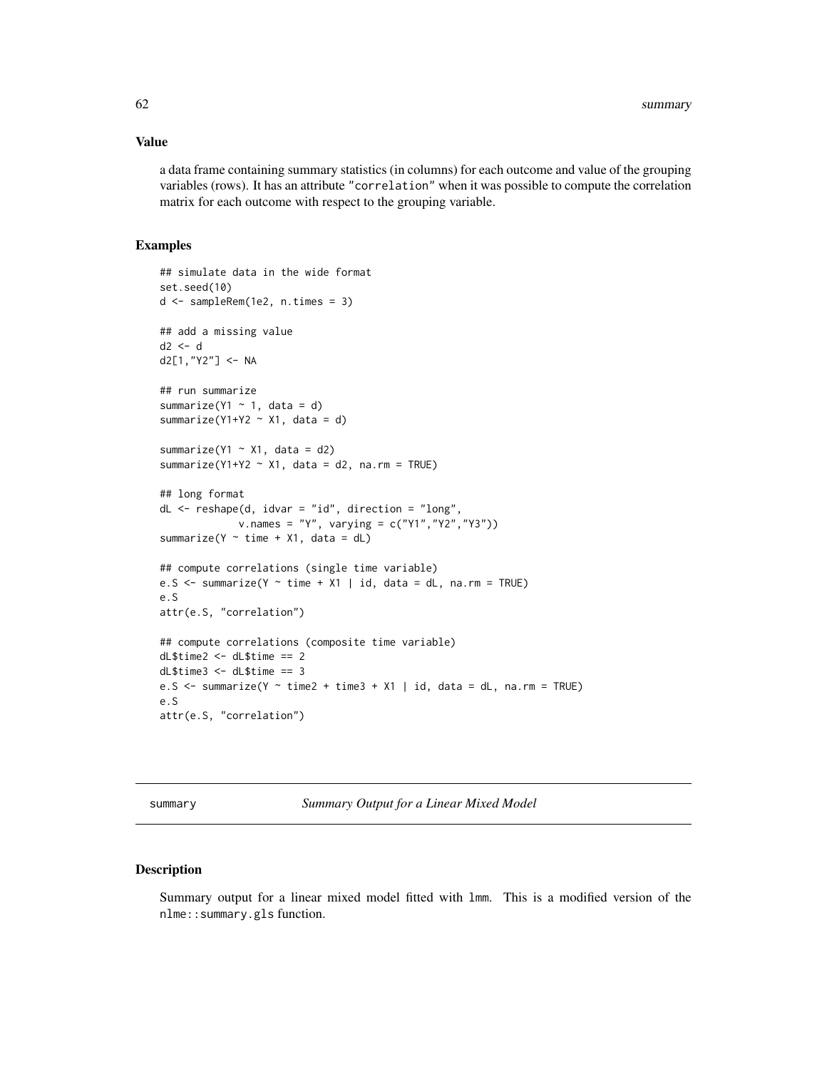### Value

a data frame containing summary statistics (in columns) for each outcome and value of the grouping variables (rows). It has an attribute "correlation" when it was possible to compute the correlation matrix for each outcome with respect to the grouping variable.

### Examples

```
## simulate data in the wide format
set.seed(10)
d <- sampleRem(1e2, n.times = 3)

## add a missing value
d2 <- d
d2[1,"Y2"] <- NA

## run summarize
summarize(Y1 ~ 1, data = d)
summarize(Y1+Y2 ~ X1, data = d)

summarize(Y1 ~ X1, data = d2)
summarize(Y1+Y2 ~ X1, data = d2, na.rm = TRUE)

## long format
dL <- reshape(d, idvar = "id", direction = "long",
             v.names = "Y", varying = c("Y1","Y2","Y3"))
summarize(Y ~ time + X1, data = dL)

## compute correlations (single time variable)
e.S <- summarize(Y ~ time + X1 | id, data = dL, na.rm = TRUE)
e.S
attr(e.S, "correlation")

## compute correlations (composite time variable)
dL$time2 <- dL$time == 2
dL$time3 <- dL$time == 3
e.S <- summarize(Y ~ time2 + time3 + X1 | id, data = dL, na.rm = TRUE)
e.S
attr(e.S, "correlation")
```

---

## summary — *Summary Output for a Linear Mixed Model*

### Description

Summary output for a linear mixed model fitted with lmm. This is a modified version of the nlme::summary.gls function.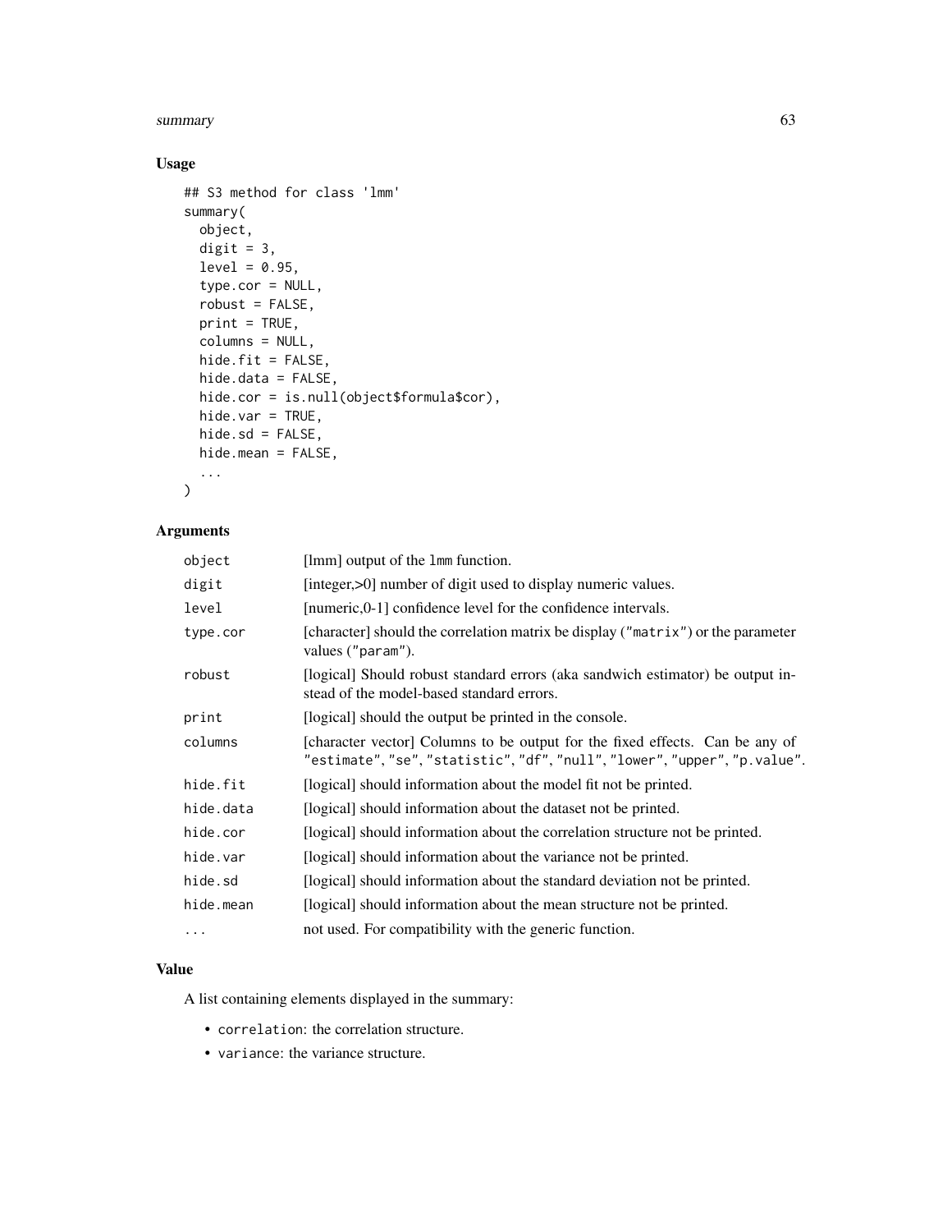## Usage

```
## S3 method for class 'lmm'
summary(
  object,
  digit = 3,
  level = 0.95,
  type.cor = NULL,
  robust = FALSE,
  print = TRUE,
  columns = NULL,
  hide.fit = FALSE,
  hide.data = FALSE,
  hide.cor = is.null(object$formula$cor),
  hide.var = TRUE,
  hide.sd = FALSE,
  hide.mean = FALSE,
  ...
)
```

## Arguments

| | |
|---|---|
| `object` | [lmm] output of the `lmm` function. |
| `digit` | [integer,>0] number of digit used to display numeric values. |
| `level` | [numeric,0-1] confidence level for the confidence intervals. |
| `type.cor` | [character] should the correlation matrix be display (`"matrix"`) or the parameter values (`"param"`). |
| `robust` | [logical] Should robust standard errors (aka sandwich estimator) be output instead of the model-based standard errors. |
| `print` | [logical] should the output be printed in the console. |
| `columns` | [character vector] Columns to be output for the fixed effects. Can be any of `"estimate"`, `"se"`, `"statistic"`, `"df"`, `"null"`, `"lower"`, `"upper"`, `"p.value"`. |
| `hide.fit` | [logical] should information about the model fit not be printed. |
| `hide.data` | [logical] should information about the dataset not be printed. |
| `hide.cor` | [logical] should information about the correlation structure not be printed. |
| `hide.var` | [logical] should information about the variance not be printed. |
| `hide.sd` | [logical] should information about the standard deviation not be printed. |
| `hide.mean` | [logical] should information about the mean structure not be printed. |
| `...` | not used. For compatibility with the generic function. |

## Value

A list containing elements displayed in the summary:

- `correlation`: the correlation structure.
- `variance`: the variance structure.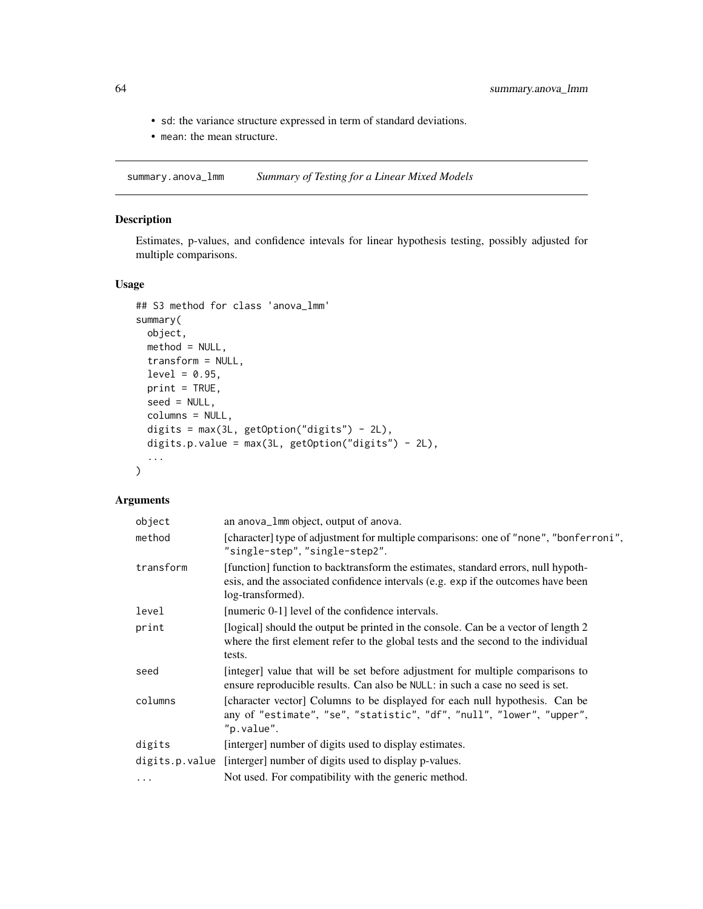- sd: the variance structure expressed in term of standard deviations.
- mean: the mean structure.

## summary.anova_lmm — *Summary of Testing for a Linear Mixed Models*

### Description

Estimates, p-values, and confidence intevals for linear hypothesis testing, possibly adjusted for multiple comparisons.

### Usage

```
## S3 method for class 'anova_lmm'
summary(
  object,
  method = NULL,
  transform = NULL,
  level = 0.95,
  print = TRUE,
  seed = NULL,
  columns = NULL,
  digits = max(3L, getOption("digits") - 2L),
  digits.p.value = max(3L, getOption("digits") - 2L),
  ...
)
```

### Arguments

| | |
|---|---|
| object | an anova_lmm object, output of anova. |
| method | [character] type of adjustment for multiple comparisons: one of "none", "bonferroni", "single-step", "single-step2". |
| transform | [function] function to backtransform the estimates, standard errors, null hypothesis, and the associated confidence intervals (e.g. exp if the outcomes have been log-transformed). |
| level | [numeric 0-1] level of the confidence intervals. |
| print | [logical] should the output be printed in the console. Can be a vector of length 2 where the first element refer to the global tests and the second to the individual tests. |
| seed | [integer] value that will be set before adjustment for multiple comparisons to ensure reproducible results. Can also be NULL: in such a case no seed is set. |
| columns | [character vector] Columns to be displayed for each null hypothesis. Can be any of "estimate", "se", "statistic", "df", "null", "lower", "upper", "p.value". |
| digits | [interger] number of digits used to display estimates. |
| digits.p.value | [interger] number of digits used to display p-values. |
| ... | Not used. For compatibility with the generic method. |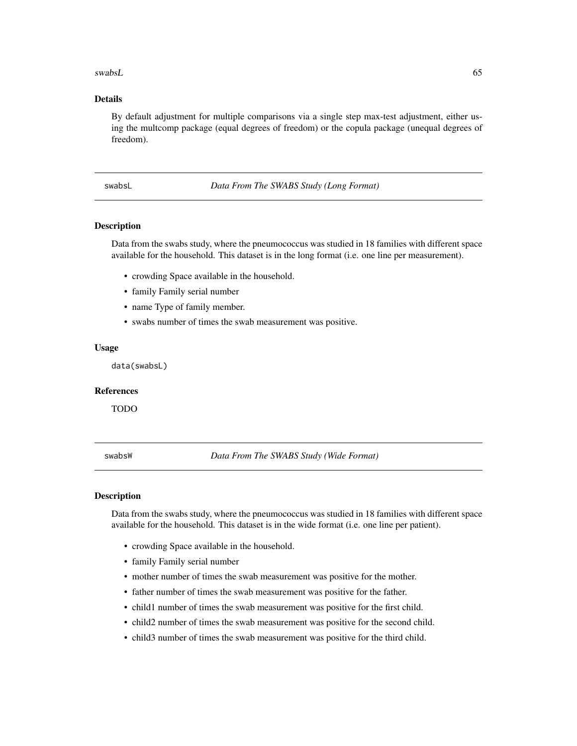## Details

By default adjustment for multiple comparisons via a single step max-test adjustment, either using the multcomp package (equal degrees of freedom) or the copula package (unequal degrees of freedom).

---

# swabsL — *Data From The SWABS Study (Long Format)*

## Description

Data from the swabs study, where the pneumococcus was studied in 18 families with different space available for the household. This dataset is in the long format (i.e. one line per measurement).

- crowding Space available in the household.
- family Family serial number
- name Type of family member.
- swabs number of times the swab measurement was positive.

## Usage

```
data(swabsL)
```

## References

TODO

---

# swabsW — *Data From The SWABS Study (Wide Format)*

## Description

Data from the swabs study, where the pneumococcus was studied in 18 families with different space available for the household. This dataset is in the wide format (i.e. one line per patient).

- crowding Space available in the household.
- family Family serial number
- mother number of times the swab measurement was positive for the mother.
- father number of times the swab measurement was positive for the father.
- child1 number of times the swab measurement was positive for the first child.
- child2 number of times the swab measurement was positive for the second child.
- child3 number of times the swab measurement was positive for the third child.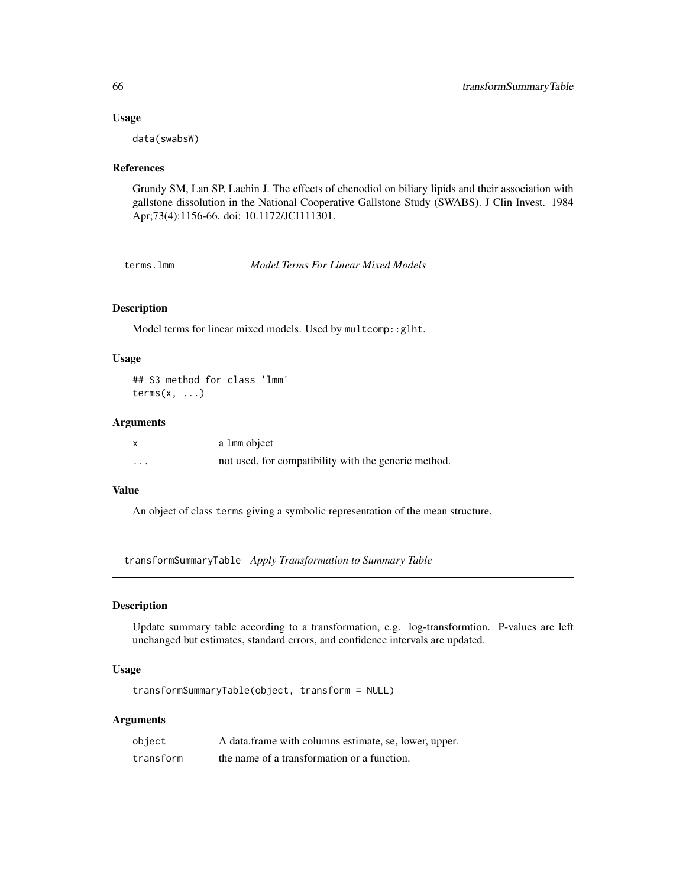### Usage

```
data(swabsW)
```

### References

Grundy SM, Lan SP, Lachin J. The effects of chenodiol on biliary lipids and their association with gallstone dissolution in the National Cooperative Gallstone Study (SWABS). J Clin Invest. 1984 Apr;73(4):1156-66. doi: 10.1172/JCI111301.

---

## terms.lmm *Model Terms For Linear Mixed Models*

### Description

Model terms for linear mixed models. Used by `multcomp::glht`.

### Usage

```
## S3 method for class 'lmm'
terms(x, ...)
```

### Arguments

| | |
|---|---|
| x | a lmm object |
| ... | not used, for compatibility with the generic method. |

### Value

An object of class terms giving a symbolic representation of the mean structure.

---

## transformSummaryTable *Apply Transformation to Summary Table*

### Description

Update summary table according to a transformation, e.g. log-transformtion. P-values are left unchanged but estimates, standard errors, and confidence intervals are updated.

### Usage

```
transformSummaryTable(object, transform = NULL)
```

### Arguments

| | |
|---|---|
| object | A data.frame with columns estimate, se, lower, upper. |
| transform | the name of a transformation or a function. |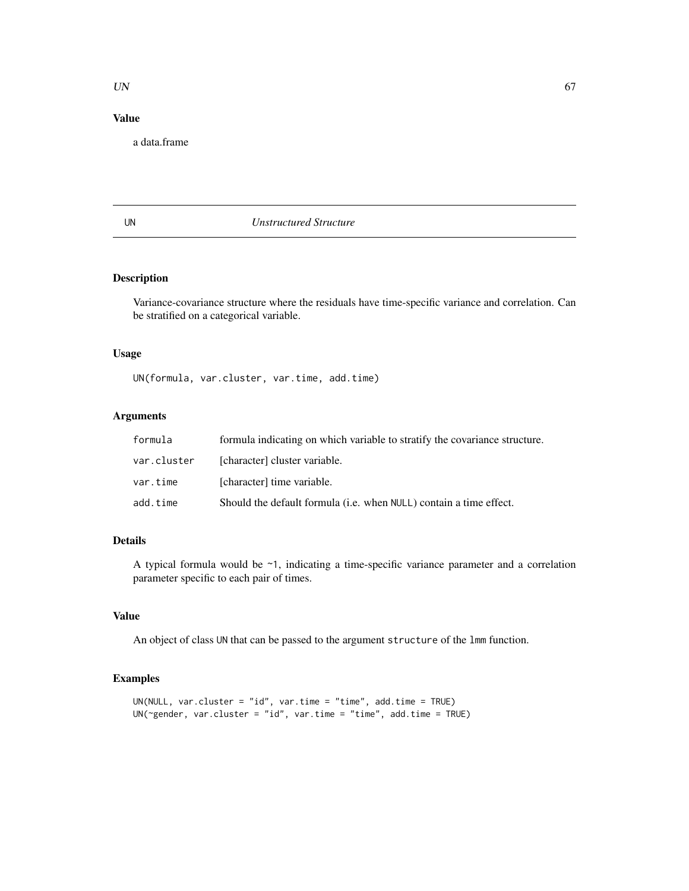## Value

a data.frame

---

# UN — *Unstructured Structure*

## Description

Variance-covariance structure where the residuals have time-specific variance and correlation. Can be stratified on a categorical variable.

## Usage

```
UN(formula, var.cluster, var.time, add.time)
```

## Arguments

| | |
|---|---|
| `formula` | formula indicating on which variable to stratify the covariance structure. |
| `var.cluster` | [character] cluster variable. |
| `var.time` | [character] time variable. |
| `add.time` | Should the default formula (i.e. when `NULL`) contain a time effect. |

## Details

A typical formula would be `~1`, indicating a time-specific variance parameter and a correlation parameter specific to each pair of times.

## Value

An object of class `UN` that can be passed to the argument `structure` of the `lmm` function.

## Examples

```
UN(NULL, var.cluster = "id", var.time = "time", add.time = TRUE)
UN(~gender, var.cluster = "id", var.time = "time", add.time = TRUE)
```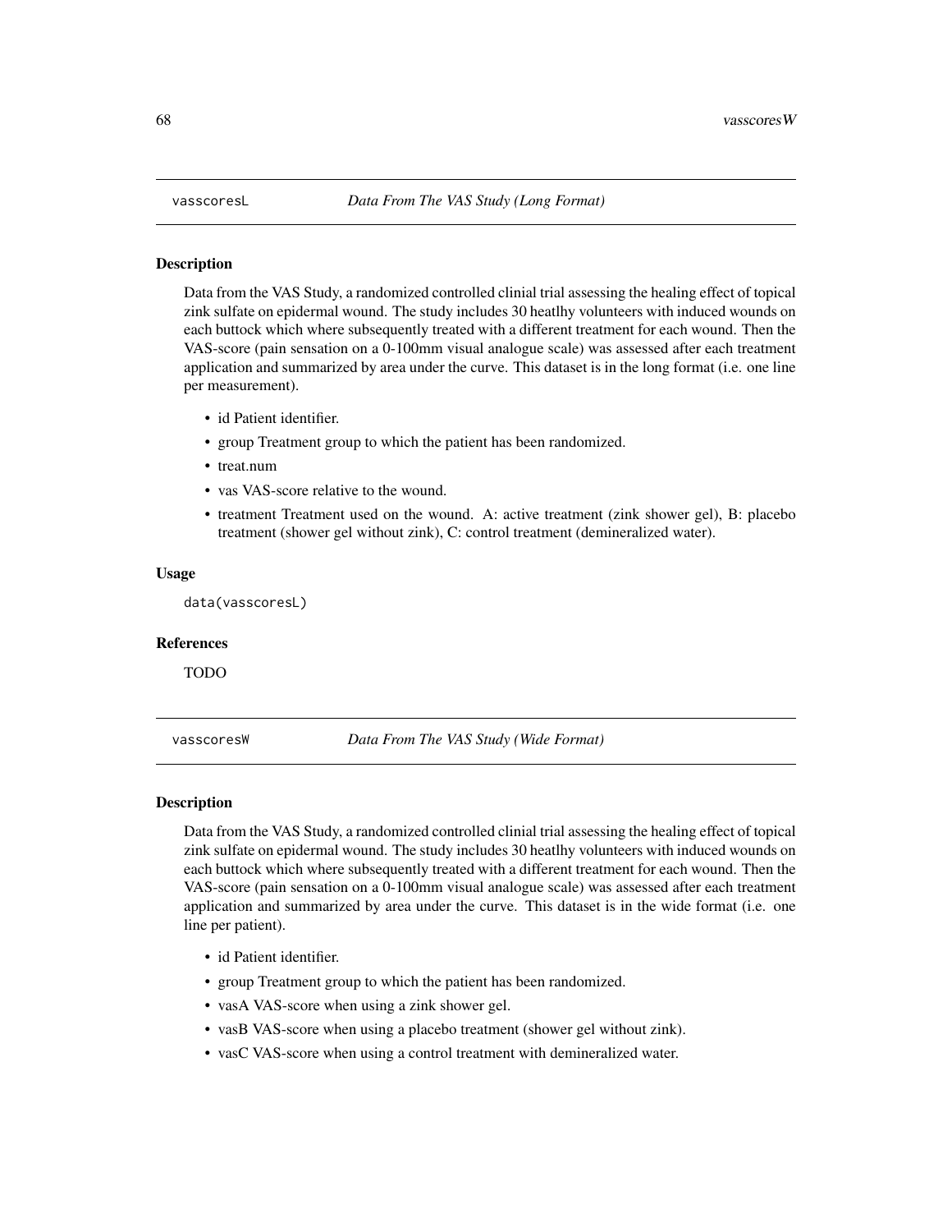## vasscoresL — *Data From The VAS Study (Long Format)*

### Description

Data from the VAS Study, a randomized controlled clinial trial assessing the healing effect of topical zink sulfate on epidermal wound. The study includes 30 heatlhy volunteers with induced wounds on each buttock which where subsequently treated with a different treatment for each wound. Then the VAS-score (pain sensation on a 0-100mm visual analogue scale) was assessed after each treatment application and summarized by area under the curve. This dataset is in the long format (i.e. one line per measurement).

- id Patient identifier.
- group Treatment group to which the patient has been randomized.
- treat.num
- vas VAS-score relative to the wound.
- treatment Treatment used on the wound. A: active treatment (zink shower gel), B: placebo treatment (shower gel without zink), C: control treatment (demineralized water).

### Usage

```
data(vasscoresL)
```

### References

TODO

## vasscoresW — *Data From The VAS Study (Wide Format)*

### Description

Data from the VAS Study, a randomized controlled clinial trial assessing the healing effect of topical zink sulfate on epidermal wound. The study includes 30 heatlhy volunteers with induced wounds on each buttock which where subsequently treated with a different treatment for each wound. Then the VAS-score (pain sensation on a 0-100mm visual analogue scale) was assessed after each treatment application and summarized by area under the curve. This dataset is in the wide format (i.e. one line per patient).

- id Patient identifier.
- group Treatment group to which the patient has been randomized.
- vasA VAS-score when using a zink shower gel.
- vasB VAS-score when using a placebo treatment (shower gel without zink).
- vasC VAS-score when using a control treatment with demineralized water.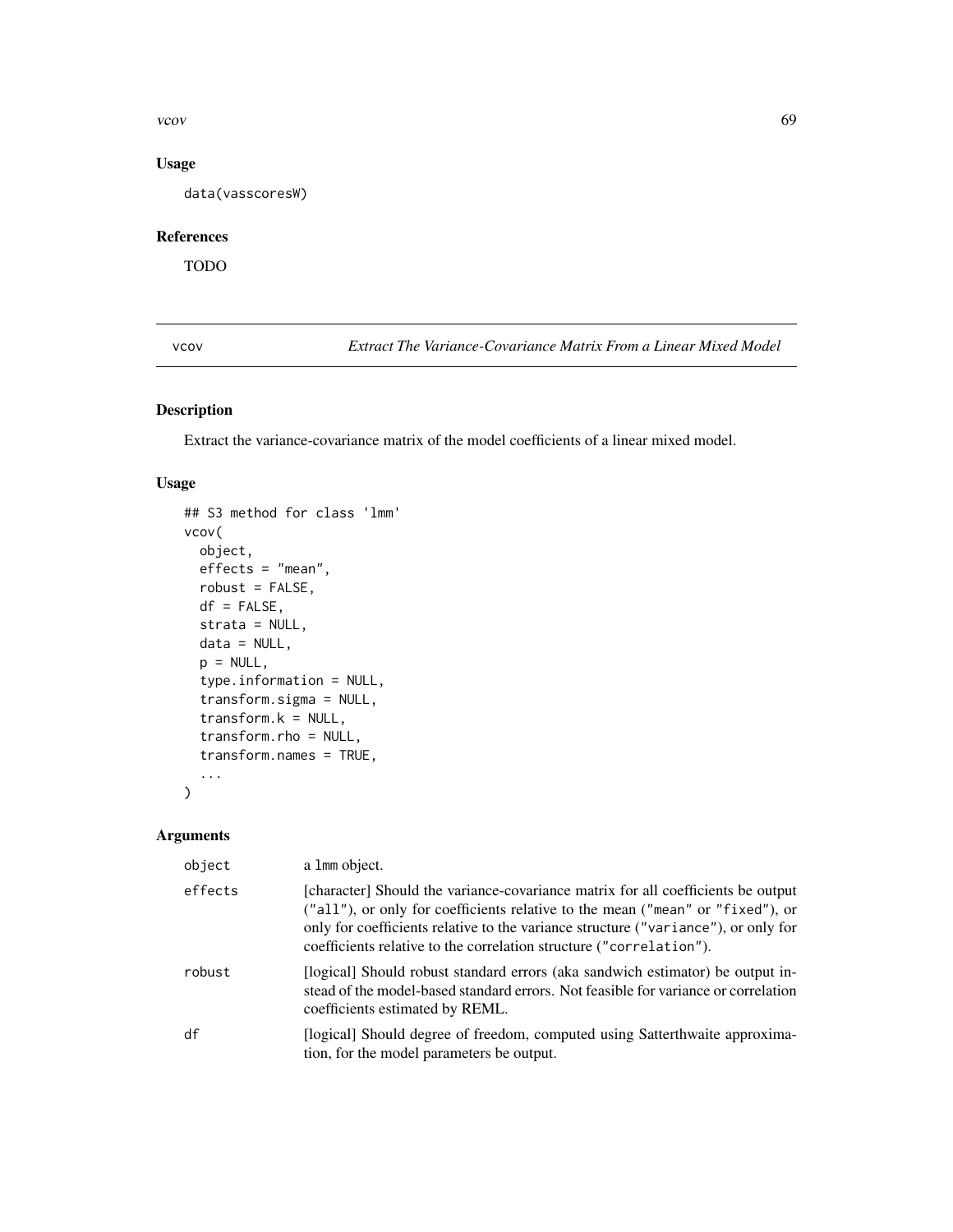## Usage

```
data(vasscoresW)
```

## References

TODO

---

`vcov` *Extract The Variance-Covariance Matrix From a Linear Mixed Model*

---

## Description

Extract the variance-covariance matrix of the model coefficients of a linear mixed model.

## Usage

```
## S3 method for class 'lmm'
vcov(
  object,
  effects = "mean",
  robust = FALSE,
  df = FALSE,
  strata = NULL,
  data = NULL,
  p = NULL,
  type.information = NULL,
  transform.sigma = NULL,
  transform.k = NULL,
  transform.rho = NULL,
  transform.names = TRUE,
  ...
)
```

## Arguments

| | |
|---|---|
| `object` | a `lmm` object. |
| `effects` | [character] Should the variance-covariance matrix for all coefficients be output (`"all"`), or only for coefficients relative to the mean (`"mean"` or `"fixed"`), or only for coefficients relative to the variance structure (`"variance"`), or only for coefficients relative to the correlation structure (`"correlation"`). |
| `robust` | [logical] Should robust standard errors (aka sandwich estimator) be output instead of the model-based standard errors. Not feasible for variance or correlation coefficients estimated by REML. |
| `df` | [logical] Should degree of freedom, computed using Satterthwaite approximation, for the model parameters be output. |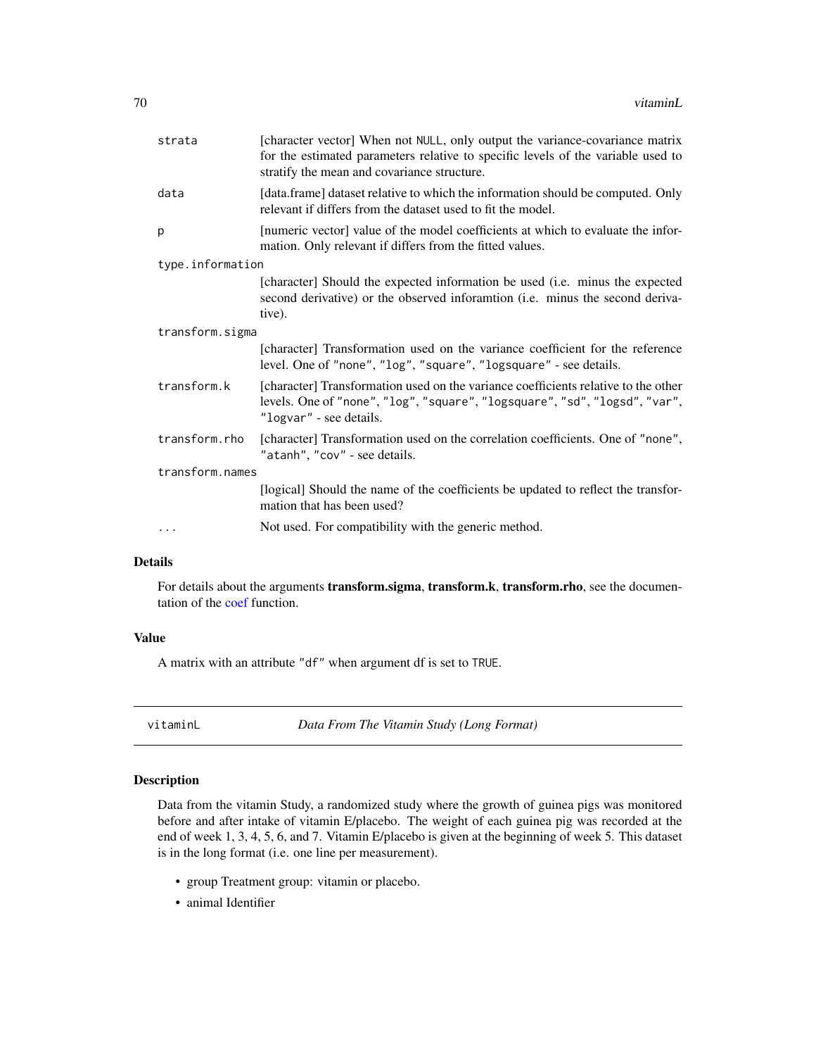| | |
|---|---|
| `strata` | [character vector] When not `NULL`, only output the variance-covariance matrix for the estimated parameters relative to specific levels of the variable used to stratify the mean and covariance structure. |
| `data` | [data.frame] dataset relative to which the information should be computed. Only relevant if differs from the dataset used to fit the model. |
| `p` | [numeric vector] value of the model coefficients at which to evaluate the information. Only relevant if differs from the fitted values. |
| `type.information` | [character] Should the expected information be used (i.e. minus the expected second derivative) or the observed inforamtion (i.e. minus the second derivative). |
| `transform.sigma` | [character] Transformation used on the variance coefficient for the reference level. One of `"none"`, `"log"`, `"square"`, `"logsquare"` - see details. |
| `transform.k` | [character] Transformation used on the variance coefficients relative to the other levels. One of `"none"`, `"log"`, `"square"`, `"logsquare"`, `"sd"`, `"logsd"`, `"var"`, `"logvar"` - see details. |
| `transform.rho` | [character] Transformation used on the correlation coefficients. One of `"none"`, `"atanh"`, `"cov"` - see details. |
| `transform.names` | [logical] Should the name of the coefficients be updated to reflect the transformation that has been used? |
| `...` | Not used. For compatibility with the generic method. |

## Details

For details about the arguments **transform.sigma**, **transform.k**, **transform.rho**, see the documentation of the coef function.

## Value

A matrix with an attribute `"df"` when argument df is set to `TRUE`.

---

# vitaminL — *Data From The Vitamin Study (Long Format)*

## Description

Data from the vitamin Study, a randomized study where the growth of guinea pigs was monitored before and after intake of vitamin E/placebo. The weight of each guinea pig was recorded at the end of week 1, 3, 4, 5, 6, and 7. Vitamin E/placebo is given at the beginning of week 5. This dataset is in the long format (i.e. one line per measurement).

- group Treatment group: vitamin or placebo.
- animal Identifier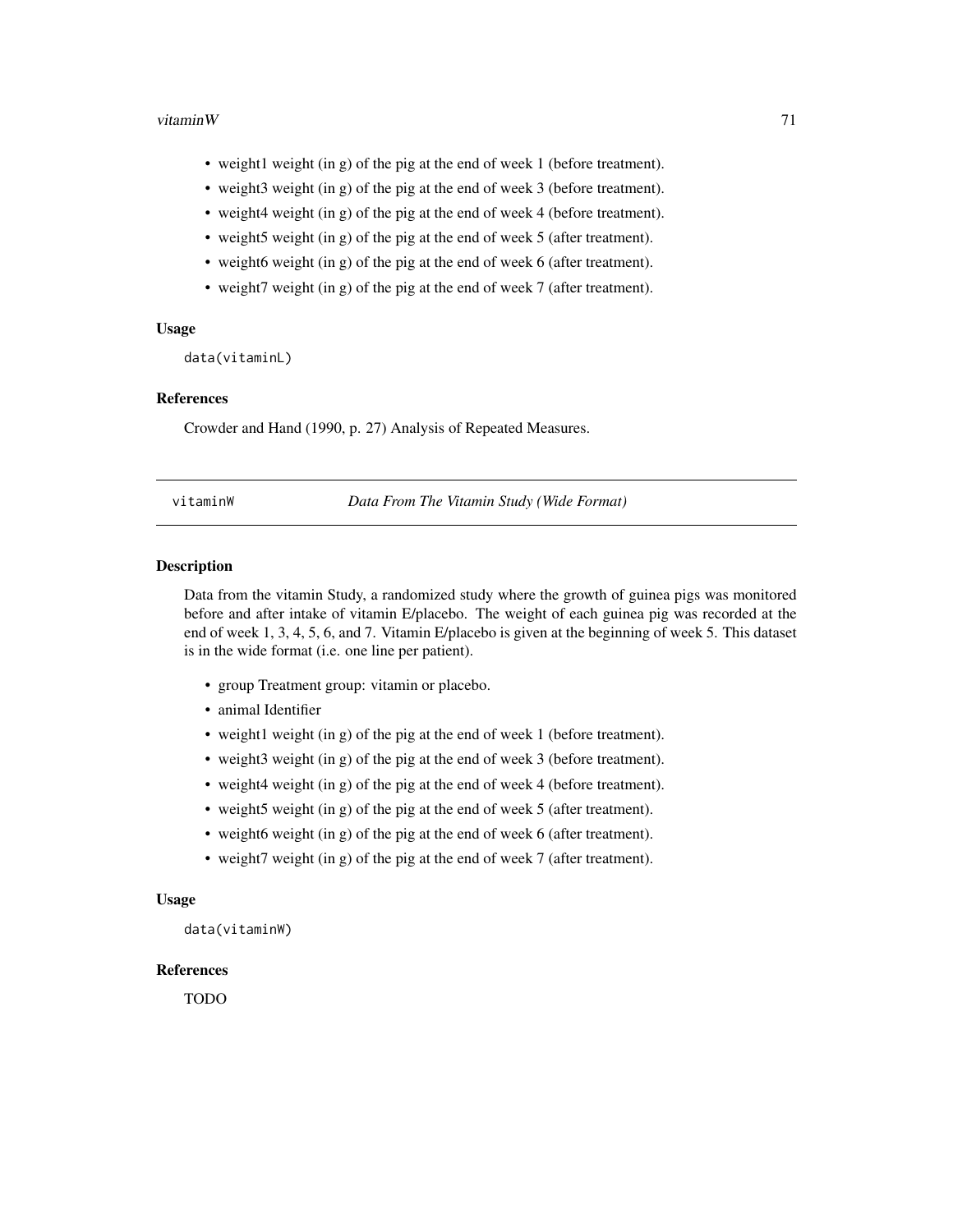- weight1 weight (in g) of the pig at the end of week 1 (before treatment).
- weight3 weight (in g) of the pig at the end of week 3 (before treatment).
- weight4 weight (in g) of the pig at the end of week 4 (before treatment).
- weight5 weight (in g) of the pig at the end of week 5 (after treatment).
- weight6 weight (in g) of the pig at the end of week 6 (after treatment).
- weight7 weight (in g) of the pig at the end of week 7 (after treatment).

### Usage

```
data(vitaminL)
```

### References

Crowder and Hand (1990, p. 27) Analysis of Repeated Measures.

## vitaminW — *Data From The Vitamin Study (Wide Format)*

### Description

Data from the vitamin Study, a randomized study where the growth of guinea pigs was monitored before and after intake of vitamin E/placebo. The weight of each guinea pig was recorded at the end of week 1, 3, 4, 5, 6, and 7. Vitamin E/placebo is given at the beginning of week 5. This dataset is in the wide format (i.e. one line per patient).

- group Treatment group: vitamin or placebo.
- animal Identifier
- weight1 weight (in g) of the pig at the end of week 1 (before treatment).
- weight3 weight (in g) of the pig at the end of week 3 (before treatment).
- weight4 weight (in g) of the pig at the end of week 4 (before treatment).
- weight5 weight (in g) of the pig at the end of week 5 (after treatment).
- weight6 weight (in g) of the pig at the end of week 6 (after treatment).
- weight7 weight (in g) of the pig at the end of week 7 (after treatment).

### Usage

```
data(vitaminW)
```

### References

TODO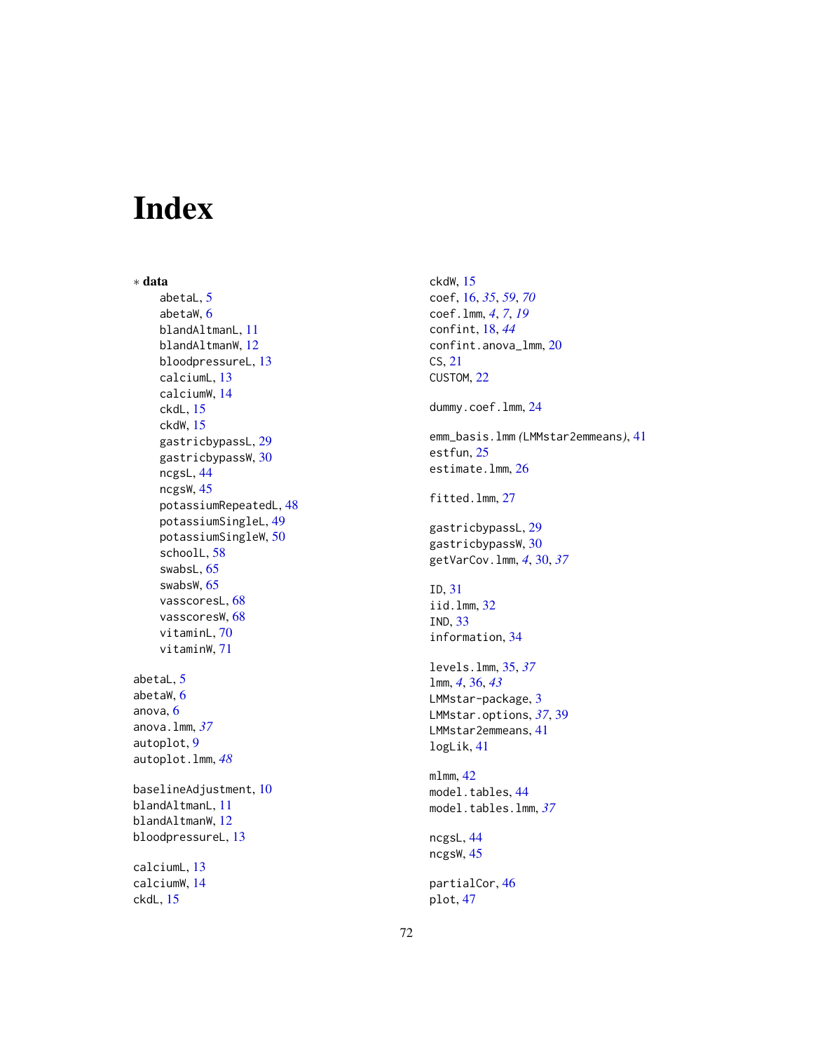# Index

∗ **data**

- abetaL, 5
- abetaW, 6
- blandAltmanL, 11
- blandAltmanW, 12
- bloodpressureL, 13
- calciumL, 13
- calciumW, 14
- ckdL, 15
- ckdW, 15
- gastricbypassL, 29
- gastricbypassW, 30
- ncgsL, 44
- ncgsW, 45
- potassiumRepeatedL, 48
- potassiumSingleL, 49
- potassiumSingleW, 50
- schoolL, 58
- swabsL, 65
- swabsW, 65
- vasscoresL, 68
- vasscoresW, 68
- vitaminL, 70
- vitaminW, 71

abetaL, 5
abetaW, 6
anova, 6
anova.lmm, *37*
autoplot, 9
autoplot.lmm, *48*

baselineAdjustment, 10
blandAltmanL, 11
blandAltmanW, 12
bloodpressureL, 13

calciumL, 13
calciumW, 14
ckdL, 15
ckdW, 15
coef, 16, *35*, *59*, *70*
coef.lmm, *4*, *7*, *19*
confint, 18, *44*
confint.anova_lmm, 20
CS, 21
CUSTOM, 22

dummy.coef.lmm, 24

emm_basis.lmm *(*LMMstar2emmeans*)*, 41
estfun, 25
estimate.lmm, 26

fitted.lmm, 27

gastricbypassL, 29
gastricbypassW, 30
getVarCov.lmm, *4*, 30, *37*

ID, 31
iid.lmm, 32
IND, 33
information, 34

levels.lmm, 35, *37*
lmm, *4*, 36, *43*
LMMstar-package, 3
LMMstar.options, *37*, 39
LMMstar2emmeans, 41
logLik, 41

mlmm, 42
model.tables, 44
model.tables.lmm, *37*

ncgsL, 44
ncgsW, 45

partialCor, 46
plot, 47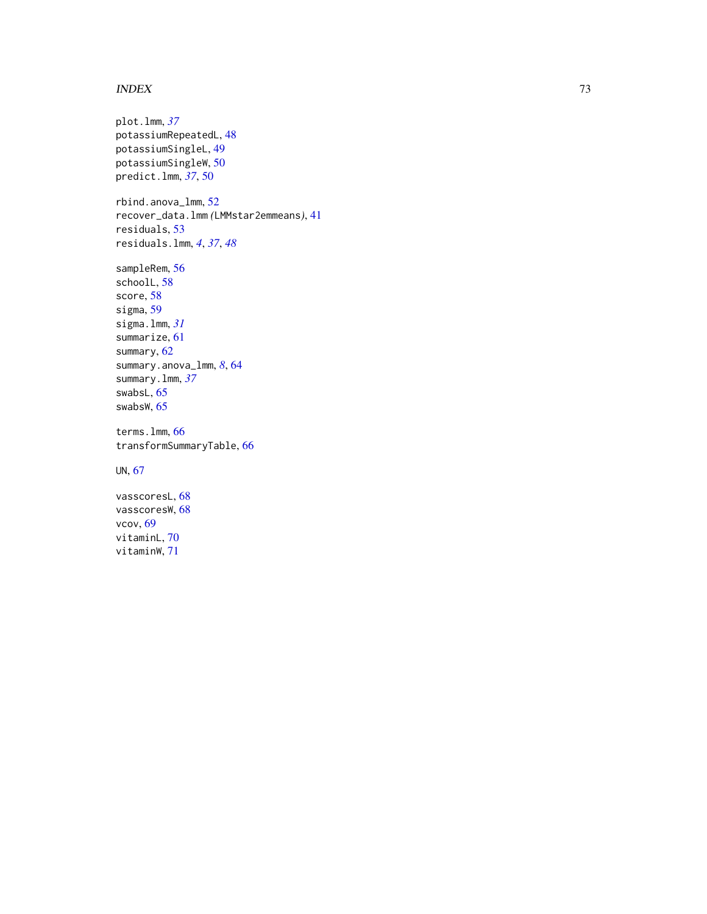plot.lmm, *37*
potassiumRepeatedL, 48
potassiumSingleL, 49
potassiumSingleW, 50
predict.lmm, *37*, 50

rbind.anova_lmm, 52
recover_data.lmm *(*LMMstar2emmeans*)*, 41
residuals, 53
residuals.lmm, *4*, *37*, *48*

sampleRem, 56
schoolL, 58
score, 58
sigma, 59
sigma.lmm, *31*
summarize, 61
summary, 62
summary.anova_lmm, *8*, 64
summary.lmm, *37*
swabsL, 65
swabsW, 65

terms.lmm, 66
transformSummaryTable, 66

UN, 67

vasscoresL, 68
vasscoresW, 68
vcov, 69
vitaminL, 70
vitaminW, 71